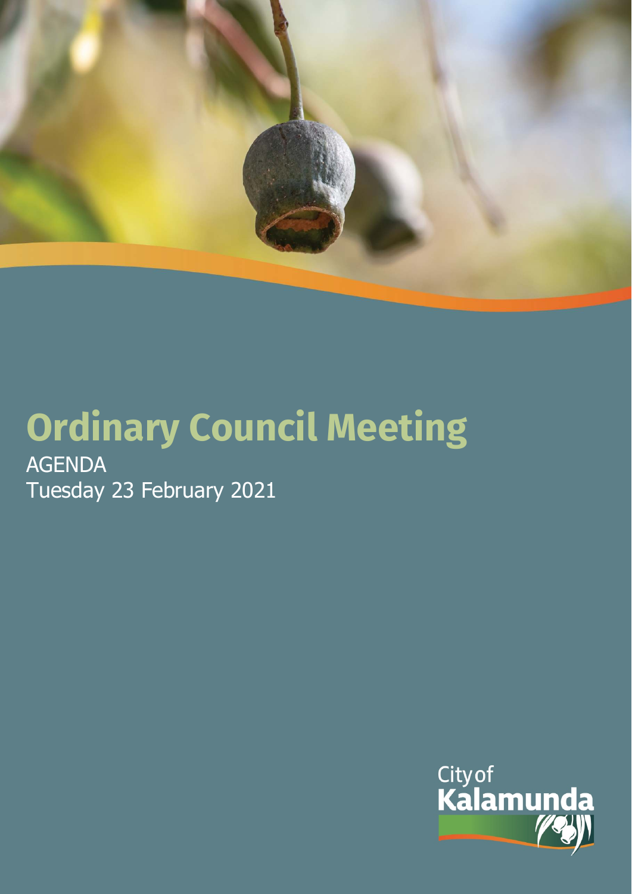# Ordinary Council Meeting

AGENDA
Tuesday 23 February 2021

City of
Kalamunda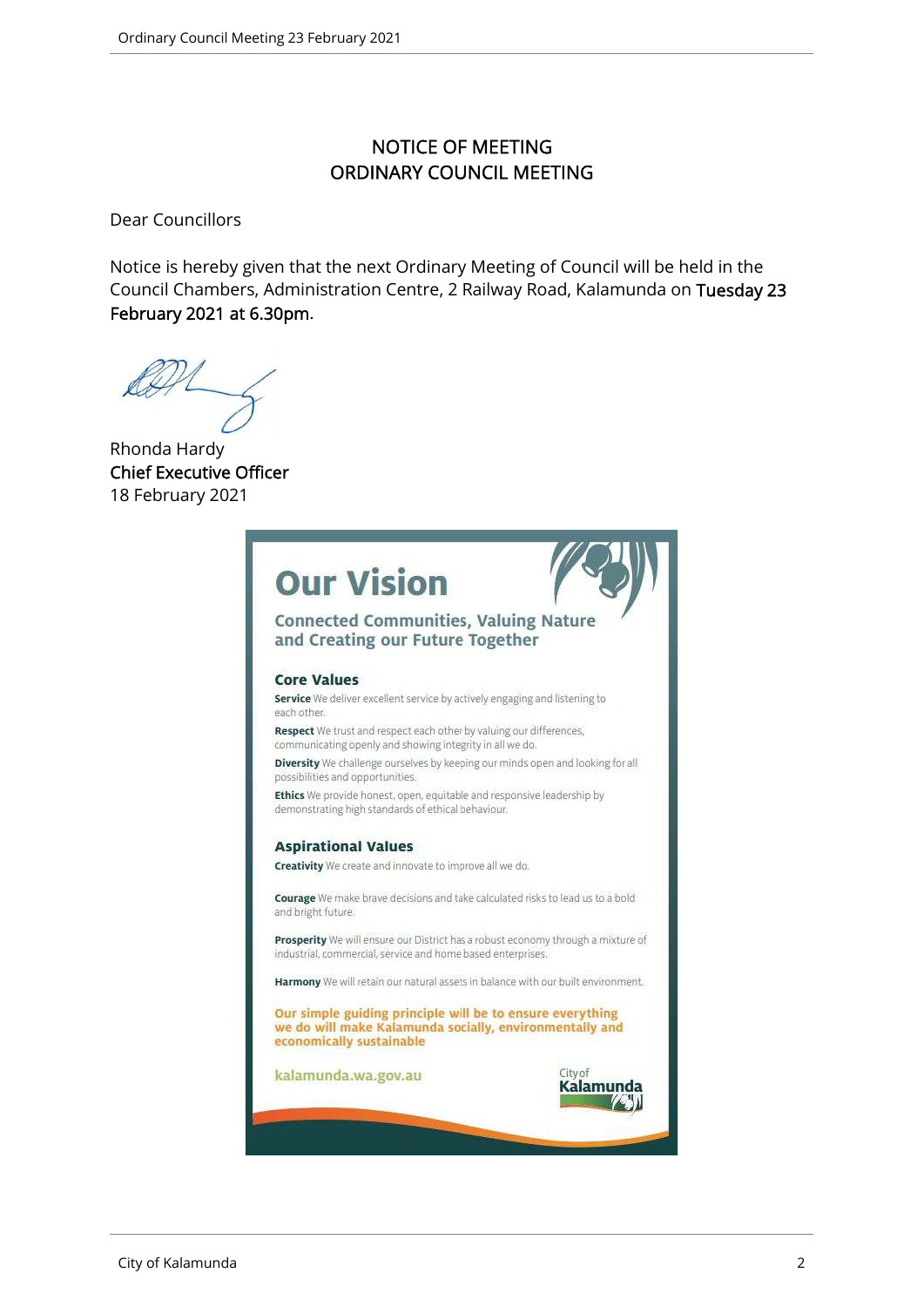# NOTICE OF MEETING
# ORDINARY COUNCIL MEETING

Dear Councillors

Notice is hereby given that the next Ordinary Meeting of Council will be held in the Council Chambers, Administration Centre, 2 Railway Road, Kalamunda on **Tuesday 23 February 2021 at 6.30pm**.

Rhonda Hardy
**Chief Executive Officer**
18 February 2021

## Our Vision

### Connected Communities, Valuing Nature and Creating our Future Together

### Core Values

**Service** We deliver excellent service by actively engaging and listening to each other.

**Respect** We trust and respect each other by valuing our differences, communicating openly and showing integrity in all we do.

**Diversity** We challenge ourselves by keeping our minds open and looking for all possibilities and opportunities.

**Ethics** We provide honest, open, equitable and responsive leadership by demonstrating high standards of ethical behaviour.

### Aspirational Values

**Creativity** We create and innovate to improve all we do.

**Courage** We make brave decisions and take calculated risks to lead us to a bold and bright future.

**Prosperity** We will ensure our District has a robust economy through a mixture of industrial, commercial, service and home based enterprises.

**Harmony** We will retain our natural assets in balance with our built environment.

**Our simple guiding principle will be to ensure everything we do will make Kalamunda socially, environmentally and economically sustainable**

kalamunda.wa.gov.au

City of Kalamunda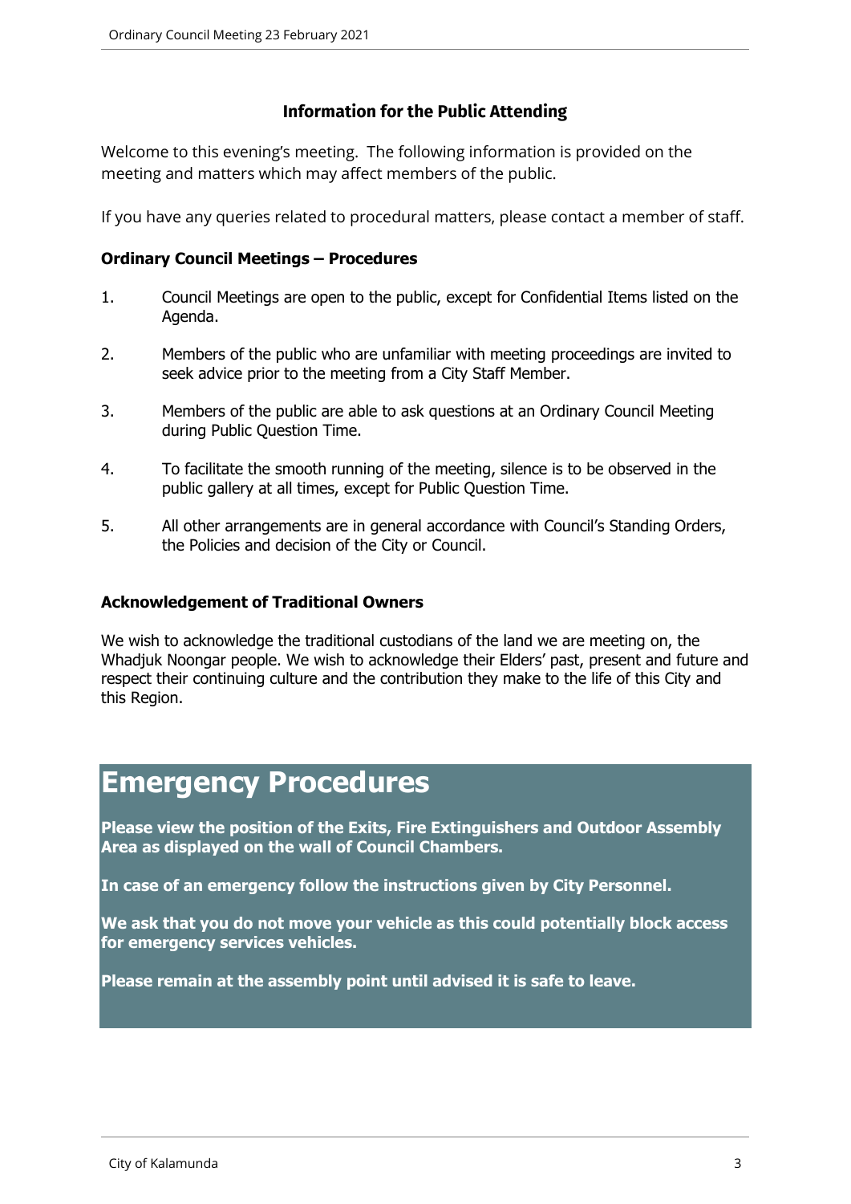## Information for the Public Attending

Welcome to this evening's meeting. The following information is provided on the meeting and matters which may affect members of the public.

If you have any queries related to procedural matters, please contact a member of staff.

### Ordinary Council Meetings – Procedures

1. Council Meetings are open to the public, except for Confidential Items listed on the Agenda.
2. Members of the public who are unfamiliar with meeting proceedings are invited to seek advice prior to the meeting from a City Staff Member.
3. Members of the public are able to ask questions at an Ordinary Council Meeting during Public Question Time.
4. To facilitate the smooth running of the meeting, silence is to be observed in the public gallery at all times, except for Public Question Time.
5. All other arrangements are in general accordance with Council's Standing Orders, the Policies and decision of the City or Council.

### Acknowledgement of Traditional Owners

We wish to acknowledge the traditional custodians of the land we are meeting on, the Whadjuk Noongar people. We wish to acknowledge their Elders' past, present and future and respect their continuing culture and the contribution they make to the life of this City and this Region.

# Emergency Procedures

**Please view the position of the Exits, Fire Extinguishers and Outdoor Assembly Area as displayed on the wall of Council Chambers.**

**In case of an emergency follow the instructions given by City Personnel.**

**We ask that you do not move your vehicle as this could potentially block access for emergency services vehicles.**

**Please remain at the assembly point until advised it is safe to leave.**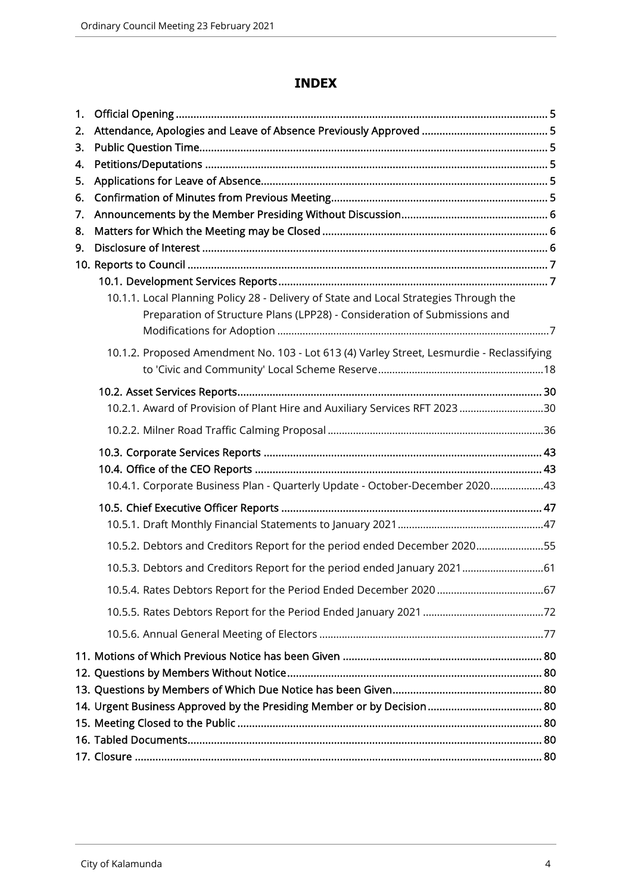# INDEX

1. Official Opening ........................................................................................................................ 5
2. Attendance, Apologies and Leave of Absence Previously Approved ........................................... 5
3. Public Question Time.................................................................................................................. 5
4. Petitions/Deputations ................................................................................................................ 5
5. Applications for Leave of Absence.............................................................................................. 5
6. Confirmation of Minutes from Previous Meeting......................................................................... 5
7. Announcements by the Member Presiding Without Discussion.................................................. 6
8. Matters for Which the Meeting may be Closed ............................................................................ 6
9. Disclosure of Interest .................................................................................................................. 6
10. Reports to Council ...................................................................................................................... 7
    - 10.1. Development Services Reports........................................................................................... 7
        - 10.1.1. Local Planning Policy 28 - Delivery of State and Local Strategies Through the Preparation of Structure Plans (LPP28) - Consideration of Submissions and Modifications for Adoption ...............................................................................................7
        - 10.1.2. Proposed Amendment No. 103 - Lot 613 (4) Varley Street, Lesmurdie - Reclassifying to 'Civic and Community' Local Scheme Reserve...........................................................18
    - 10.2. Asset Services Reports........................................................................................................ 30
        - 10.2.1. Award of Provision of Plant Hire and Auxiliary Services RFT 2023 .............................30
        - 10.2.2. Milner Road Traffic Calming Proposal ............................................................................36
    - 10.3. Corporate Services Reports ................................................................................................ 43
    - 10.4. Office of the CEO Reports ................................................................................................... 43
        - 10.4.1. Corporate Business Plan - Quarterly Update - October-December 2020...................43
    - 10.5. Chief Executive Officer Reports ......................................................................................... 47
        - 10.5.1. Draft Monthly Financial Statements to January 2021....................................................47
        - 10.5.2. Debtors and Creditors Report for the period ended December 2020........................55
        - 10.5.3. Debtors and Creditors Report for the period ended January 2021.............................61
        - 10.5.4. Rates Debtors Report for the Period Ended December 2020 ......................................67
        - 10.5.5. Rates Debtors Report for the Period Ended January 2021 ...........................................72
        - 10.5.6. Annual General Meeting of Electors ...............................................................................77
11. Motions of Which Previous Notice has been Given ................................................................... 80
12. Questions by Members Without Notice...................................................................................... 80
13. Questions by Members of Which Due Notice has been Given................................................... 80
14. Urgent Business Approved by the Presiding Member or by Decision....................................... 80
15. Meeting Closed to the Public ...................................................................................................... 80
16. Tabled Documents...................................................................................................................... 80
17. Closure ........................................................................................................................................ 80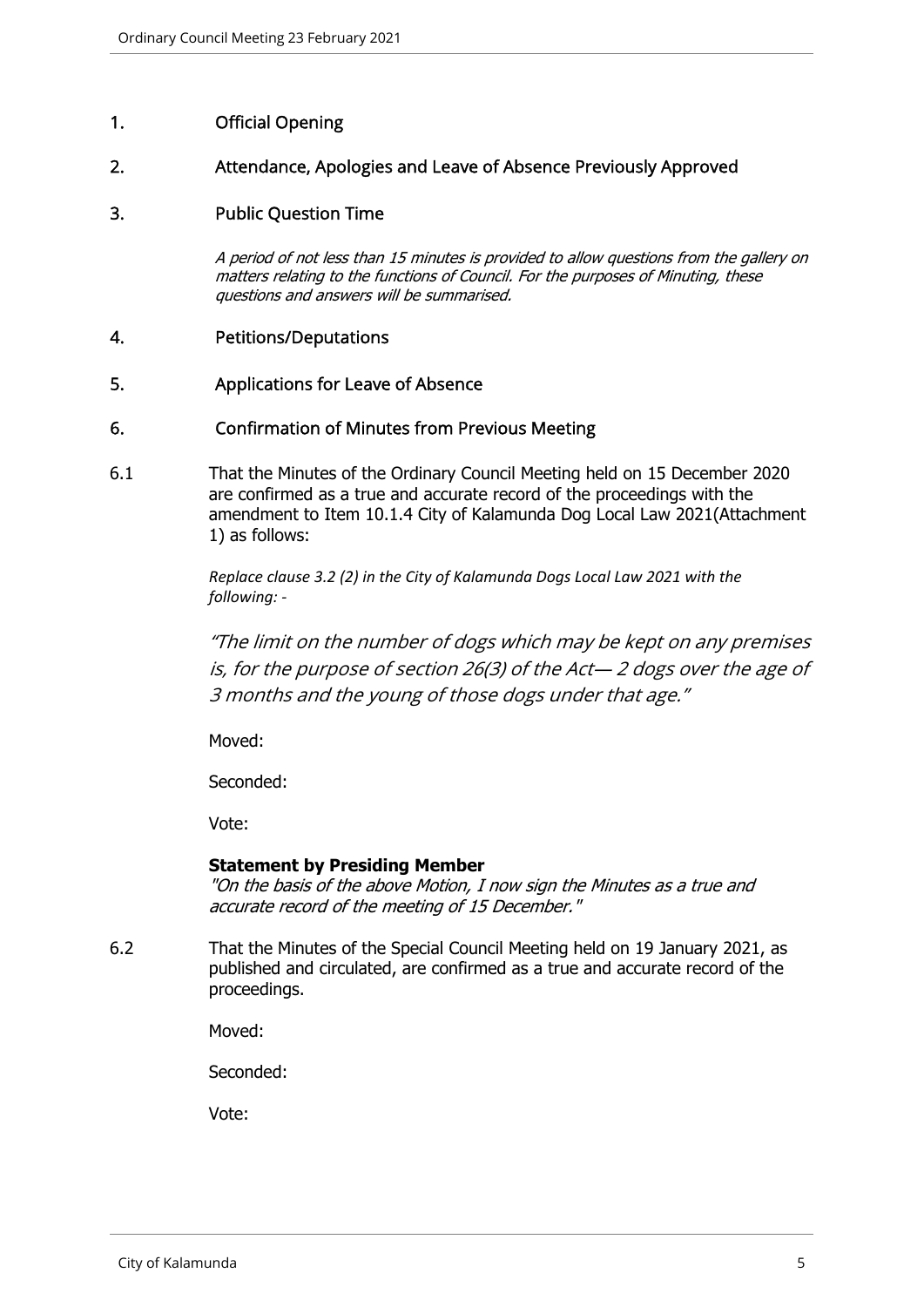## 1. Official Opening

## 2. Attendance, Apologies and Leave of Absence Previously Approved

## 3. Public Question Time

*A period of not less than 15 minutes is provided to allow questions from the gallery on matters relating to the functions of Council. For the purposes of Minuting, these questions and answers will be summarised.*

## 4. Petitions/Deputations

## 5. Applications for Leave of Absence

## 6. Confirmation of Minutes from Previous Meeting

6.1 That the Minutes of the Ordinary Council Meeting held on 15 December 2020 are confirmed as a true and accurate record of the proceedings with the amendment to Item 10.1.4 City of Kalamunda Dog Local Law 2021(Attachment 1) as follows:

*Replace clause 3.2 (2) in the City of Kalamunda Dogs Local Law 2021 with the following: -*

*"The limit on the number of dogs which may be kept on any premises is, for the purpose of section 26(3) of the Act— 2 dogs over the age of 3 months and the young of those dogs under that age."*

Moved:

Seconded:

Vote:

**Statement by Presiding Member**
*"On the basis of the above Motion, I now sign the Minutes as a true and accurate record of the meeting of 15 December."*

6.2 That the Minutes of the Special Council Meeting held on 19 January 2021, as published and circulated, are confirmed as a true and accurate record of the proceedings.

Moved:

Seconded:

Vote: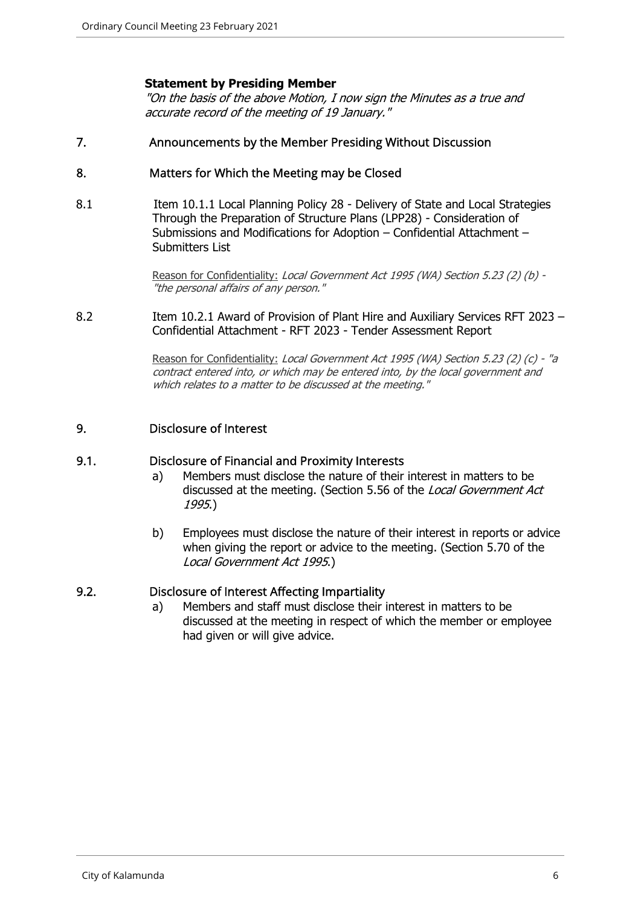**Statement by Presiding Member**

*"On the basis of the above Motion, I now sign the Minutes as a true and accurate record of the meeting of 19 January."*

## 7. Announcements by the Member Presiding Without Discussion

## 8. Matters for Which the Meeting may be Closed

8.1 Item 10.1.1 Local Planning Policy 28 - Delivery of State and Local Strategies Through the Preparation of Structure Plans (LPP28) - Consideration of Submissions and Modifications for Adoption – Confidential Attachment – Submitters List

Reason for Confidentiality: *Local Government Act 1995 (WA) Section 5.23 (2) (b) - "the personal affairs of any person."*

8.2 Item 10.2.1 Award of Provision of Plant Hire and Auxiliary Services RFT 2023 – Confidential Attachment - RFT 2023 - Tender Assessment Report

Reason for Confidentiality: *Local Government Act 1995 (WA) Section 5.23 (2) (c) - "a contract entered into, or which may be entered into, by the local government and which relates to a matter to be discussed at the meeting."*

## 9. Disclosure of Interest

### 9.1. Disclosure of Financial and Proximity Interests

a) Members must disclose the nature of their interest in matters to be discussed at the meeting. (Section 5.56 of the *Local Government Act 1995*.)

b) Employees must disclose the nature of their interest in reports or advice when giving the report or advice to the meeting. (Section 5.70 of the *Local Government Act 1995*.)

### 9.2. Disclosure of Interest Affecting Impartiality

a) Members and staff must disclose their interest in matters to be discussed at the meeting in respect of which the member or employee had given or will give advice.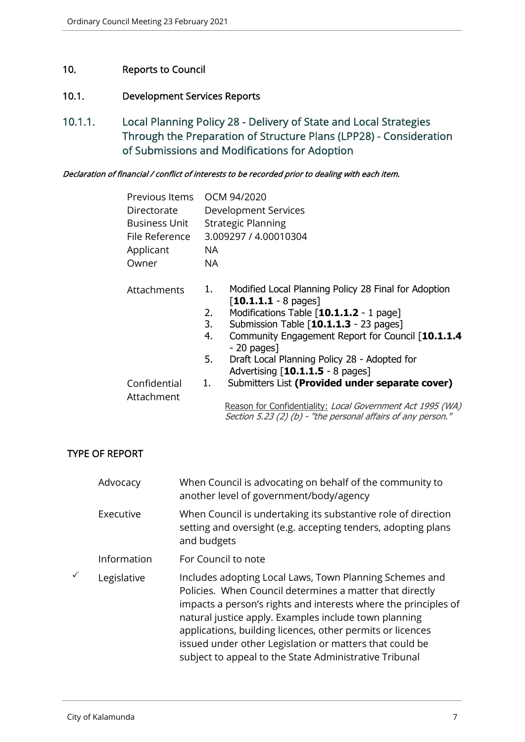# 10. Reports to Council

## 10.1. Development Services Reports

### 10.1.1. Local Planning Policy 28 - Delivery of State and Local Strategies Through the Preparation of Structure Plans (LPP28) - Consideration of Submissions and Modifications for Adoption

*Declaration of financial / conflict of interests to be recorded prior to dealing with each item.*

| | |
|---|---|
| Previous Items | OCM 94/2020 |
| Directorate | Development Services |
| Business Unit | Strategic Planning |
| File Reference | 3.009297 / 4.00010304 |
| Applicant | NA |
| Owner | NA |
| Attachments | 1. Modified Local Planning Policy 28 Final for Adoption [**10.1.1.1** - 8 pages]<br>2. Modifications Table [**10.1.1.2** - 1 page]<br>3. Submission Table [**10.1.1.3** - 23 pages]<br>4. Community Engagement Report for Council [**10.1.1.4** - 20 pages]<br>5. Draft Local Planning Policy 28 - Adopted for Advertising [**10.1.1.5** - 8 pages] |
| Confidential Attachment | 1. Submitters List **(Provided under separate cover)**<br><br>Reason for Confidentiality: *Local Government Act 1995 (WA) Section 5.23 (2) (b) - "the personal affairs of any person."* |

## TYPE OF REPORT

| | | |
|---|---|---|
| | Advocacy | When Council is advocating on behalf of the community to another level of government/body/agency |
| | Executive | When Council is undertaking its substantive role of direction setting and oversight (e.g. accepting tenders, adopting plans and budgets |
| | Information | For Council to note |
| ✓ | Legislative | Includes adopting Local Laws, Town Planning Schemes and Policies. When Council determines a matter that directly impacts a person's rights and interests where the principles of natural justice apply. Examples include town planning applications, building licences, other permits or licences issued under other Legislation or matters that could be subject to appeal to the State Administrative Tribunal |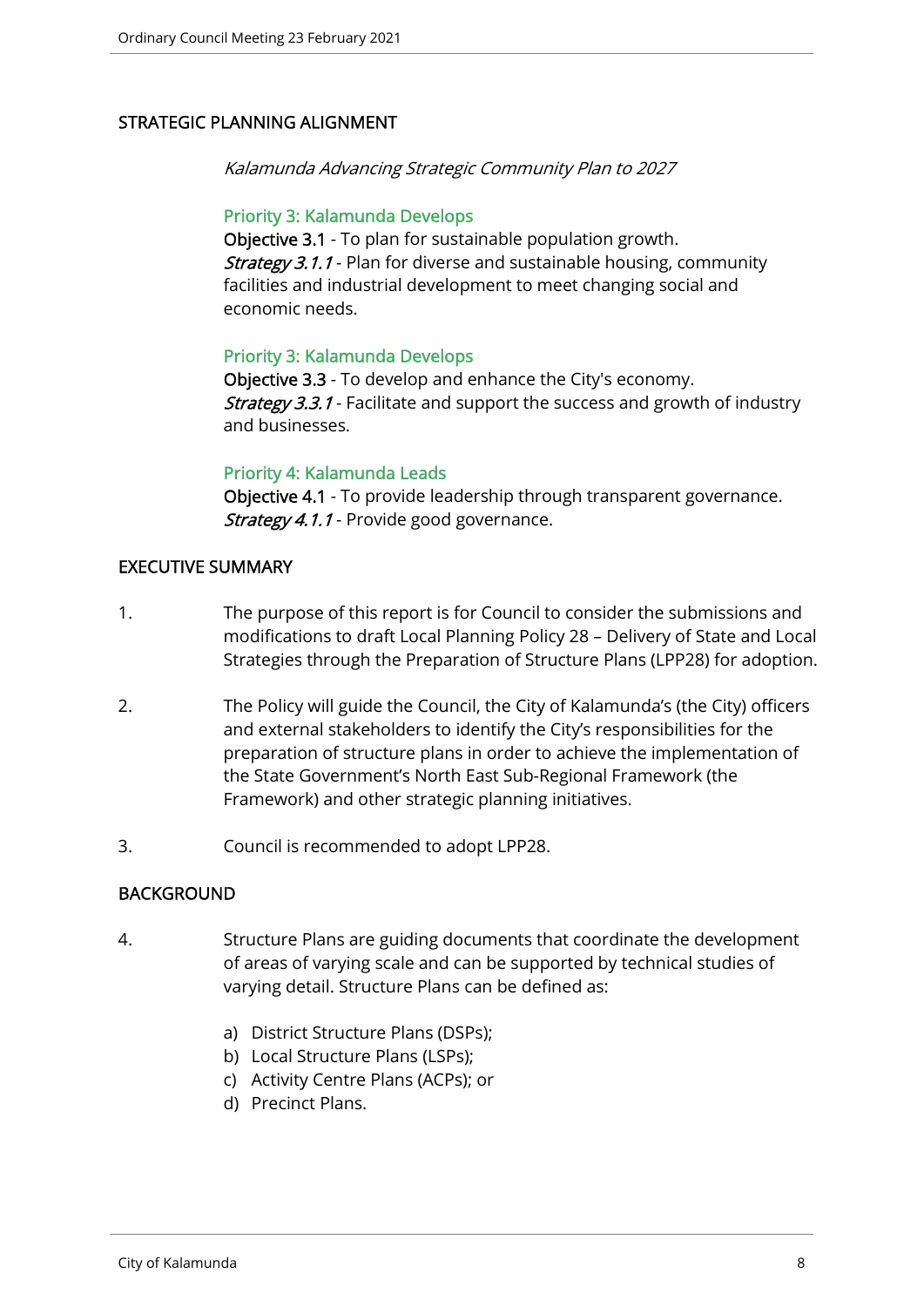## STRATEGIC PLANNING ALIGNMENT

*Kalamunda Advancing Strategic Community Plan to 2027*

### Priority 3: Kalamunda Develops

**Objective 3.1** - To plan for sustainable population growth.
*Strategy 3.1.1* - Plan for diverse and sustainable housing, community facilities and industrial development to meet changing social and economic needs.

### Priority 3: Kalamunda Develops

**Objective 3.3** - To develop and enhance the City's economy.
*Strategy 3.3.1* - Facilitate and support the success and growth of industry and businesses.

### Priority 4: Kalamunda Leads

**Objective 4.1** - To provide leadership through transparent governance.
*Strategy 4.1.1* - Provide good governance.

## EXECUTIVE SUMMARY

1. The purpose of this report is for Council to consider the submissions and modifications to draft Local Planning Policy 28 – Delivery of State and Local Strategies through the Preparation of Structure Plans (LPP28) for adoption.

2. The Policy will guide the Council, the City of Kalamunda's (the City) officers and external stakeholders to identify the City's responsibilities for the preparation of structure plans in order to achieve the implementation of the State Government's North East Sub-Regional Framework (the Framework) and other strategic planning initiatives.

3. Council is recommended to adopt LPP28.

## BACKGROUND

4. Structure Plans are guiding documents that coordinate the development of areas of varying scale and can be supported by technical studies of varying detail. Structure Plans can be defined as:

   a) District Structure Plans (DSPs);
   b) Local Structure Plans (LSPs);
   c) Activity Centre Plans (ACPs); or
   d) Precinct Plans.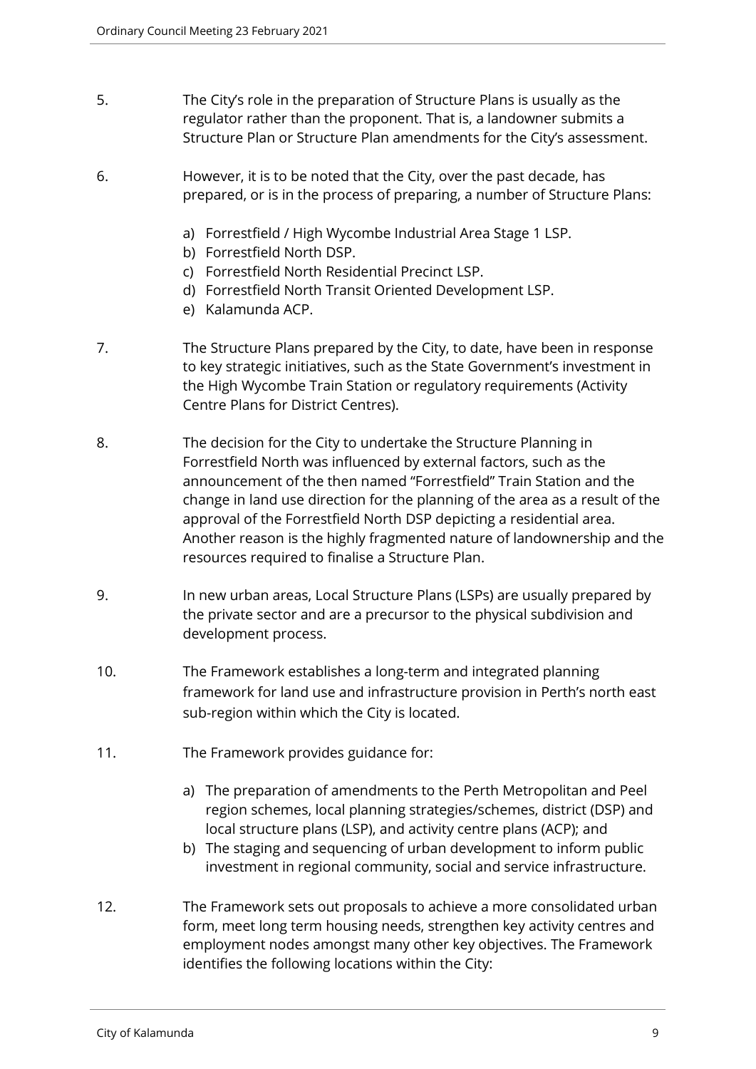5. The City's role in the preparation of Structure Plans is usually as the regulator rather than the proponent. That is, a landowner submits a Structure Plan or Structure Plan amendments for the City's assessment.

6. However, it is to be noted that the City, over the past decade, has prepared, or is in the process of preparing, a number of Structure Plans:

   a) Forrestfield / High Wycombe Industrial Area Stage 1 LSP.
   b) Forrestfield North DSP.
   c) Forrestfield North Residential Precinct LSP.
   d) Forrestfield North Transit Oriented Development LSP.
   e) Kalamunda ACP.

7. The Structure Plans prepared by the City, to date, have been in response to key strategic initiatives, such as the State Government's investment in the High Wycombe Train Station or regulatory requirements (Activity Centre Plans for District Centres).

8. The decision for the City to undertake the Structure Planning in Forrestfield North was influenced by external factors, such as the announcement of the then named "Forrestfield" Train Station and the change in land use direction for the planning of the area as a result of the approval of the Forrestfield North DSP depicting a residential area. Another reason is the highly fragmented nature of landownership and the resources required to finalise a Structure Plan.

9. In new urban areas, Local Structure Plans (LSPs) are usually prepared by the private sector and are a precursor to the physical subdivision and development process.

10. The Framework establishes a long-term and integrated planning framework for land use and infrastructure provision in Perth's north east sub-region within which the City is located.

11. The Framework provides guidance for:

    a) The preparation of amendments to the Perth Metropolitan and Peel region schemes, local planning strategies/schemes, district (DSP) and local structure plans (LSP), and activity centre plans (ACP); and
    b) The staging and sequencing of urban development to inform public investment in regional community, social and service infrastructure.

12. The Framework sets out proposals to achieve a more consolidated urban form, meet long term housing needs, strengthen key activity centres and employment nodes amongst many other key objectives. The Framework identifies the following locations within the City: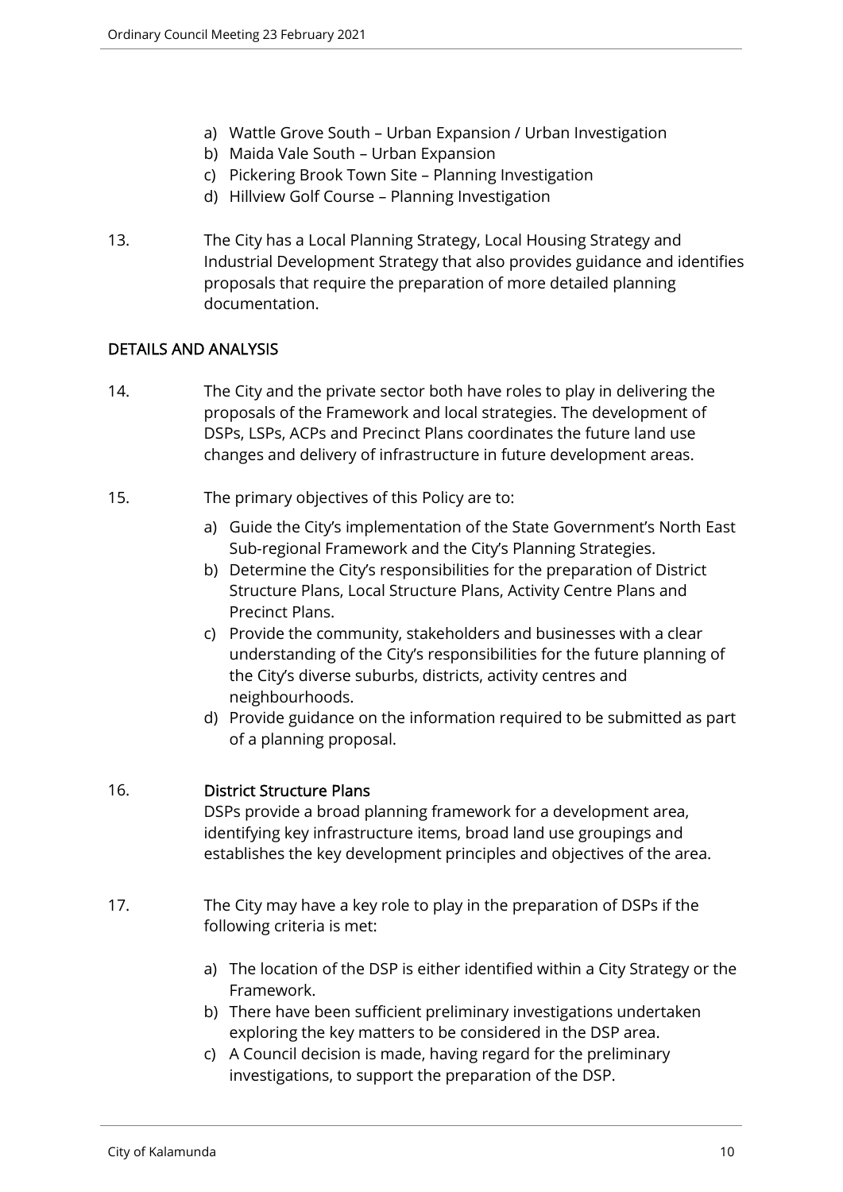a) Wattle Grove South – Urban Expansion / Urban Investigation
b) Maida Vale South – Urban Expansion
c) Pickering Brook Town Site – Planning Investigation
d) Hillview Golf Course – Planning Investigation

13. The City has a Local Planning Strategy, Local Housing Strategy and Industrial Development Strategy that also provides guidance and identifies proposals that require the preparation of more detailed planning documentation.

## DETAILS AND ANALYSIS

14. The City and the private sector both have roles to play in delivering the proposals of the Framework and local strategies. The development of DSPs, LSPs, ACPs and Precinct Plans coordinates the future land use changes and delivery of infrastructure in future development areas.

15. The primary objectives of this Policy are to:

    a) Guide the City's implementation of the State Government's North East Sub-regional Framework and the City's Planning Strategies.
    b) Determine the City's responsibilities for the preparation of District Structure Plans, Local Structure Plans, Activity Centre Plans and Precinct Plans.
    c) Provide the community, stakeholders and businesses with a clear understanding of the City's responsibilities for the future planning of the City's diverse suburbs, districts, activity centres and neighbourhoods.
    d) Provide guidance on the information required to be submitted as part of a planning proposal.

16. **District Structure Plans**

    DSPs provide a broad planning framework for a development area, identifying key infrastructure items, broad land use groupings and establishes the key development principles and objectives of the area.

17. The City may have a key role to play in the preparation of DSPs if the following criteria is met:

    a) The location of the DSP is either identified within a City Strategy or the Framework.
    b) There have been sufficient preliminary investigations undertaken exploring the key matters to be considered in the DSP area.
    c) A Council decision is made, having regard for the preliminary investigations, to support the preparation of the DSP.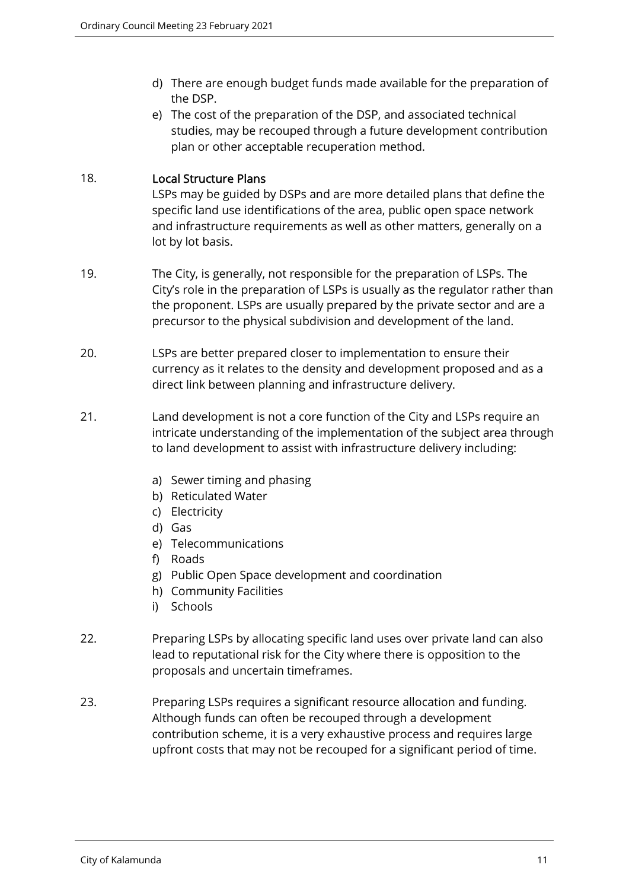d) There are enough budget funds made available for the preparation of the DSP.
e) The cost of the preparation of the DSP, and associated technical studies, may be recouped through a future development contribution plan or other acceptable recuperation method.

18. **Local Structure Plans**
LSPs may be guided by DSPs and are more detailed plans that define the specific land use identifications of the area, public open space network and infrastructure requirements as well as other matters, generally on a lot by lot basis.

19. The City, is generally, not responsible for the preparation of LSPs. The City's role in the preparation of LSPs is usually as the regulator rather than the proponent. LSPs are usually prepared by the private sector and are a precursor to the physical subdivision and development of the land.

20. LSPs are better prepared closer to implementation to ensure their currency as it relates to the density and development proposed and as a direct link between planning and infrastructure delivery.

21. Land development is not a core function of the City and LSPs require an intricate understanding of the implementation of the subject area through to land development to assist with infrastructure delivery including:

a) Sewer timing and phasing
b) Reticulated Water
c) Electricity
d) Gas
e) Telecommunications
f) Roads
g) Public Open Space development and coordination
h) Community Facilities
i) Schools

22. Preparing LSPs by allocating specific land uses over private land can also lead to reputational risk for the City where there is opposition to the proposals and uncertain timeframes.

23. Preparing LSPs requires a significant resource allocation and funding. Although funds can often be recouped through a development contribution scheme, it is a very exhaustive process and requires large upfront costs that may not be recouped for a significant period of time.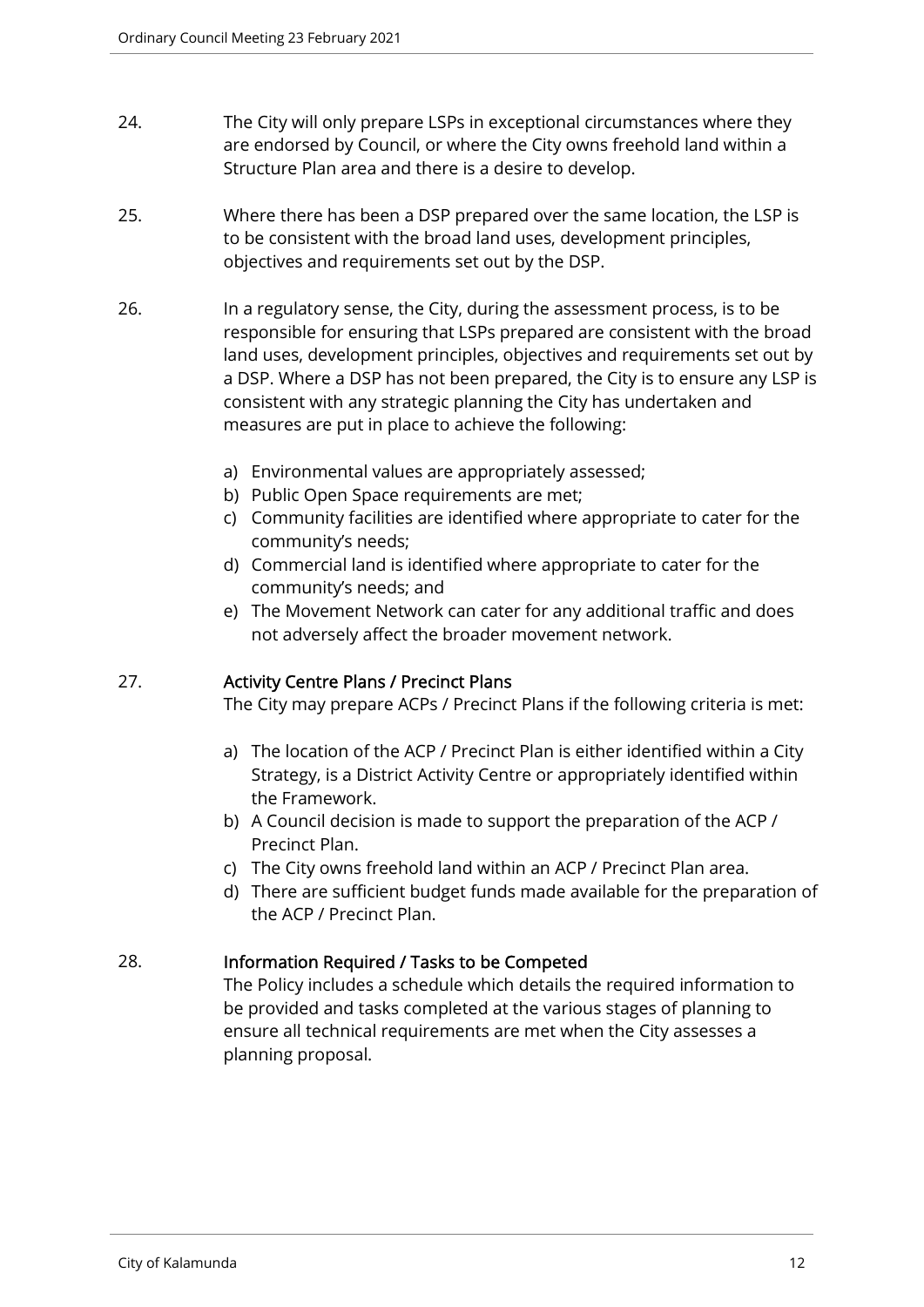24. The City will only prepare LSPs in exceptional circumstances where they are endorsed by Council, or where the City owns freehold land within a Structure Plan area and there is a desire to develop.

25. Where there has been a DSP prepared over the same location, the LSP is to be consistent with the broad land uses, development principles, objectives and requirements set out by the DSP.

26. In a regulatory sense, the City, during the assessment process, is to be responsible for ensuring that LSPs prepared are consistent with the broad land uses, development principles, objectives and requirements set out by a DSP. Where a DSP has not been prepared, the City is to ensure any LSP is consistent with any strategic planning the City has undertaken and measures are put in place to achieve the following:

    a) Environmental values are appropriately assessed;
    b) Public Open Space requirements are met;
    c) Community facilities are identified where appropriate to cater for the community's needs;
    d) Commercial land is identified where appropriate to cater for the community's needs; and
    e) The Movement Network can cater for any additional traffic and does not adversely affect the broader movement network.

27. **Activity Centre Plans / Precinct Plans**
    The City may prepare ACPs / Precinct Plans if the following criteria is met:

    a) The location of the ACP / Precinct Plan is either identified within a City Strategy, is a District Activity Centre or appropriately identified within the Framework.
    b) A Council decision is made to support the preparation of the ACP / Precinct Plan.
    c) The City owns freehold land within an ACP / Precinct Plan area.
    d) There are sufficient budget funds made available for the preparation of the ACP / Precinct Plan.

28. **Information Required / Tasks to be Competed**
    The Policy includes a schedule which details the required information to be provided and tasks completed at the various stages of planning to ensure all technical requirements are met when the City assesses a planning proposal.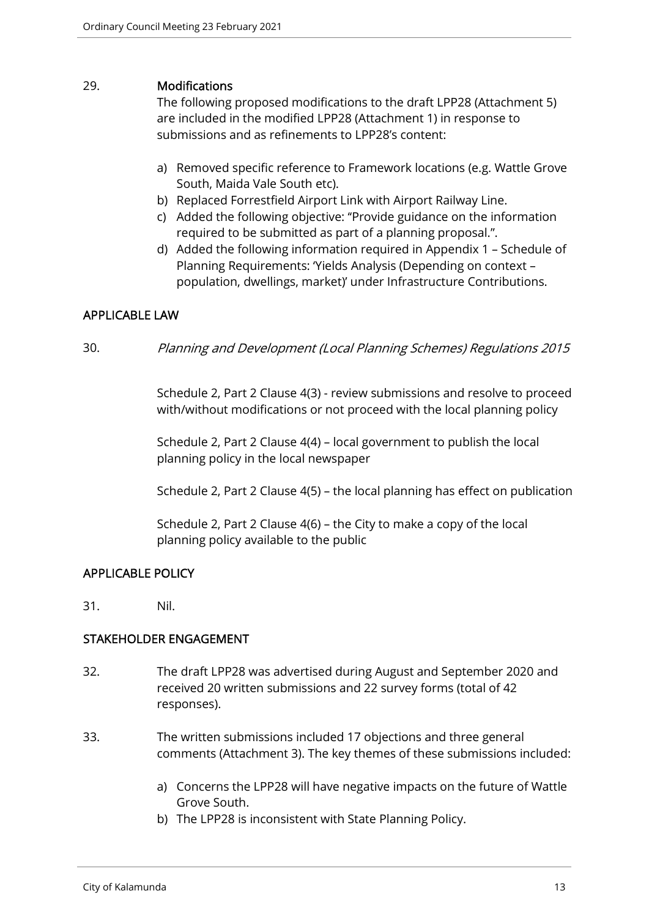29. **Modifications**

The following proposed modifications to the draft LPP28 (Attachment 5) are included in the modified LPP28 (Attachment 1) in response to submissions and as refinements to LPP28's content:

a) Removed specific reference to Framework locations (e.g. Wattle Grove South, Maida Vale South etc).
b) Replaced Forrestfield Airport Link with Airport Railway Line.
c) Added the following objective: "Provide guidance on the information required to be submitted as part of a planning proposal.".
d) Added the following information required in Appendix 1 – Schedule of Planning Requirements: 'Yields Analysis (Depending on context – population, dwellings, market)' under Infrastructure Contributions.

## APPLICABLE LAW

30. *Planning and Development (Local Planning Schemes) Regulations 2015*

Schedule 2, Part 2 Clause 4(3) - review submissions and resolve to proceed with/without modifications or not proceed with the local planning policy

Schedule 2, Part 2 Clause 4(4) – local government to publish the local planning policy in the local newspaper

Schedule 2, Part 2 Clause 4(5) – the local planning has effect on publication

Schedule 2, Part 2 Clause 4(6) – the City to make a copy of the local planning policy available to the public

## APPLICABLE POLICY

31. Nil.

## STAKEHOLDER ENGAGEMENT

32. The draft LPP28 was advertised during August and September 2020 and received 20 written submissions and 22 survey forms (total of 42 responses).

33. The written submissions included 17 objections and three general comments (Attachment 3). The key themes of these submissions included:

a) Concerns the LPP28 will have negative impacts on the future of Wattle Grove South.
b) The LPP28 is inconsistent with State Planning Policy.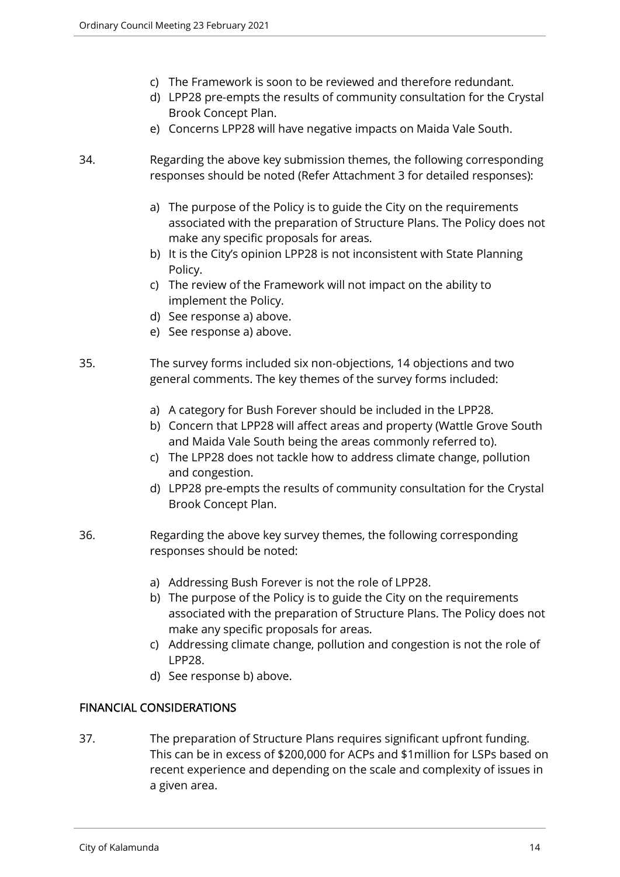c) The Framework is soon to be reviewed and therefore redundant.
d) LPP28 pre-empts the results of community consultation for the Crystal Brook Concept Plan.
e) Concerns LPP28 will have negative impacts on Maida Vale South.

34. Regarding the above key submission themes, the following corresponding responses should be noted (Refer Attachment 3 for detailed responses):

a) The purpose of the Policy is to guide the City on the requirements associated with the preparation of Structure Plans. The Policy does not make any specific proposals for areas.
b) It is the City's opinion LPP28 is not inconsistent with State Planning Policy.
c) The review of the Framework will not impact on the ability to implement the Policy.
d) See response a) above.
e) See response a) above.

35. The survey forms included six non-objections, 14 objections and two general comments. The key themes of the survey forms included:

a) A category for Bush Forever should be included in the LPP28.
b) Concern that LPP28 will affect areas and property (Wattle Grove South and Maida Vale South being the areas commonly referred to).
c) The LPP28 does not tackle how to address climate change, pollution and congestion.
d) LPP28 pre-empts the results of community consultation for the Crystal Brook Concept Plan.

36. Regarding the above key survey themes, the following corresponding responses should be noted:

a) Addressing Bush Forever is not the role of LPP28.
b) The purpose of the Policy is to guide the City on the requirements associated with the preparation of Structure Plans. The Policy does not make any specific proposals for areas.
c) Addressing climate change, pollution and congestion is not the role of LPP28.
d) See response b) above.

## FINANCIAL CONSIDERATIONS

37. The preparation of Structure Plans requires significant upfront funding. This can be in excess of $200,000 for ACPs and $1million for LSPs based on recent experience and depending on the scale and complexity of issues in a given area.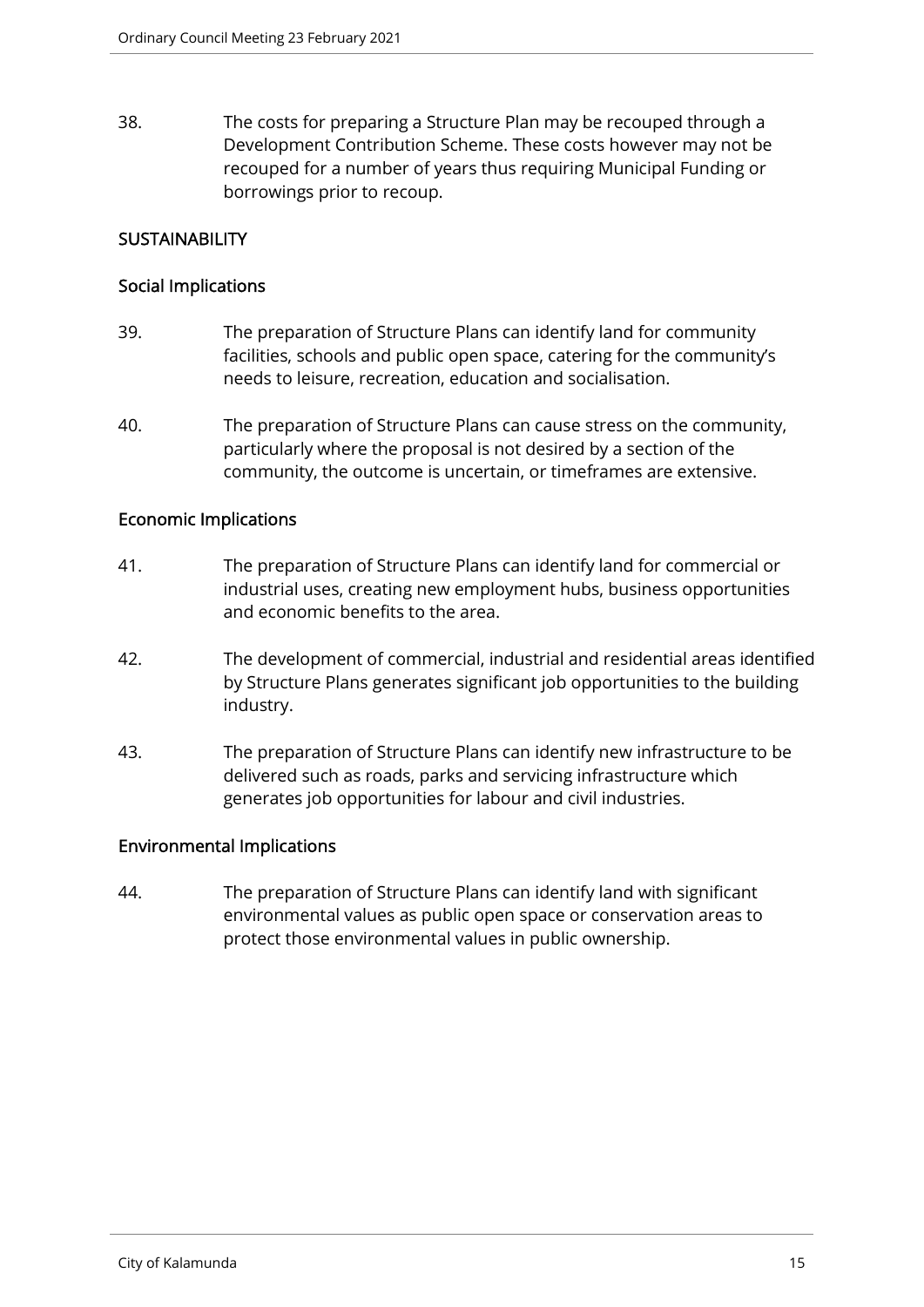38. The costs for preparing a Structure Plan may be recouped through a Development Contribution Scheme. These costs however may not be recouped for a number of years thus requiring Municipal Funding or borrowings prior to recoup.

## SUSTAINABILITY

### Social Implications

39. The preparation of Structure Plans can identify land for community facilities, schools and public open space, catering for the community's needs to leisure, recreation, education and socialisation.

40. The preparation of Structure Plans can cause stress on the community, particularly where the proposal is not desired by a section of the community, the outcome is uncertain, or timeframes are extensive.

### Economic Implications

41. The preparation of Structure Plans can identify land for commercial or industrial uses, creating new employment hubs, business opportunities and economic benefits to the area.

42. The development of commercial, industrial and residential areas identified by Structure Plans generates significant job opportunities to the building industry.

43. The preparation of Structure Plans can identify new infrastructure to be delivered such as roads, parks and servicing infrastructure which generates job opportunities for labour and civil industries.

### Environmental Implications

44. The preparation of Structure Plans can identify land with significant environmental values as public open space or conservation areas to protect those environmental values in public ownership.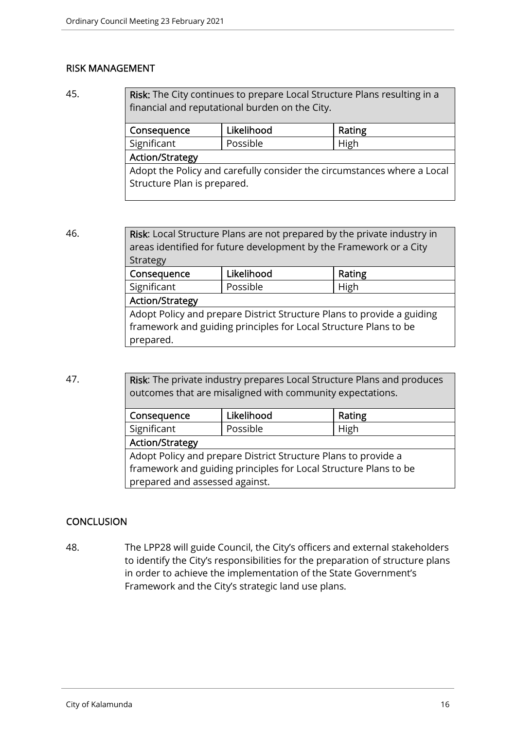## RISK MANAGEMENT

45.

| **Risk:** The City continues to prepare Local Structure Plans resulting in a financial and reputational burden on the City. | | |
|---|---|---|
| **Consequence** | **Likelihood** | **Rating** |
| Significant | Possible | High |
| **Action/Strategy** | | |
| Adopt the Policy and carefully consider the circumstances where a Local Structure Plan is prepared. | | |

46.

| **Risk**: Local Structure Plans are not prepared by the private industry in areas identified for future development by the Framework or a City Strategy | | |
|---|---|---|
| **Consequence** | **Likelihood** | **Rating** |
| Significant | Possible | High |
| **Action/Strategy** | | |
| Adopt Policy and prepare District Structure Plans to provide a guiding framework and guiding principles for Local Structure Plans to be prepared. | | |

47.

| **Risk**: The private industry prepares Local Structure Plans and produces outcomes that are misaligned with community expectations. | | |
|---|---|---|
| **Consequence** | **Likelihood** | **Rating** |
| Significant | Possible | High |
| **Action/Strategy** | | |
| Adopt Policy and prepare District Structure Plans to provide a framework and guiding principles for Local Structure Plans to be prepared and assessed against. | | |

## CONCLUSION

48. The LPP28 will guide Council, the City's officers and external stakeholders to identify the City's responsibilities for the preparation of structure plans in order to achieve the implementation of the State Government's Framework and the City's strategic land use plans.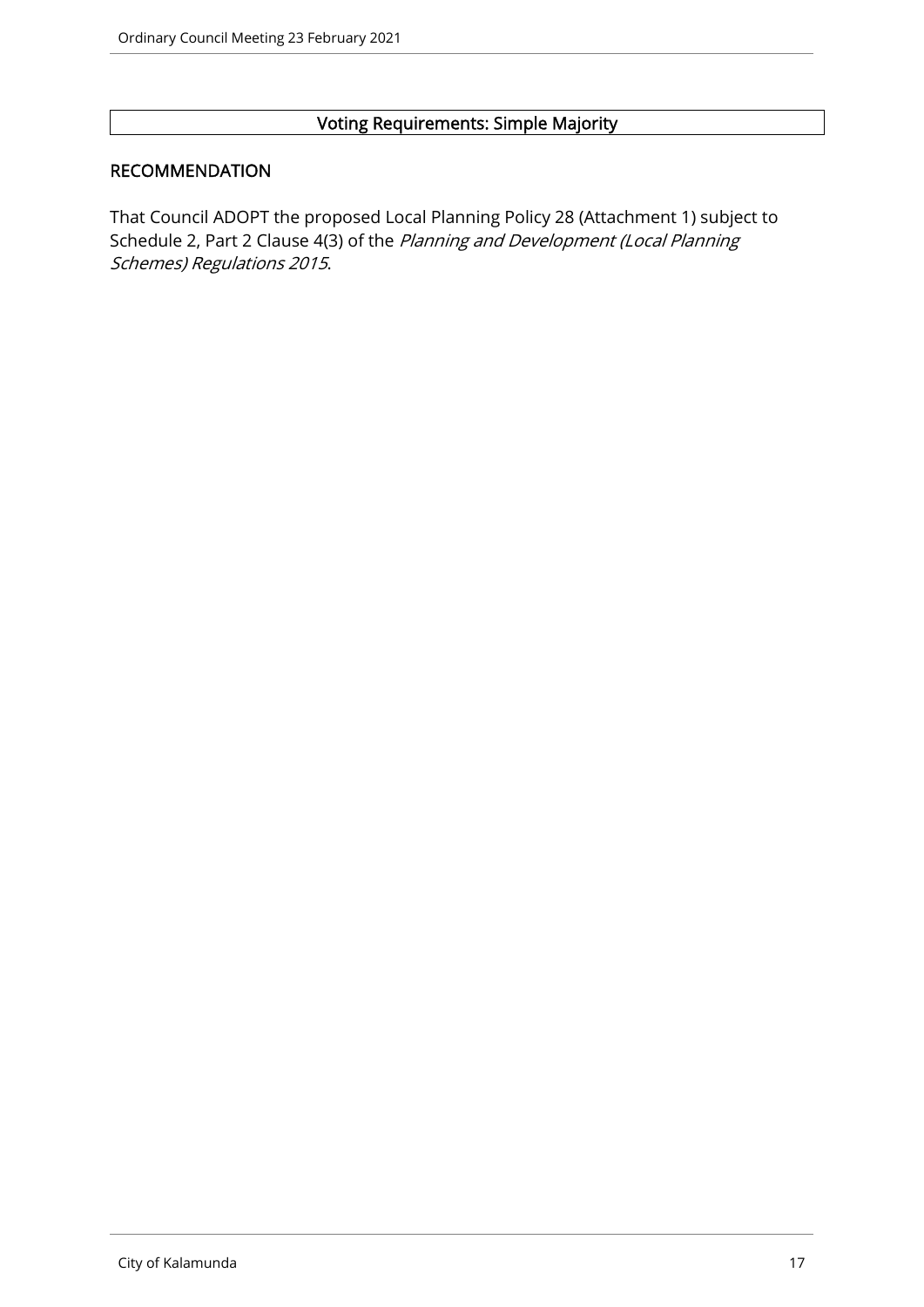**Voting Requirements: Simple Majority**

## RECOMMENDATION

That Council ADOPT the proposed Local Planning Policy 28 (Attachment 1) subject to Schedule 2, Part 2 Clause 4(3) of the *Planning and Development (Local Planning Schemes) Regulations 2015*.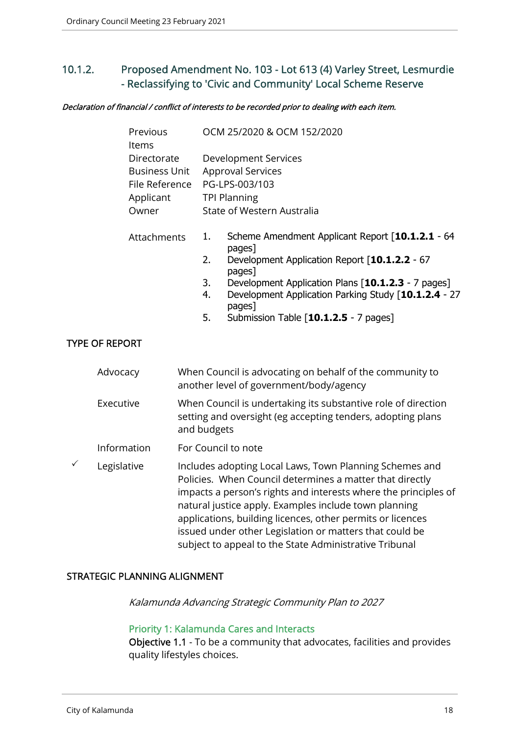## 10.1.2. Proposed Amendment No. 103 - Lot 613 (4) Varley Street, Lesmurdie - Reclassifying to 'Civic and Community' Local Scheme Reserve

*Declaration of financial / conflict of interests to be recorded prior to dealing with each item.*

| | |
|---|---|
| Previous Items | OCM 25/2020 & OCM 152/2020 |
| Directorate | Development Services |
| Business Unit | Approval Services |
| File Reference | PG-LPS-003/103 |
| Applicant | TPI Planning |
| Owner | State of Western Australia |

Attachments

1. Scheme Amendment Applicant Report [**10.1.2.1** - 64 pages]
2. Development Application Report [**10.1.2.2** - 67 pages]
3. Development Application Plans [**10.1.2.3** - 7 pages]
4. Development Application Parking Study [**10.1.2.4** - 27 pages]
5. Submission Table [**10.1.2.5** - 7 pages]

TYPE OF REPORT

| | | |
|---|---|---|
| | Advocacy | When Council is advocating on behalf of the community to another level of government/body/agency |
| | Executive | When Council is undertaking its substantive role of direction setting and oversight (eg accepting tenders, adopting plans and budgets |
| | Information | For Council to note |
| ✓ | Legislative | Includes adopting Local Laws, Town Planning Schemes and Policies. When Council determines a matter that directly impacts a person's rights and interests where the principles of natural justice apply. Examples include town planning applications, building licences, other permits or licences issued under other Legislation or matters that could be subject to appeal to the State Administrative Tribunal |

STRATEGIC PLANNING ALIGNMENT

*Kalamunda Advancing Strategic Community Plan to 2027*

Priority 1: Kalamunda Cares and Interacts

Objective 1.1 - To be a community that advocates, facilities and provides quality lifestyles choices.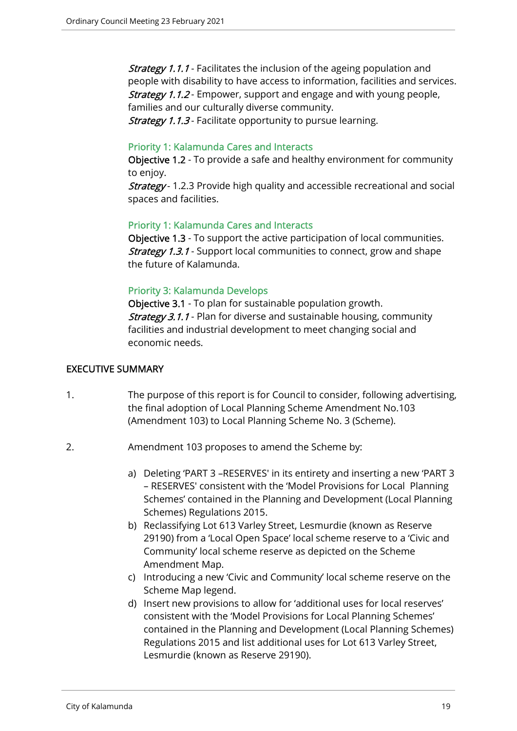*Strategy 1.1.1* - Facilitates the inclusion of the ageing population and people with disability to have access to information, facilities and services.
*Strategy 1.1.2* - Empower, support and engage and with young people, families and our culturally diverse community.
*Strategy 1.1.3* - Facilitate opportunity to pursue learning.

Priority 1: Kalamunda Cares and Interacts
**Objective 1.2** - To provide a safe and healthy environment for community to enjoy.
*Strategy* - 1.2.3 Provide high quality and accessible recreational and social spaces and facilities.

Priority 1: Kalamunda Cares and Interacts
**Objective 1.3** - To support the active participation of local communities.
*Strategy 1.3.1* - Support local communities to connect, grow and shape the future of Kalamunda.

Priority 3: Kalamunda Develops
**Objective 3.1** - To plan for sustainable population growth.
*Strategy 3.1.1* - Plan for diverse and sustainable housing, community facilities and industrial development to meet changing social and economic needs.

## EXECUTIVE SUMMARY

1. The purpose of this report is for Council to consider, following advertising, the final adoption of Local Planning Scheme Amendment No.103 (Amendment 103) to Local Planning Scheme No. 3 (Scheme).

2. Amendment 103 proposes to amend the Scheme by:

   a) Deleting 'PART 3 –RESERVES' in its entirety and inserting a new 'PART 3 – RESERVES' consistent with the 'Model Provisions for Local Planning Schemes' contained in the Planning and Development (Local Planning Schemes) Regulations 2015.
   b) Reclassifying Lot 613 Varley Street, Lesmurdie (known as Reserve 29190) from a 'Local Open Space' local scheme reserve to a 'Civic and Community' local scheme reserve as depicted on the Scheme Amendment Map.
   c) Introducing a new 'Civic and Community' local scheme reserve on the Scheme Map legend.
   d) Insert new provisions to allow for 'additional uses for local reserves' consistent with the 'Model Provisions for Local Planning Schemes' contained in the Planning and Development (Local Planning Schemes) Regulations 2015 and list additional uses for Lot 613 Varley Street, Lesmurdie (known as Reserve 29190).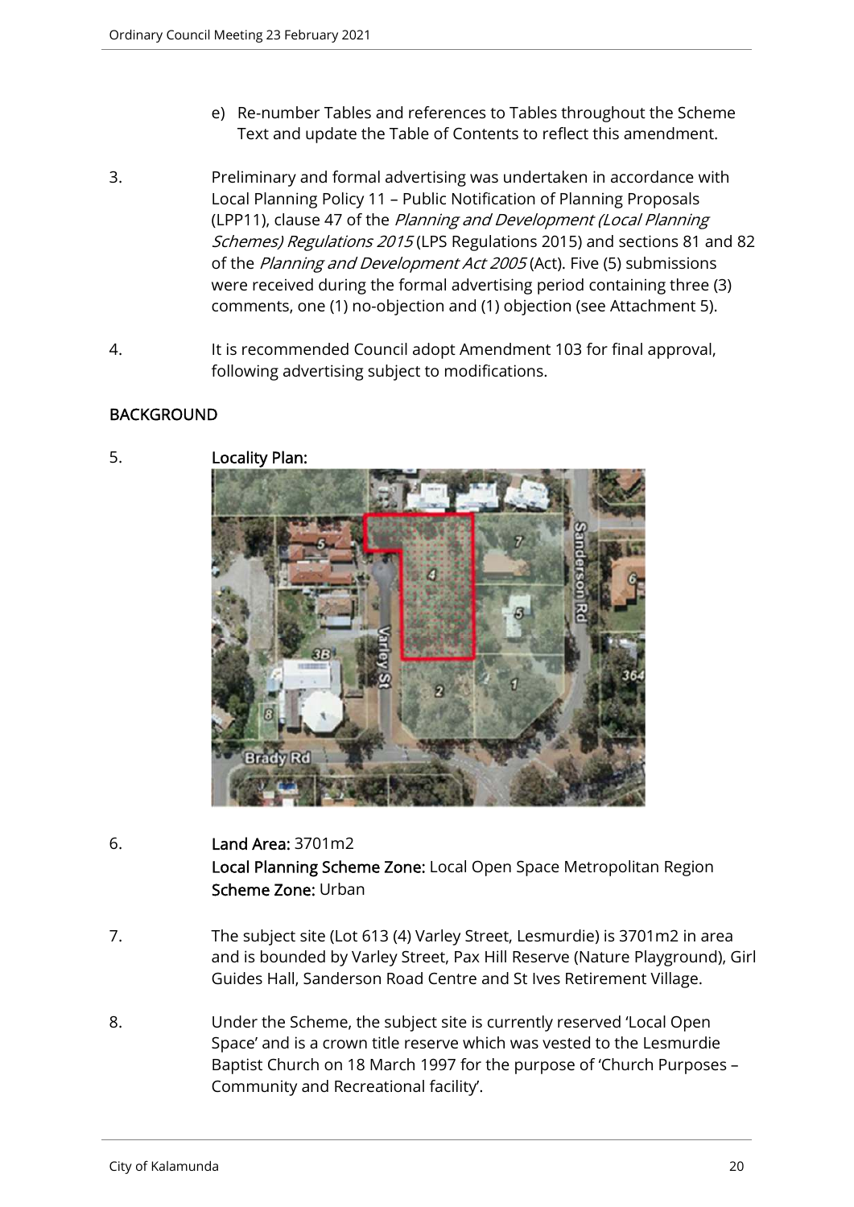e) Re-number Tables and references to Tables throughout the Scheme Text and update the Table of Contents to reflect this amendment.

3. Preliminary and formal advertising was undertaken in accordance with Local Planning Policy 11 – Public Notification of Planning Proposals (LPP11), clause 47 of the *Planning and Development (Local Planning Schemes) Regulations 2015* (LPS Regulations 2015) and sections 81 and 82 of the *Planning and Development Act 2005* (Act). Five (5) submissions were received during the formal advertising period containing three (3) comments, one (1) no-objection and (1) objection (see Attachment 5).

4. It is recommended Council adopt Amendment 103 for final approval, following advertising subject to modifications.

## BACKGROUND

5. **Locality Plan:**

6. **Land Area:** 3701m2
**Local Planning Scheme Zone:** Local Open Space Metropolitan Region
**Scheme Zone:** Urban

7. The subject site (Lot 613 (4) Varley Street, Lesmurdie) is 3701m2 in area and is bounded by Varley Street, Pax Hill Reserve (Nature Playground), Girl Guides Hall, Sanderson Road Centre and St Ives Retirement Village.

8. Under the Scheme, the subject site is currently reserved 'Local Open Space' and is a crown title reserve which was vested to the Lesmurdie Baptist Church on 18 March 1997 for the purpose of 'Church Purposes – Community and Recreational facility'.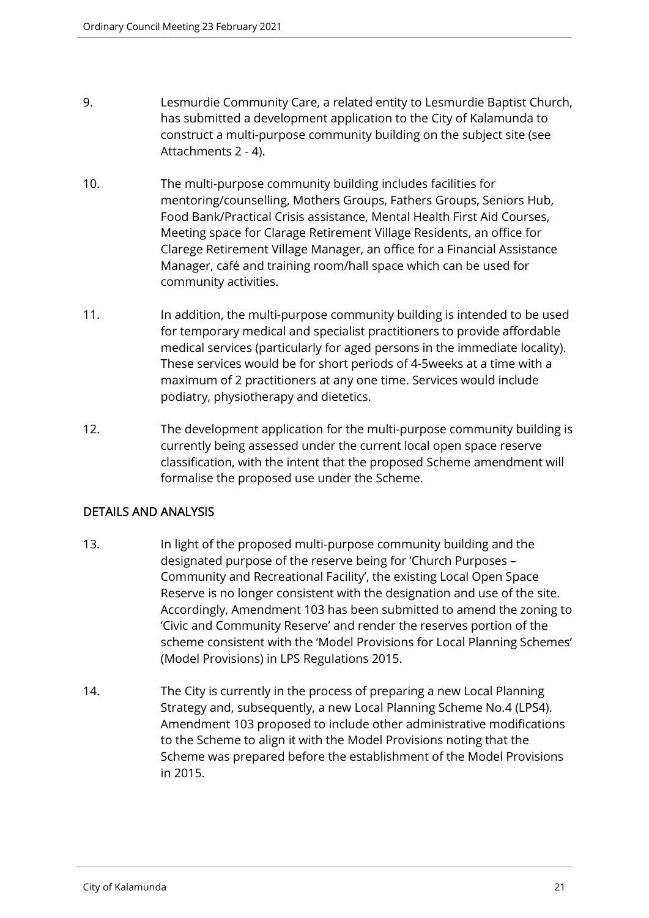9. Lesmurdie Community Care, a related entity to Lesmurdie Baptist Church, has submitted a development application to the City of Kalamunda to construct a multi-purpose community building on the subject site (see Attachments 2 - 4).

10. The multi-purpose community building includes facilities for mentoring/counselling, Mothers Groups, Fathers Groups, Seniors Hub, Food Bank/Practical Crisis assistance, Mental Health First Aid Courses, Meeting space for Clarage Retirement Village Residents, an office for Clarege Retirement Village Manager, an office for a Financial Assistance Manager, café and training room/hall space which can be used for community activities.

11. In addition, the multi-purpose community building is intended to be used for temporary medical and specialist practitioners to provide affordable medical services (particularly for aged persons in the immediate locality). These services would be for short periods of 4-5weeks at a time with a maximum of 2 practitioners at any one time. Services would include podiatry, physiotherapy and dietetics.

12. The development application for the multi-purpose community building is currently being assessed under the current local open space reserve classification, with the intent that the proposed Scheme amendment will formalise the proposed use under the Scheme.

## DETAILS AND ANALYSIS

13. In light of the proposed multi-purpose community building and the designated purpose of the reserve being for 'Church Purposes – Community and Recreational Facility', the existing Local Open Space Reserve is no longer consistent with the designation and use of the site. Accordingly, Amendment 103 has been submitted to amend the zoning to 'Civic and Community Reserve' and render the reserves portion of the scheme consistent with the 'Model Provisions for Local Planning Schemes' (Model Provisions) in LPS Regulations 2015.

14. The City is currently in the process of preparing a new Local Planning Strategy and, subsequently, a new Local Planning Scheme No.4 (LPS4). Amendment 103 proposed to include other administrative modifications to the Scheme to align it with the Model Provisions noting that the Scheme was prepared before the establishment of the Model Provisions in 2015.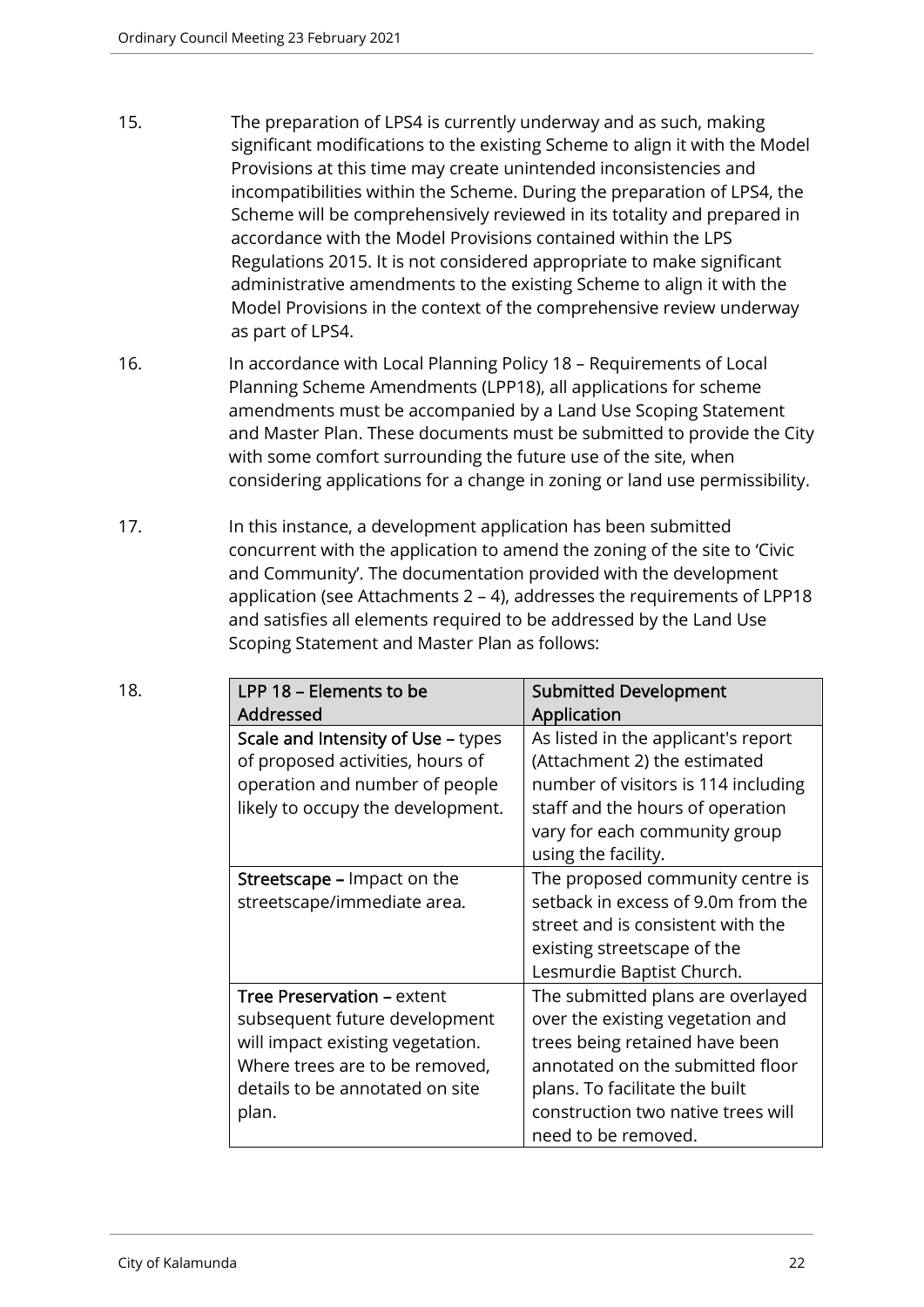15. The preparation of LPS4 is currently underway and as such, making significant modifications to the existing Scheme to align it with the Model Provisions at this time may create unintended inconsistencies and incompatibilities within the Scheme. During the preparation of LPS4, the Scheme will be comprehensively reviewed in its totality and prepared in accordance with the Model Provisions contained within the LPS Regulations 2015. It is not considered appropriate to make significant administrative amendments to the existing Scheme to align it with the Model Provisions in the context of the comprehensive review underway as part of LPS4.

16. In accordance with Local Planning Policy 18 – Requirements of Local Planning Scheme Amendments (LPP18), all applications for scheme amendments must be accompanied by a Land Use Scoping Statement and Master Plan. These documents must be submitted to provide the City with some comfort surrounding the future use of the site, when considering applications for a change in zoning or land use permissibility.

17. In this instance, a development application has been submitted concurrent with the application to amend the zoning of the site to 'Civic and Community'. The documentation provided with the development application (see Attachments 2 – 4), addresses the requirements of LPP18 and satisfies all elements required to be addressed by the Land Use Scoping Statement and Master Plan as follows:

18.

| LPP 18 – Elements to be Addressed | Submitted Development Application |
|---|---|
| **Scale and Intensity of Use –** types of proposed activities, hours of operation and number of people likely to occupy the development. | As listed in the applicant's report (Attachment 2) the estimated number of visitors is 114 including staff and the hours of operation vary for each community group using the facility. |
| **Streetscape –** Impact on the streetscape/immediate area. | The proposed community centre is setback in excess of 9.0m from the street and is consistent with the existing streetscape of the Lesmurdie Baptist Church. |
| **Tree Preservation –** extent subsequent future development will impact existing vegetation. Where trees are to be removed, details to be annotated on site plan. | The submitted plans are overlayed over the existing vegetation and trees being retained have been annotated on the submitted floor plans. To facilitate the built construction two native trees will need to be removed. |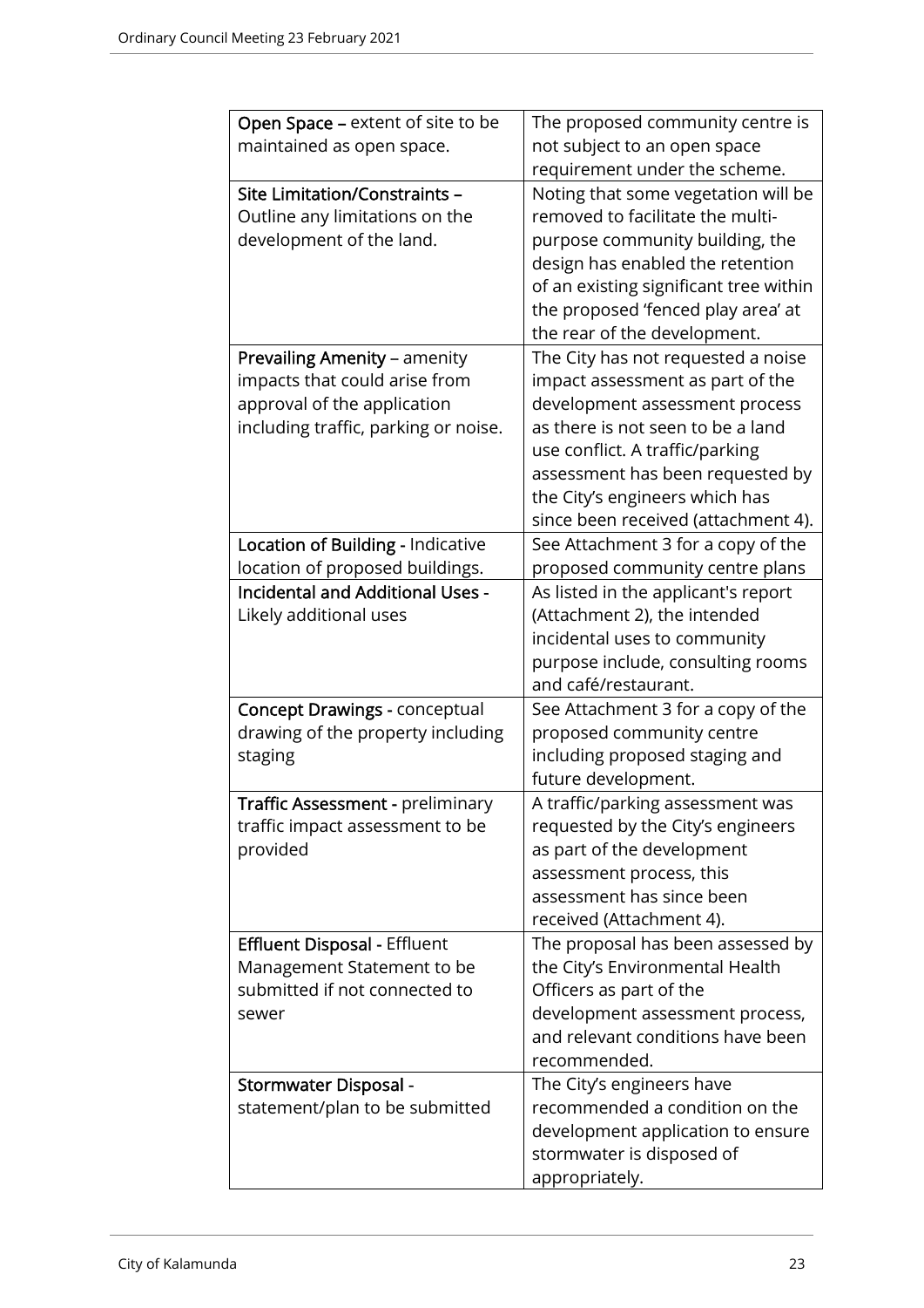| **Open Space –** extent of site to be maintained as open space. | The proposed community centre is not subject to an open space requirement under the scheme. |
|---|---|
| **Site Limitation/Constraints –** Outline any limitations on the development of the land. | Noting that some vegetation will be removed to facilitate the multi-purpose community building, the design has enabled the retention of an existing significant tree within the proposed 'fenced play area' at the rear of the development. |
| **Prevailing Amenity** – amenity impacts that could arise from approval of the application including traffic, parking or noise. | The City has not requested a noise impact assessment as part of the development assessment process as there is not seen to be a land use conflict. A traffic/parking assessment has been requested by the City's engineers which has since been received (attachment 4). |
| **Location of Building -** Indicative location of proposed buildings. | See Attachment 3 for a copy of the proposed community centre plans |
| **Incidental and Additional Uses -** Likely additional uses | As listed in the applicant's report (Attachment 2), the intended incidental uses to community purpose include, consulting rooms and café/restaurant. |
| **Concept Drawings -** conceptual drawing of the property including staging | See Attachment 3 for a copy of the proposed community centre including proposed staging and future development. |
| **Traffic Assessment -** preliminary traffic impact assessment to be provided | A traffic/parking assessment was requested by the City's engineers as part of the development assessment process, this assessment has since been received (Attachment 4). |
| **Effluent Disposal -** Effluent Management Statement to be submitted if not connected to sewer | The proposal has been assessed by the City's Environmental Health Officers as part of the development assessment process, and relevant conditions have been recommended. |
| **Stormwater Disposal -** statement/plan to be submitted | The City's engineers have recommended a condition on the development application to ensure stormwater is disposed of appropriately. |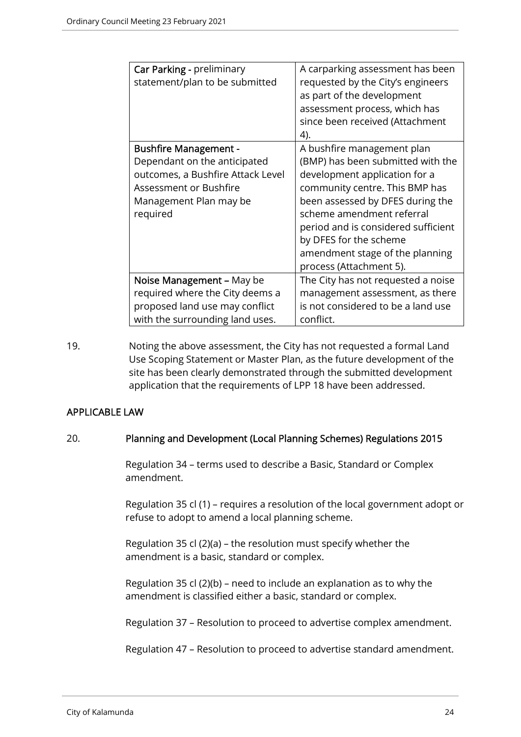| | |
|---|---|
| **Car Parking -** preliminary statement/plan to be submitted | A carparking assessment has been requested by the City's engineers as part of the development assessment process, which has since been received (Attachment 4). |
| Bushfire Management - Dependant on the anticipated outcomes, a Bushfire Attack Level Assessment or Bushfire Management Plan may be required | A bushfire management plan (BMP) has been submitted with the development application for a community centre. This BMP has been assessed by DFES during the scheme amendment referral period and is considered sufficient by DFES for the scheme amendment stage of the planning process (Attachment 5). |
| **Noise Management –** May be required where the City deems a proposed land use may conflict with the surrounding land uses. | The City has not requested a noise management assessment, as there is not considered to be a land use conflict. |

19. Noting the above assessment, the City has not requested a formal Land Use Scoping Statement or Master Plan, as the future development of the site has been clearly demonstrated through the submitted development application that the requirements of LPP 18 have been addressed.

## APPLICABLE LAW

20. **Planning and Development (Local Planning Schemes) Regulations 2015**

Regulation 34 – terms used to describe a Basic, Standard or Complex amendment.

Regulation 35 cl (1) – requires a resolution of the local government adopt or refuse to adopt to amend a local planning scheme.

Regulation 35 cl (2)(a) – the resolution must specify whether the amendment is a basic, standard or complex.

Regulation 35 cl (2)(b) – need to include an explanation as to why the amendment is classified either a basic, standard or complex.

Regulation 37 – Resolution to proceed to advertise complex amendment.

Regulation 47 – Resolution to proceed to advertise standard amendment.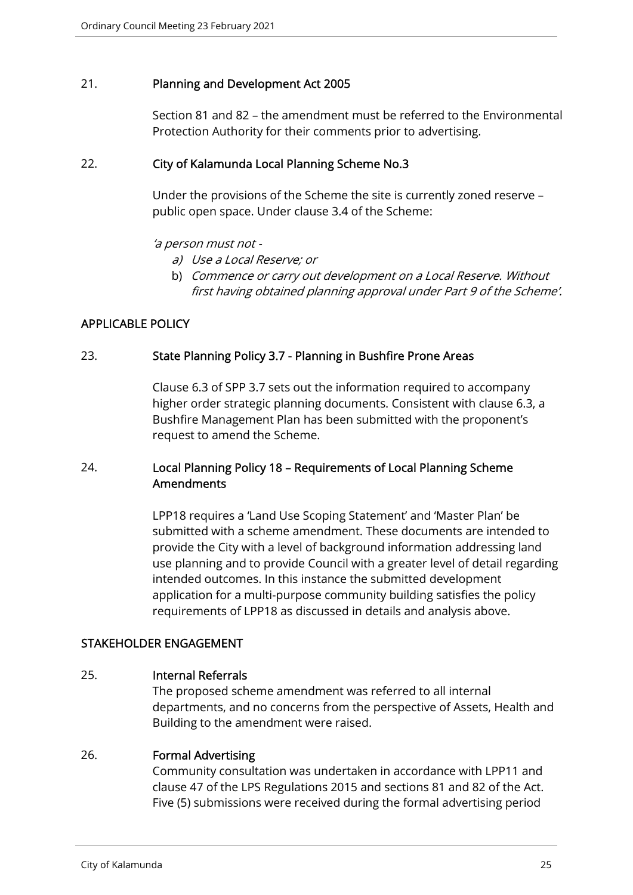21. **Planning and Development Act 2005**

Section 81 and 82 – the amendment must be referred to the Environmental Protection Authority for their comments prior to advertising.

22. **City of Kalamunda Local Planning Scheme No.3**

Under the provisions of the Scheme the site is currently zoned reserve – public open space. Under clause 3.4 of the Scheme:

*'a person must not -*

a) *Use a Local Reserve; or*
b) *Commence or carry out development on a Local Reserve. Without first having obtained planning approval under Part 9 of the Scheme'.*

## APPLICABLE POLICY

23. **State Planning Policy 3.7 - Planning in Bushfire Prone Areas**

Clause 6.3 of SPP 3.7 sets out the information required to accompany higher order strategic planning documents. Consistent with clause 6.3, a Bushfire Management Plan has been submitted with the proponent's request to amend the Scheme.

24. **Local Planning Policy 18 – Requirements of Local Planning Scheme Amendments**

LPP18 requires a 'Land Use Scoping Statement' and 'Master Plan' be submitted with a scheme amendment. These documents are intended to provide the City with a level of background information addressing land use planning and to provide Council with a greater level of detail regarding intended outcomes. In this instance the submitted development application for a multi-purpose community building satisfies the policy requirements of LPP18 as discussed in details and analysis above.

## STAKEHOLDER ENGAGEMENT

25. **Internal Referrals**

The proposed scheme amendment was referred to all internal departments, and no concerns from the perspective of Assets, Health and Building to the amendment were raised.

26. **Formal Advertising**

Community consultation was undertaken in accordance with LPP11 and clause 47 of the LPS Regulations 2015 and sections 81 and 82 of the Act. Five (5) submissions were received during the formal advertising period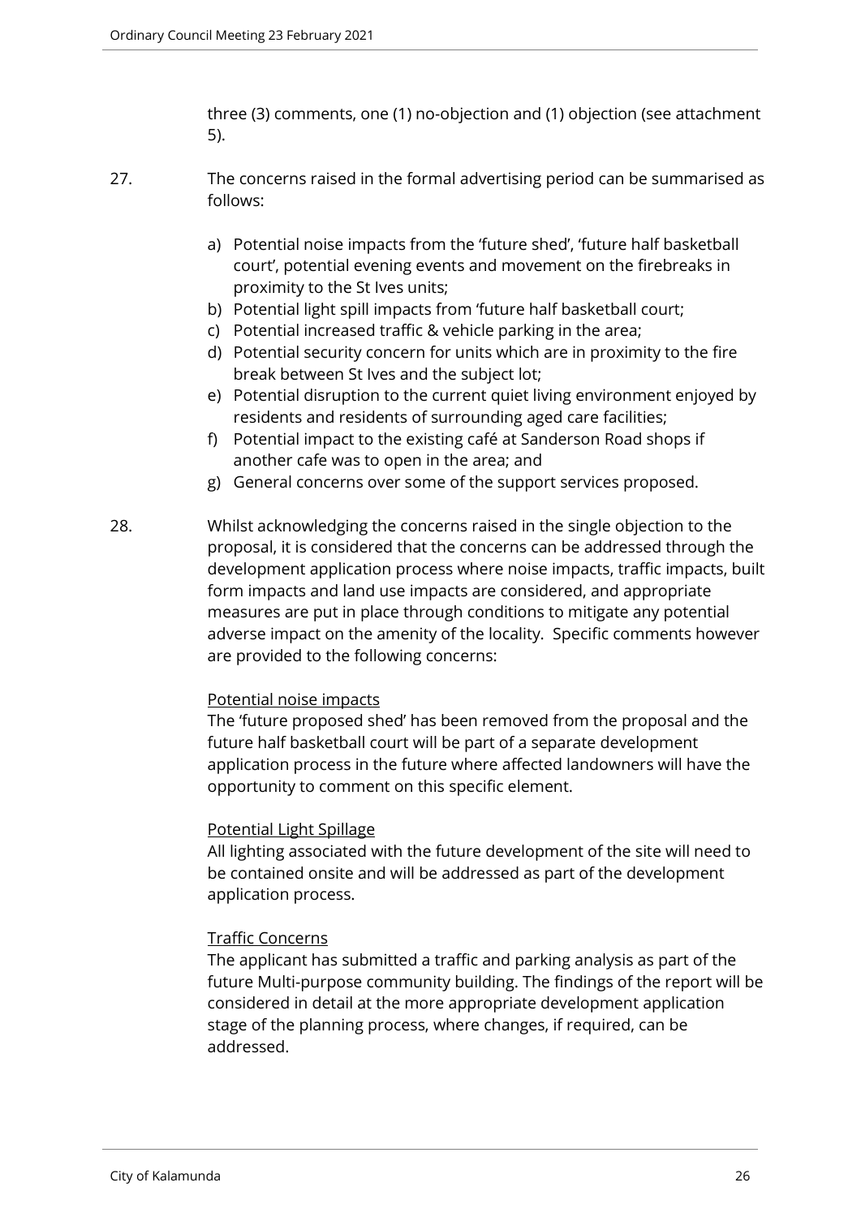three (3) comments, one (1) no-objection and (1) objection (see attachment 5).

27. The concerns raised in the formal advertising period can be summarised as follows:

    a) Potential noise impacts from the 'future shed', 'future half basketball court', potential evening events and movement on the firebreaks in proximity to the St Ives units;
    b) Potential light spill impacts from 'future half basketball court;
    c) Potential increased traffic & vehicle parking in the area;
    d) Potential security concern for units which are in proximity to the fire break between St Ives and the subject lot;
    e) Potential disruption to the current quiet living environment enjoyed by residents and residents of surrounding aged care facilities;
    f) Potential impact to the existing café at Sanderson Road shops if another cafe was to open in the area; and
    g) General concerns over some of the support services proposed.

28. Whilst acknowledging the concerns raised in the single objection to the proposal, it is considered that the concerns can be addressed through the development application process where noise impacts, traffic impacts, built form impacts and land use impacts are considered, and appropriate measures are put in place through conditions to mitigate any potential adverse impact on the amenity of the locality. Specific comments however are provided to the following concerns:

    Potential noise impacts

    The 'future proposed shed' has been removed from the proposal and the future half basketball court will be part of a separate development application process in the future where affected landowners will have the opportunity to comment on this specific element.

    Potential Light Spillage

    All lighting associated with the future development of the site will need to be contained onsite and will be addressed as part of the development application process.

    Traffic Concerns

    The applicant has submitted a traffic and parking analysis as part of the future Multi-purpose community building. The findings of the report will be considered in detail at the more appropriate development application stage of the planning process, where changes, if required, can be addressed.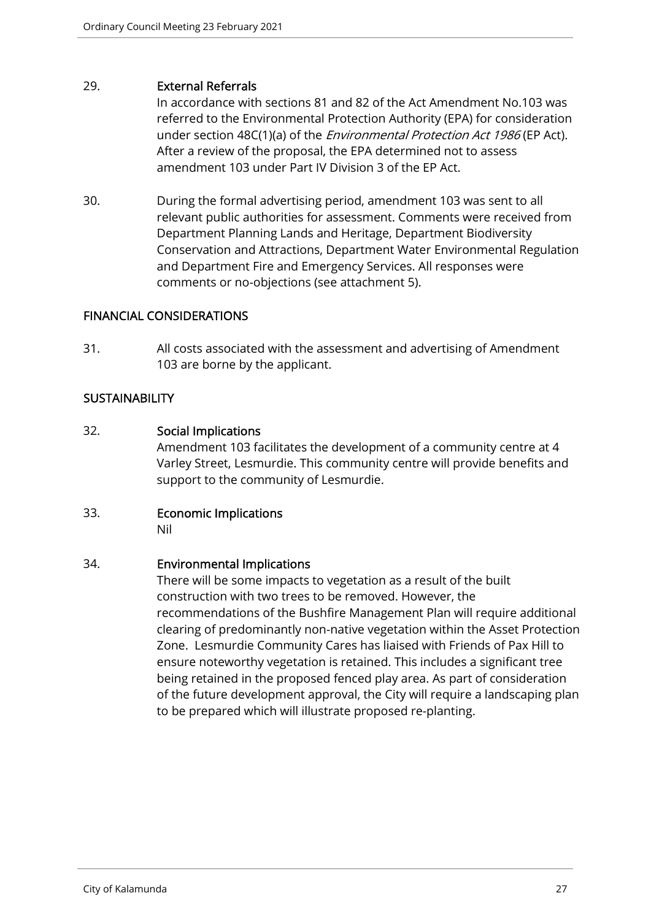29. **External Referrals**
    In accordance with sections 81 and 82 of the Act Amendment No.103 was referred to the Environmental Protection Authority (EPA) for consideration under section 48C(1)(a) of the *Environmental Protection Act 1986* (EP Act). After a review of the proposal, the EPA determined not to assess amendment 103 under Part IV Division 3 of the EP Act.

30. During the formal advertising period, amendment 103 was sent to all relevant public authorities for assessment. Comments were received from Department Planning Lands and Heritage, Department Biodiversity Conservation and Attractions, Department Water Environmental Regulation and Department Fire and Emergency Services. All responses were comments or no-objections (see attachment 5).

## FINANCIAL CONSIDERATIONS

31. All costs associated with the assessment and advertising of Amendment 103 are borne by the applicant.

## SUSTAINABILITY

32. **Social Implications**
    Amendment 103 facilitates the development of a community centre at 4 Varley Street, Lesmurdie. This community centre will provide benefits and support to the community of Lesmurdie.

33. **Economic Implications**
    Nil

34. **Environmental Implications**
    There will be some impacts to vegetation as a result of the built construction with two trees to be removed. However, the recommendations of the Bushfire Management Plan will require additional clearing of predominantly non-native vegetation within the Asset Protection Zone. Lesmurdie Community Cares has liaised with Friends of Pax Hill to ensure noteworthy vegetation is retained. This includes a significant tree being retained in the proposed fenced play area. As part of consideration of the future development approval, the City will require a landscaping plan to be prepared which will illustrate proposed re-planting.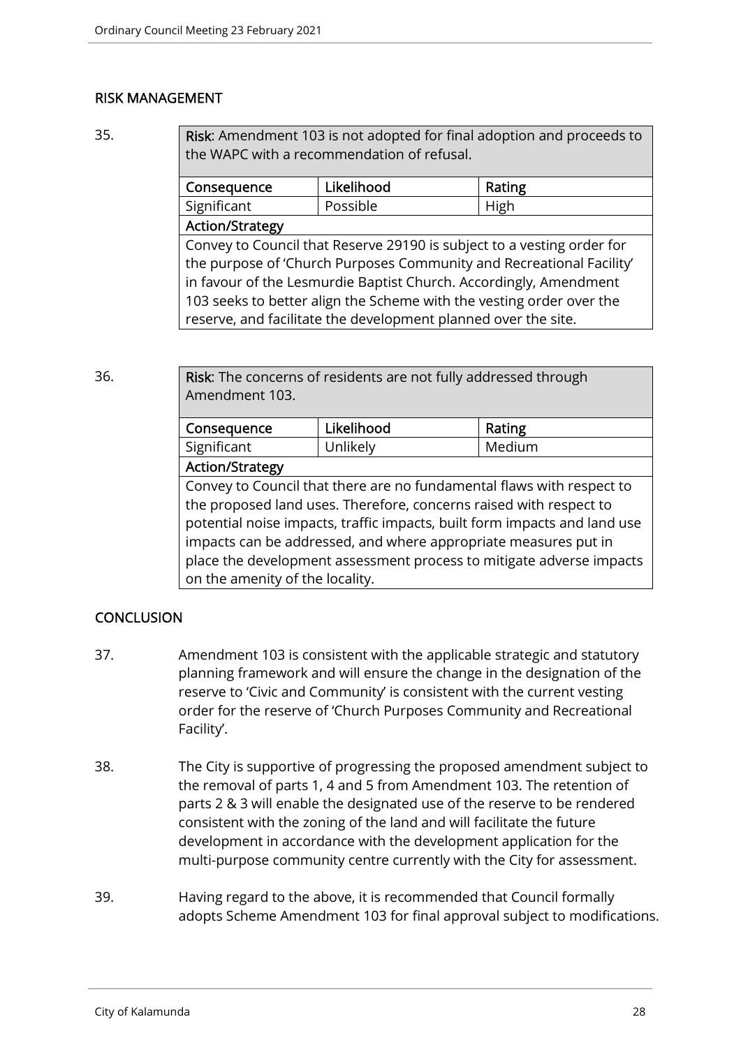## RISK MANAGEMENT

35.

| **Risk**: Amendment 103 is not adopted for final adoption and proceeds to the WAPC with a recommendation of refusal. | | |
|---|---|---|
| **Consequence** | **Likelihood** | **Rating** |
| Significant | Possible | High |
| **Action/Strategy** | | |
| Convey to Council that Reserve 29190 is subject to a vesting order for the purpose of 'Church Purposes Community and Recreational Facility' in favour of the Lesmurdie Baptist Church. Accordingly, Amendment 103 seeks to better align the Scheme with the vesting order over the reserve, and facilitate the development planned over the site. | | |

36.

| **Risk**: The concerns of residents are not fully addressed through Amendment 103. | | |
|---|---|---|
| **Consequence** | **Likelihood** | **Rating** |
| Significant | Unlikely | Medium |
| **Action/Strategy** | | |
| Convey to Council that there are no fundamental flaws with respect to the proposed land uses. Therefore, concerns raised with respect to potential noise impacts, traffic impacts, built form impacts and land use impacts can be addressed, and where appropriate measures put in place the development assessment process to mitigate adverse impacts on the amenity of the locality. | | |

## CONCLUSION

37. Amendment 103 is consistent with the applicable strategic and statutory planning framework and will ensure the change in the designation of the reserve to 'Civic and Community' is consistent with the current vesting order for the reserve of 'Church Purposes Community and Recreational Facility'.

38. The City is supportive of progressing the proposed amendment subject to the removal of parts 1, 4 and 5 from Amendment 103. The retention of parts 2 & 3 will enable the designated use of the reserve to be rendered consistent with the zoning of the land and will facilitate the future development in accordance with the development application for the multi-purpose community centre currently with the City for assessment.

39. Having regard to the above, it is recommended that Council formally adopts Scheme Amendment 103 for final approval subject to modifications.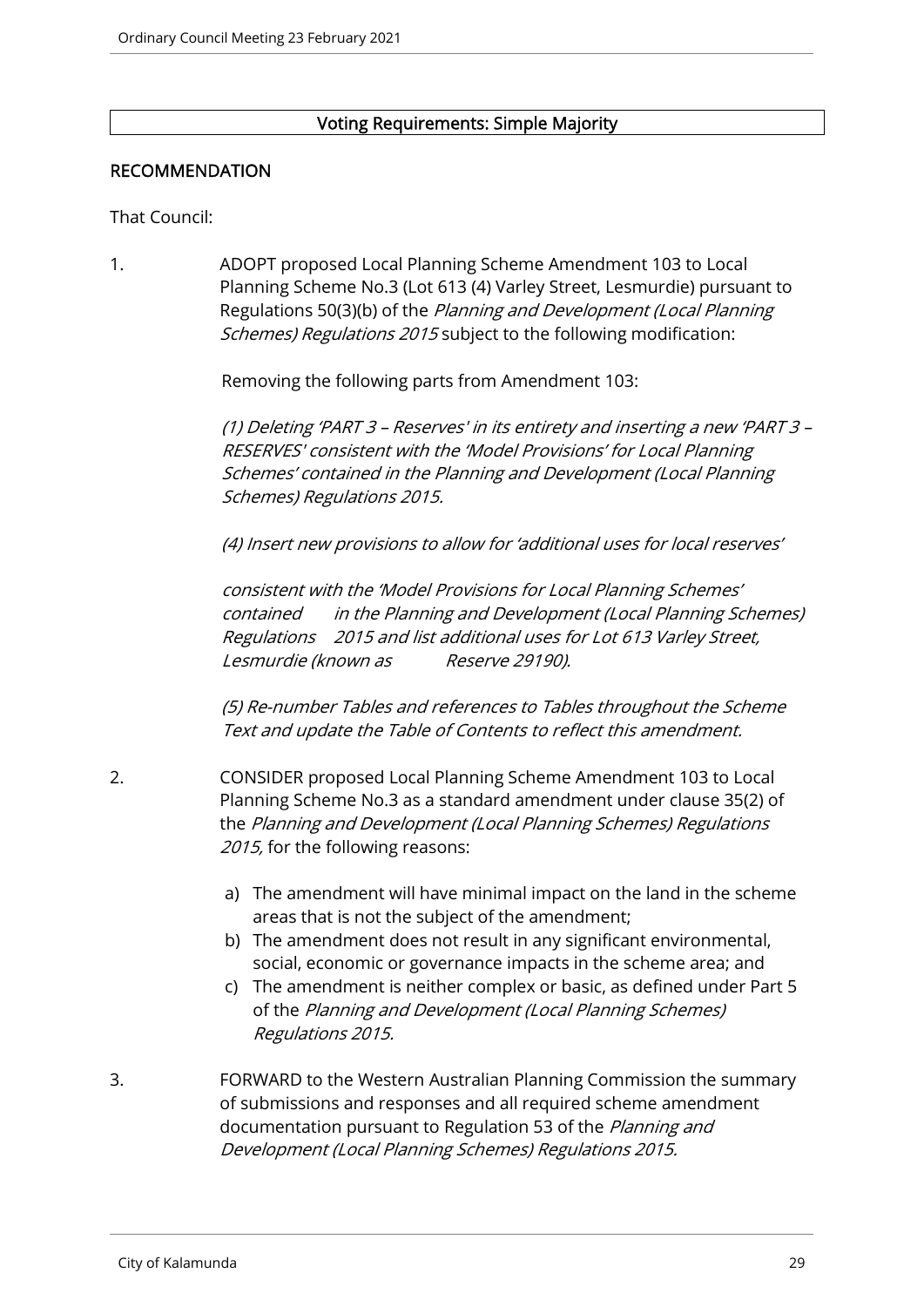**Voting Requirements: Simple Majority**

## RECOMMENDATION

That Council:

1. ADOPT proposed Local Planning Scheme Amendment 103 to Local Planning Scheme No.3 (Lot 613 (4) Varley Street, Lesmurdie) pursuant to Regulations 50(3)(b) of the *Planning and Development (Local Planning Schemes) Regulations 2015* subject to the following modification:

   Removing the following parts from Amendment 103:

   *(1) Deleting 'PART 3 – Reserves' in its entirety and inserting a new 'PART 3 – RESERVES' consistent with the 'Model Provisions' for Local Planning Schemes' contained in the Planning and Development (Local Planning Schemes) Regulations 2015.*

   *(4) Insert new provisions to allow for 'additional uses for local reserves'*

   *consistent with the 'Model Provisions for Local Planning Schemes' contained in the Planning and Development (Local Planning Schemes) Regulations 2015 and list additional uses for Lot 613 Varley Street, Lesmurdie (known as Reserve 29190).*

   *(5) Re-number Tables and references to Tables throughout the Scheme Text and update the Table of Contents to reflect this amendment.*

2. CONSIDER proposed Local Planning Scheme Amendment 103 to Local Planning Scheme No.3 as a standard amendment under clause 35(2) of the *Planning and Development (Local Planning Schemes) Regulations 2015,* for the following reasons:

   a) The amendment will have minimal impact on the land in the scheme areas that is not the subject of the amendment;
   b) The amendment does not result in any significant environmental, social, economic or governance impacts in the scheme area; and
   c) The amendment is neither complex or basic, as defined under Part 5 of the *Planning and Development (Local Planning Schemes) Regulations 2015.*

3. FORWARD to the Western Australian Planning Commission the summary of submissions and responses and all required scheme amendment documentation pursuant to Regulation 53 of the *Planning and Development (Local Planning Schemes) Regulations 2015.*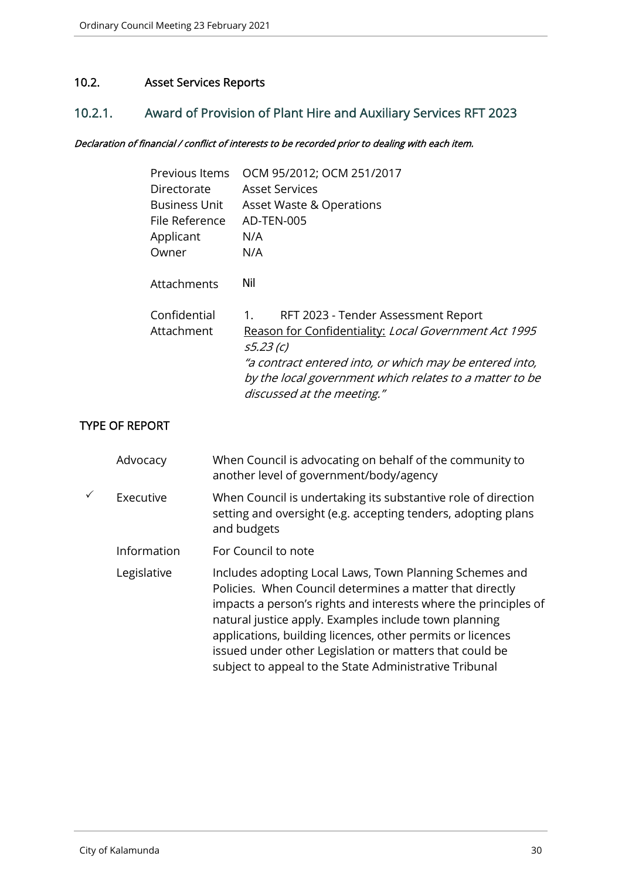## 10.2. Asset Services Reports

### 10.2.1. Award of Provision of Plant Hire and Auxiliary Services RFT 2023

***Declaration of financial / conflict of interests to be recorded prior to dealing with each item.***

| | |
|---|---|
| Previous Items | OCM 95/2012; OCM 251/2017 |
| Directorate | Asset Services |
| Business Unit | Asset Waste & Operations |
| File Reference | AD-TEN-005 |
| Applicant | N/A |
| Owner | N/A |
| Attachments | Nil |
| Confidential Attachment | 1. RFT 2023 - Tender Assessment Report<br>Reason for Confidentiality: *Local Government Act 1995 s5.23 (c)*<br>*"a contract entered into, or which may be entered into, by the local government which relates to a matter to be discussed at the meeting."* |

**TYPE OF REPORT**

| | | |
|---|---|---|
| | Advocacy | When Council is advocating on behalf of the community to another level of government/body/agency |
| ✓ | Executive | When Council is undertaking its substantive role of direction setting and oversight (e.g. accepting tenders, adopting plans and budgets |
| | Information | For Council to note |
| | Legislative | Includes adopting Local Laws, Town Planning Schemes and Policies. When Council determines a matter that directly impacts a person's rights and interests where the principles of natural justice apply. Examples include town planning applications, building licences, other permits or licences issued under other Legislation or matters that could be subject to appeal to the State Administrative Tribunal |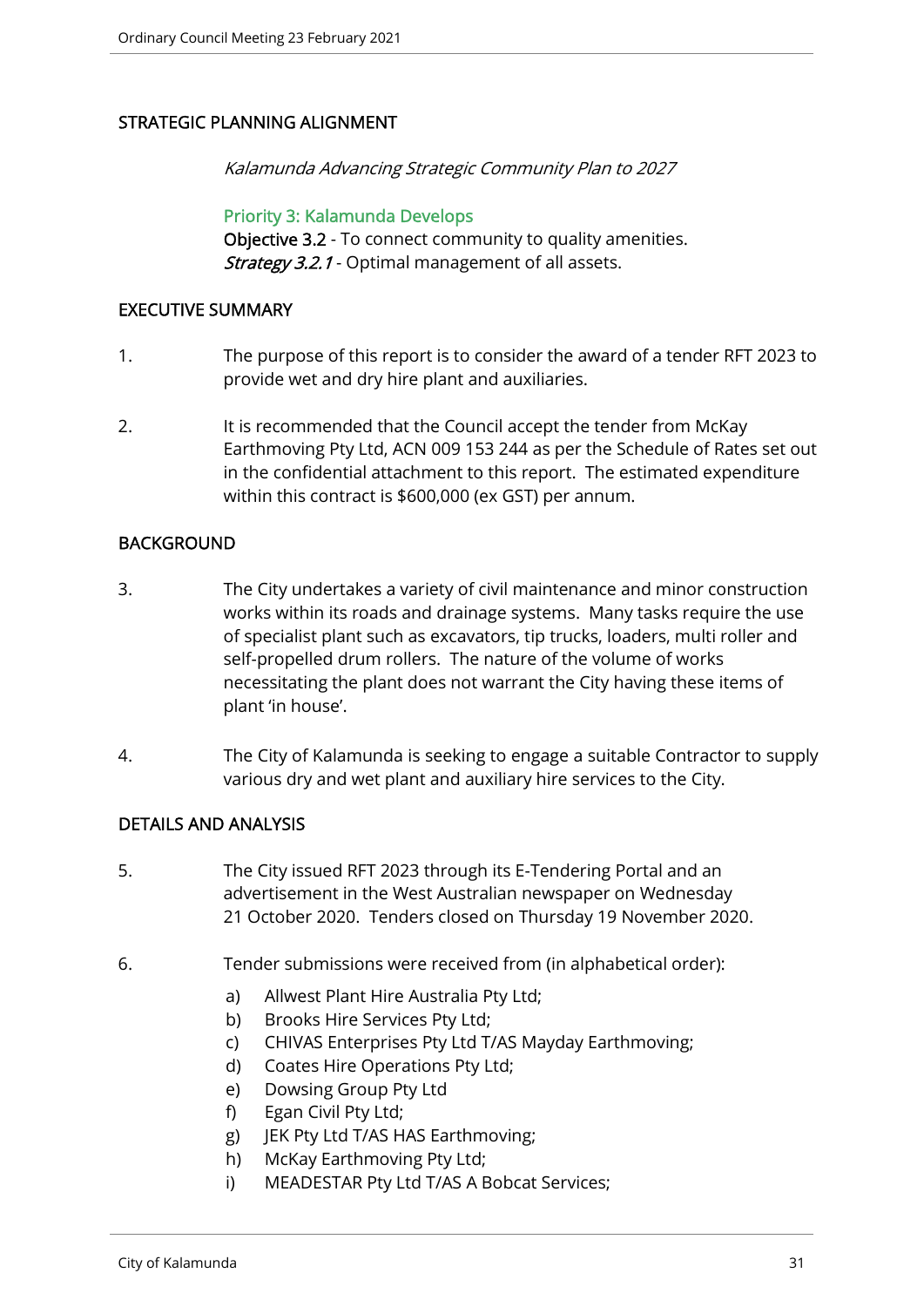## STRATEGIC PLANNING ALIGNMENT

*Kalamunda Advancing Strategic Community Plan to 2027*

Priority 3: Kalamunda Develops
**Objective 3.2** - To connect community to quality amenities.
***Strategy 3.2.1*** - Optimal management of all assets.

## EXECUTIVE SUMMARY

1. The purpose of this report is to consider the award of a tender RFT 2023 to provide wet and dry hire plant and auxiliaries.

2. It is recommended that the Council accept the tender from McKay Earthmoving Pty Ltd, ACN 009 153 244 as per the Schedule of Rates set out in the confidential attachment to this report. The estimated expenditure within this contract is $600,000 (ex GST) per annum.

## BACKGROUND

3. The City undertakes a variety of civil maintenance and minor construction works within its roads and drainage systems. Many tasks require the use of specialist plant such as excavators, tip trucks, loaders, multi roller and self-propelled drum rollers. The nature of the volume of works necessitating the plant does not warrant the City having these items of plant 'in house'.

4. The City of Kalamunda is seeking to engage a suitable Contractor to supply various dry and wet plant and auxiliary hire services to the City.

## DETAILS AND ANALYSIS

5. The City issued RFT 2023 through its E-Tendering Portal and an advertisement in the West Australian newspaper on Wednesday 21 October 2020. Tenders closed on Thursday 19 November 2020.

6. Tender submissions were received from (in alphabetical order):

   a) Allwest Plant Hire Australia Pty Ltd;
   b) Brooks Hire Services Pty Ltd;
   c) CHIVAS Enterprises Pty Ltd T/AS Mayday Earthmoving;
   d) Coates Hire Operations Pty Ltd;
   e) Dowsing Group Pty Ltd
   f) Egan Civil Pty Ltd;
   g) JEK Pty Ltd T/AS HAS Earthmoving;
   h) McKay Earthmoving Pty Ltd;
   i) MEADESTAR Pty Ltd T/AS A Bobcat Services;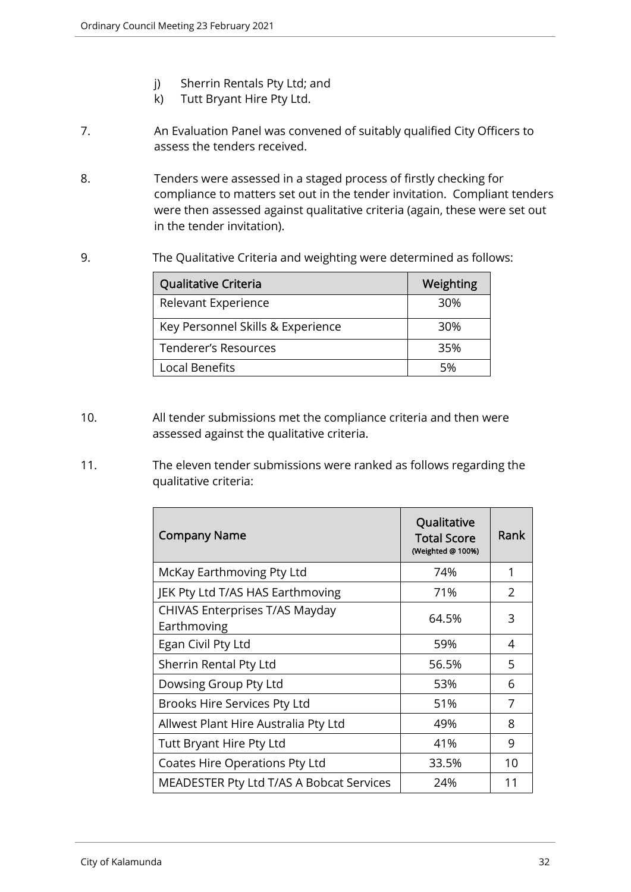j) Sherrin Rentals Pty Ltd; and
k) Tutt Bryant Hire Pty Ltd.

7. An Evaluation Panel was convened of suitably qualified City Officers to assess the tenders received.

8. Tenders were assessed in a staged process of firstly checking for compliance to matters set out in the tender invitation. Compliant tenders were then assessed against qualitative criteria (again, these were set out in the tender invitation).

9. The Qualitative Criteria and weighting were determined as follows:

| Qualitative Criteria | Weighting |
|---|---|
| Relevant Experience | 30% |
| Key Personnel Skills & Experience | 30% |
| Tenderer's Resources | 35% |
| Local Benefits | 5% |

10. All tender submissions met the compliance criteria and then were assessed against the qualitative criteria.

11. The eleven tender submissions were ranked as follows regarding the qualitative criteria:

| Company Name | Qualitative Total Score (Weighted @ 100%) | Rank |
|---|---|---|
| McKay Earthmoving Pty Ltd | 74% | 1 |
| JEK Pty Ltd T/AS HAS Earthmoving | 71% | 2 |
| CHIVAS Enterprises T/AS Mayday Earthmoving | 64.5% | 3 |
| Egan Civil Pty Ltd | 59% | 4 |
| Sherrin Rental Pty Ltd | 56.5% | 5 |
| Dowsing Group Pty Ltd | 53% | 6 |
| Brooks Hire Services Pty Ltd | 51% | 7 |
| Allwest Plant Hire Australia Pty Ltd | 49% | 8 |
| Tutt Bryant Hire Pty Ltd | 41% | 9 |
| Coates Hire Operations Pty Ltd | 33.5% | 10 |
| MEADESTER Pty Ltd T/AS A Bobcat Services | 24% | 11 |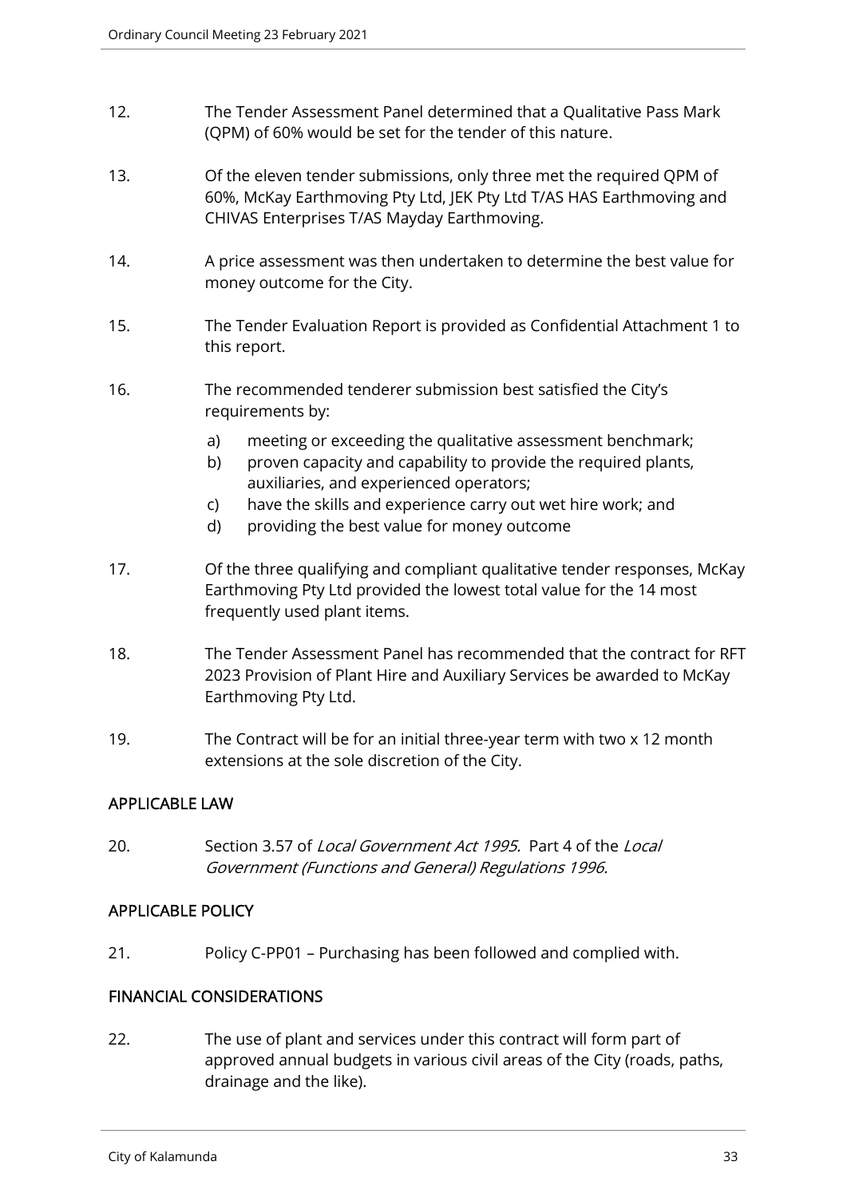12. The Tender Assessment Panel determined that a Qualitative Pass Mark (QPM) of 60% would be set for the tender of this nature.

13. Of the eleven tender submissions, only three met the required QPM of 60%, McKay Earthmoving Pty Ltd, JEK Pty Ltd T/AS HAS Earthmoving and CHIVAS Enterprises T/AS Mayday Earthmoving.

14. A price assessment was then undertaken to determine the best value for money outcome for the City.

15. The Tender Evaluation Report is provided as Confidential Attachment 1 to this report.

16. The recommended tenderer submission best satisfied the City's requirements by:

    a) meeting or exceeding the qualitative assessment benchmark;
    b) proven capacity and capability to provide the required plants, auxiliaries, and experienced operators;
    c) have the skills and experience carry out wet hire work; and
    d) providing the best value for money outcome

17. Of the three qualifying and compliant qualitative tender responses, McKay Earthmoving Pty Ltd provided the lowest total value for the 14 most frequently used plant items.

18. The Tender Assessment Panel has recommended that the contract for RFT 2023 Provision of Plant Hire and Auxiliary Services be awarded to McKay Earthmoving Pty Ltd.

19. The Contract will be for an initial three-year term with two x 12 month extensions at the sole discretion of the City.

## APPLICABLE LAW

20. Section 3.57 of *Local Government Act 1995.* Part 4 of the *Local Government (Functions and General) Regulations 1996.*

## APPLICABLE POLICY

21. Policy C-PP01 – Purchasing has been followed and complied with.

## FINANCIAL CONSIDERATIONS

22. The use of plant and services under this contract will form part of approved annual budgets in various civil areas of the City (roads, paths, drainage and the like).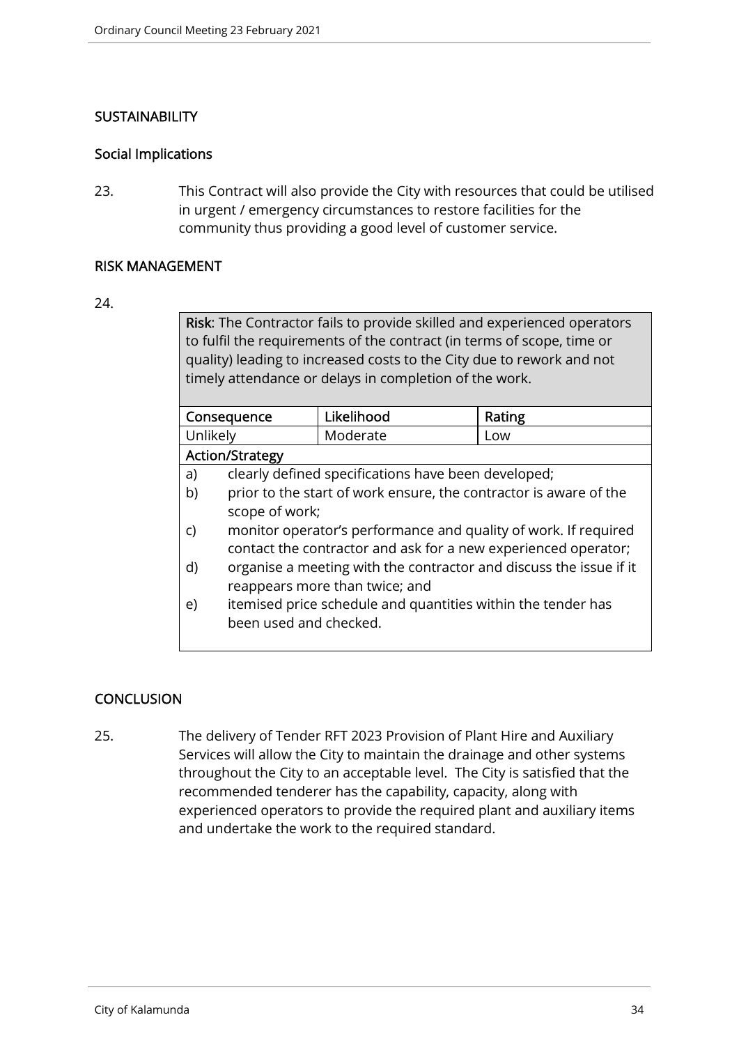## SUSTAINABILITY

### Social Implications

23. This Contract will also provide the City with resources that could be utilised in urgent / emergency circumstances to restore facilities for the community thus providing a good level of customer service.

## RISK MANAGEMENT

24.

| **Risk**: The Contractor fails to provide skilled and experienced operators to fulfil the requirements of the contract (in terms of scope, time or quality) leading to increased costs to the City due to rework and not timely attendance or delays in completion of the work. | | |
|---|---|---|
| **Consequence** | **Likelihood** | **Rating** |
| Unlikely | Moderate | Low |
| **Action/Strategy** | | |
| a) clearly defined specifications have been developed;<br>b) prior to the start of work ensure, the contractor is aware of the scope of work;<br>c) monitor operator's performance and quality of work. If required contact the contractor and ask for a new experienced operator;<br>d) organise a meeting with the contractor and discuss the issue if it reappears more than twice; and<br>e) itemised price schedule and quantities within the tender has been used and checked. | | |

## CONCLUSION

25. The delivery of Tender RFT 2023 Provision of Plant Hire and Auxiliary Services will allow the City to maintain the drainage and other systems throughout the City to an acceptable level. The City is satisfied that the recommended tenderer has the capability, capacity, along with experienced operators to provide the required plant and auxiliary items and undertake the work to the required standard.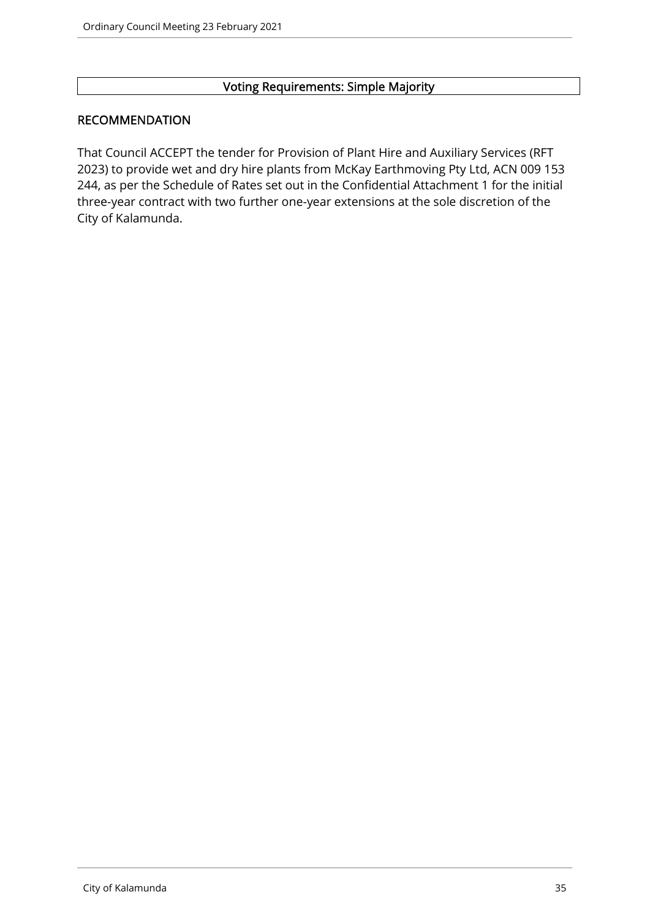**Voting Requirements: Simple Majority**

## RECOMMENDATION

That Council ACCEPT the tender for Provision of Plant Hire and Auxiliary Services (RFT 2023) to provide wet and dry hire plants from McKay Earthmoving Pty Ltd, ACN 009 153 244, as per the Schedule of Rates set out in the Confidential Attachment 1 for the initial three-year contract with two further one-year extensions at the sole discretion of the City of Kalamunda.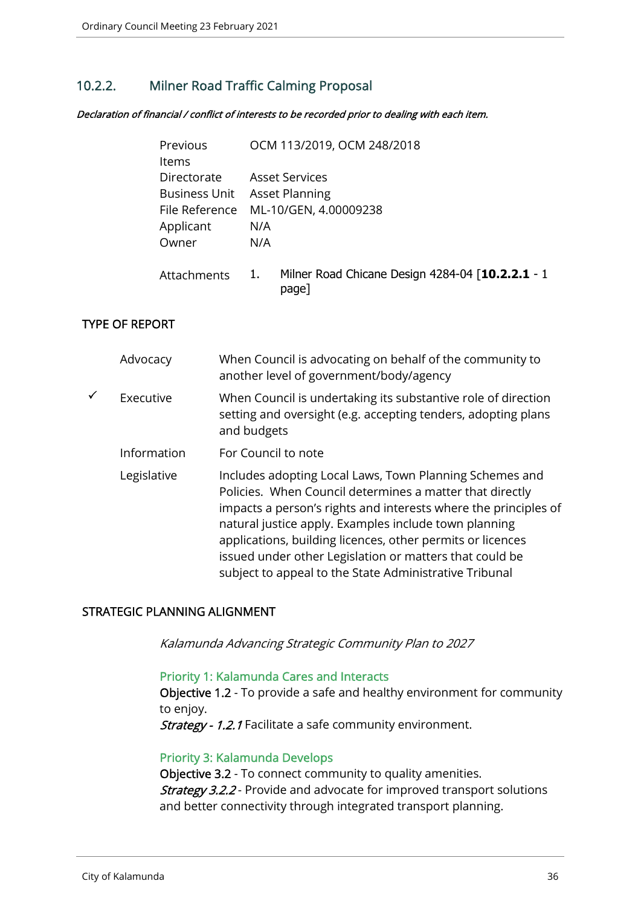## 10.2.2. Milner Road Traffic Calming Proposal

***Declaration of financial / conflict of interests to be recorded prior to dealing with each item.***

| | |
|---|---|
| Previous Items | OCM 113/2019, OCM 248/2018 |
| Directorate | Asset Services |
| Business Unit | Asset Planning |
| File Reference | ML-10/GEN, 4.00009238 |
| Applicant | N/A |
| Owner | N/A |
| Attachments | 1. Milner Road Chicane Design 4284-04 [**10.2.2.1** - 1 page] |

### TYPE OF REPORT

| | | |
|---|---|---|
| | Advocacy | When Council is advocating on behalf of the community to another level of government/body/agency |
| ✓ | Executive | When Council is undertaking its substantive role of direction setting and oversight (e.g. accepting tenders, adopting plans and budgets |
| | Information | For Council to note |
| | Legislative | Includes adopting Local Laws, Town Planning Schemes and Policies. When Council determines a matter that directly impacts a person's rights and interests where the principles of natural justice apply. Examples include town planning applications, building licences, other permits or licences issued under other Legislation or matters that could be subject to appeal to the State Administrative Tribunal |

### STRATEGIC PLANNING ALIGNMENT

*Kalamunda Advancing Strategic Community Plan to 2027*

**Priority 1: Kalamunda Cares and Interacts**
**Objective** 1.2 - To provide a safe and healthy environment for community to enjoy.
***Strategy - 1.2.1*** Facilitate a safe community environment.

**Priority 3: Kalamunda Develops**
**Objective 3.2** - To connect community to quality amenities.
***Strategy 3.2.2*** - Provide and advocate for improved transport solutions and better connectivity through integrated transport planning.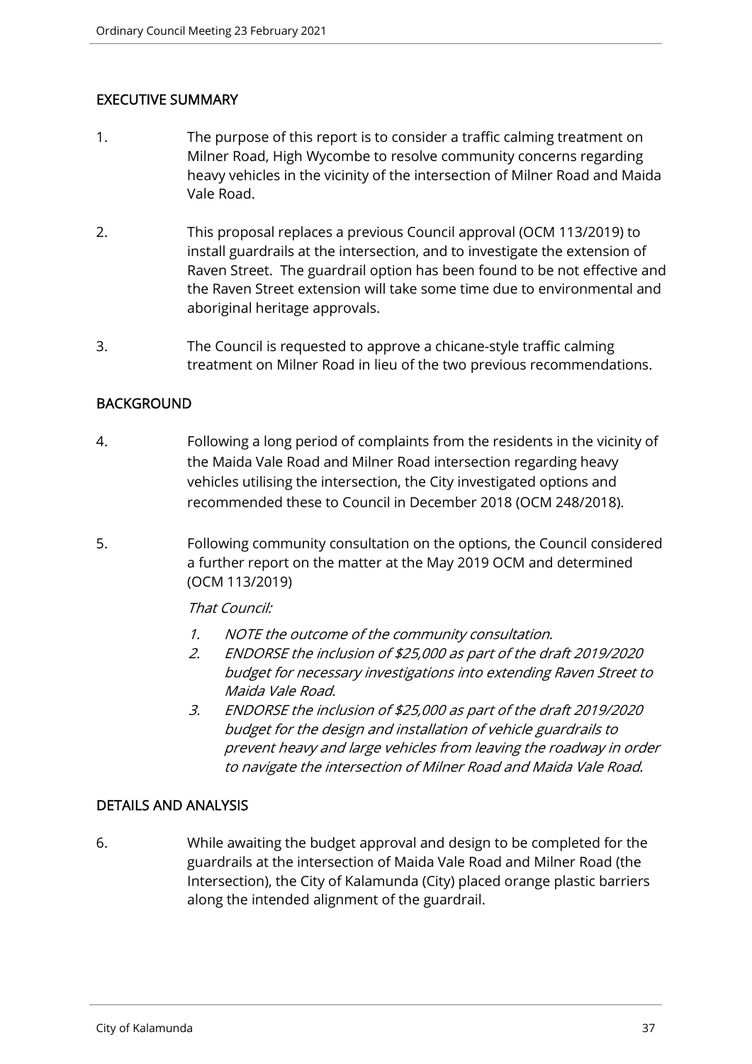## EXECUTIVE SUMMARY

1. The purpose of this report is to consider a traffic calming treatment on Milner Road, High Wycombe to resolve community concerns regarding heavy vehicles in the vicinity of the intersection of Milner Road and Maida Vale Road.

2. This proposal replaces a previous Council approval (OCM 113/2019) to install guardrails at the intersection, and to investigate the extension of Raven Street. The guardrail option has been found to be not effective and the Raven Street extension will take some time due to environmental and aboriginal heritage approvals.

3. The Council is requested to approve a chicane-style traffic calming treatment on Milner Road in lieu of the two previous recommendations.

## BACKGROUND

4. Following a long period of complaints from the residents in the vicinity of the Maida Vale Road and Milner Road intersection regarding heavy vehicles utilising the intersection, the City investigated options and recommended these to Council in December 2018 (OCM 248/2018).

5. Following community consultation on the options, the Council considered a further report on the matter at the May 2019 OCM and determined (OCM 113/2019)

   *That Council:*

   1. *NOTE the outcome of the community consultation.*
   2. *ENDORSE the inclusion of $25,000 as part of the draft 2019/2020 budget for necessary investigations into extending Raven Street to Maida Vale Road.*
   3. *ENDORSE the inclusion of $25,000 as part of the draft 2019/2020 budget for the design and installation of vehicle guardrails to prevent heavy and large vehicles from leaving the roadway in order to navigate the intersection of Milner Road and Maida Vale Road.*

## DETAILS AND ANALYSIS

6. While awaiting the budget approval and design to be completed for the guardrails at the intersection of Maida Vale Road and Milner Road (the Intersection), the City of Kalamunda (City) placed orange plastic barriers along the intended alignment of the guardrail.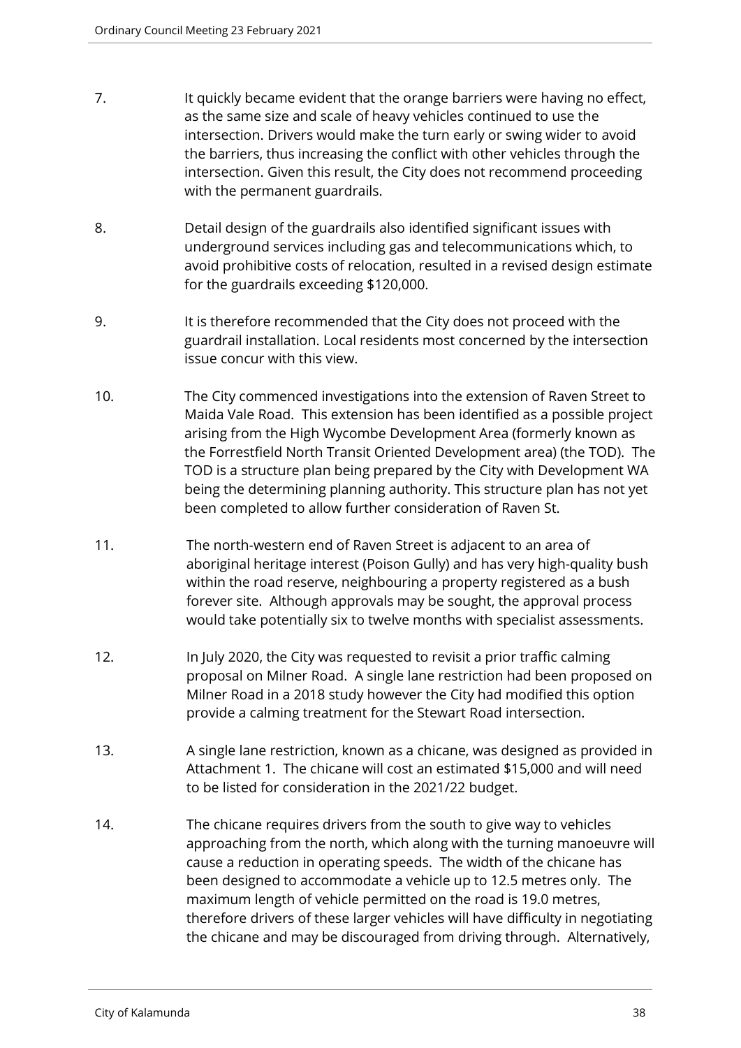7. It quickly became evident that the orange barriers were having no effect, as the same size and scale of heavy vehicles continued to use the intersection. Drivers would make the turn early or swing wider to avoid the barriers, thus increasing the conflict with other vehicles through the intersection. Given this result, the City does not recommend proceeding with the permanent guardrails.

8. Detail design of the guardrails also identified significant issues with underground services including gas and telecommunications which, to avoid prohibitive costs of relocation, resulted in a revised design estimate for the guardrails exceeding $120,000.

9. It is therefore recommended that the City does not proceed with the guardrail installation. Local residents most concerned by the intersection issue concur with this view.

10. The City commenced investigations into the extension of Raven Street to Maida Vale Road. This extension has been identified as a possible project arising from the High Wycombe Development Area (formerly known as the Forrestfield North Transit Oriented Development area) (the TOD). The TOD is a structure plan being prepared by the City with Development WA being the determining planning authority. This structure plan has not yet been completed to allow further consideration of Raven St.

11. The north-western end of Raven Street is adjacent to an area of aboriginal heritage interest (Poison Gully) and has very high-quality bush within the road reserve, neighbouring a property registered as a bush forever site. Although approvals may be sought, the approval process would take potentially six to twelve months with specialist assessments.

12. In July 2020, the City was requested to revisit a prior traffic calming proposal on Milner Road. A single lane restriction had been proposed on Milner Road in a 2018 study however the City had modified this option provide a calming treatment for the Stewart Road intersection.

13. A single lane restriction, known as a chicane, was designed as provided in Attachment 1. The chicane will cost an estimated $15,000 and will need to be listed for consideration in the 2021/22 budget.

14. The chicane requires drivers from the south to give way to vehicles approaching from the north, which along with the turning manoeuvre will cause a reduction in operating speeds. The width of the chicane has been designed to accommodate a vehicle up to 12.5 metres only. The maximum length of vehicle permitted on the road is 19.0 metres, therefore drivers of these larger vehicles will have difficulty in negotiating the chicane and may be discouraged from driving through. Alternatively,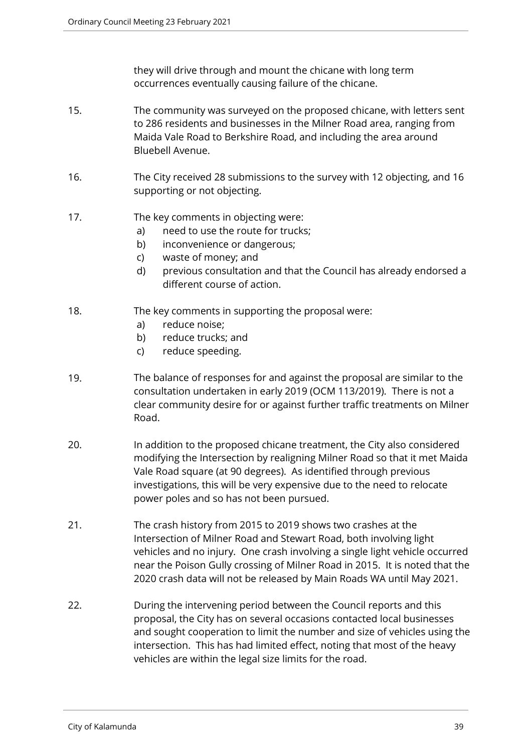they will drive through and mount the chicane with long term occurrences eventually causing failure of the chicane.

15. The community was surveyed on the proposed chicane, with letters sent to 286 residents and businesses in the Milner Road area, ranging from Maida Vale Road to Berkshire Road, and including the area around Bluebell Avenue.

16. The City received 28 submissions to the survey with 12 objecting, and 16 supporting or not objecting.

17. The key comments in objecting were:
    a) need to use the route for trucks;
    b) inconvenience or dangerous;
    c) waste of money; and
    d) previous consultation and that the Council has already endorsed a different course of action.

18. The key comments in supporting the proposal were:
    a) reduce noise;
    b) reduce trucks; and
    c) reduce speeding.

19. The balance of responses for and against the proposal are similar to the consultation undertaken in early 2019 (OCM 113/2019). There is not a clear community desire for or against further traffic treatments on Milner Road.

20. In addition to the proposed chicane treatment, the City also considered modifying the Intersection by realigning Milner Road so that it met Maida Vale Road square (at 90 degrees). As identified through previous investigations, this will be very expensive due to the need to relocate power poles and so has not been pursued.

21. The crash history from 2015 to 2019 shows two crashes at the Intersection of Milner Road and Stewart Road, both involving light vehicles and no injury. One crash involving a single light vehicle occurred near the Poison Gully crossing of Milner Road in 2015. It is noted that the 2020 crash data will not be released by Main Roads WA until May 2021.

22. During the intervening period between the Council reports and this proposal, the City has on several occasions contacted local businesses and sought cooperation to limit the number and size of vehicles using the intersection. This has had limited effect, noting that most of the heavy vehicles are within the legal size limits for the road.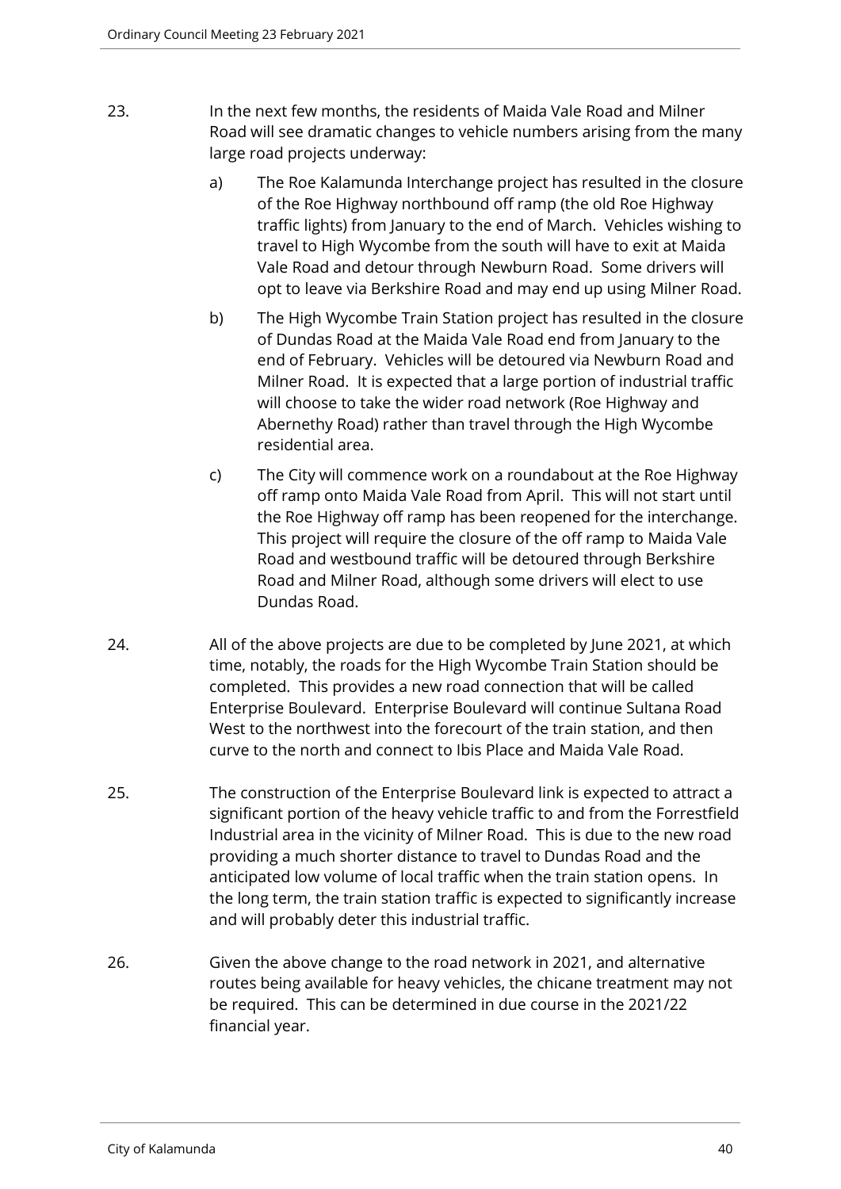23. In the next few months, the residents of Maida Vale Road and Milner Road will see dramatic changes to vehicle numbers arising from the many large road projects underway:

    a) The Roe Kalamunda Interchange project has resulted in the closure of the Roe Highway northbound off ramp (the old Roe Highway traffic lights) from January to the end of March. Vehicles wishing to travel to High Wycombe from the south will have to exit at Maida Vale Road and detour through Newburn Road. Some drivers will opt to leave via Berkshire Road and may end up using Milner Road.

    b) The High Wycombe Train Station project has resulted in the closure of Dundas Road at the Maida Vale Road end from January to the end of February. Vehicles will be detoured via Newburn Road and Milner Road. It is expected that a large portion of industrial traffic will choose to take the wider road network (Roe Highway and Abernethy Road) rather than travel through the High Wycombe residential area.

    c) The City will commence work on a roundabout at the Roe Highway off ramp onto Maida Vale Road from April. This will not start until the Roe Highway off ramp has been reopened for the interchange. This project will require the closure of the off ramp to Maida Vale Road and westbound traffic will be detoured through Berkshire Road and Milner Road, although some drivers will elect to use Dundas Road.

24. All of the above projects are due to be completed by June 2021, at which time, notably, the roads for the High Wycombe Train Station should be completed. This provides a new road connection that will be called Enterprise Boulevard. Enterprise Boulevard will continue Sultana Road West to the northwest into the forecourt of the train station, and then curve to the north and connect to Ibis Place and Maida Vale Road.

25. The construction of the Enterprise Boulevard link is expected to attract a significant portion of the heavy vehicle traffic to and from the Forrestfield Industrial area in the vicinity of Milner Road. This is due to the new road providing a much shorter distance to travel to Dundas Road and the anticipated low volume of local traffic when the train station opens. In the long term, the train station traffic is expected to significantly increase and will probably deter this industrial traffic.

26. Given the above change to the road network in 2021, and alternative routes being available for heavy vehicles, the chicane treatment may not be required. This can be determined in due course in the 2021/22 financial year.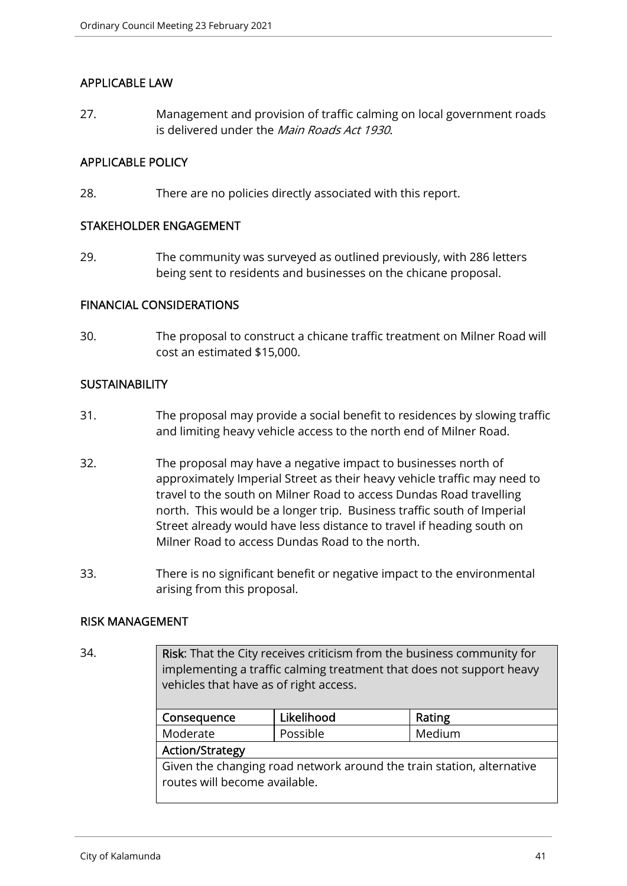## APPLICABLE LAW

27. Management and provision of traffic calming on local government roads is delivered under the *Main Roads Act 1930*.

## APPLICABLE POLICY

28. There are no policies directly associated with this report.

## STAKEHOLDER ENGAGEMENT

29. The community was surveyed as outlined previously, with 286 letters being sent to residents and businesses on the chicane proposal.

## FINANCIAL CONSIDERATIONS

30. The proposal to construct a chicane traffic treatment on Milner Road will cost an estimated $15,000.

## SUSTAINABILITY

31. The proposal may provide a social benefit to residences by slowing traffic and limiting heavy vehicle access to the north end of Milner Road.

32. The proposal may have a negative impact to businesses north of approximately Imperial Street as their heavy vehicle traffic may need to travel to the south on Milner Road to access Dundas Road travelling north. This would be a longer trip. Business traffic south of Imperial Street already would have less distance to travel if heading south on Milner Road to access Dundas Road to the north.

33. There is no significant benefit or negative impact to the environmental arising from this proposal.

## RISK MANAGEMENT

34.

| **Risk**: That the City receives criticism from the business community for implementing a traffic calming treatment that does not support heavy vehicles that have as of right access. | | |
|---|---|---|
| **Consequence** | **Likelihood** | **Rating** |
| Moderate | Possible | Medium |
| **Action/Strategy** | | |
| Given the changing road network around the train station, alternative routes will become available. | | |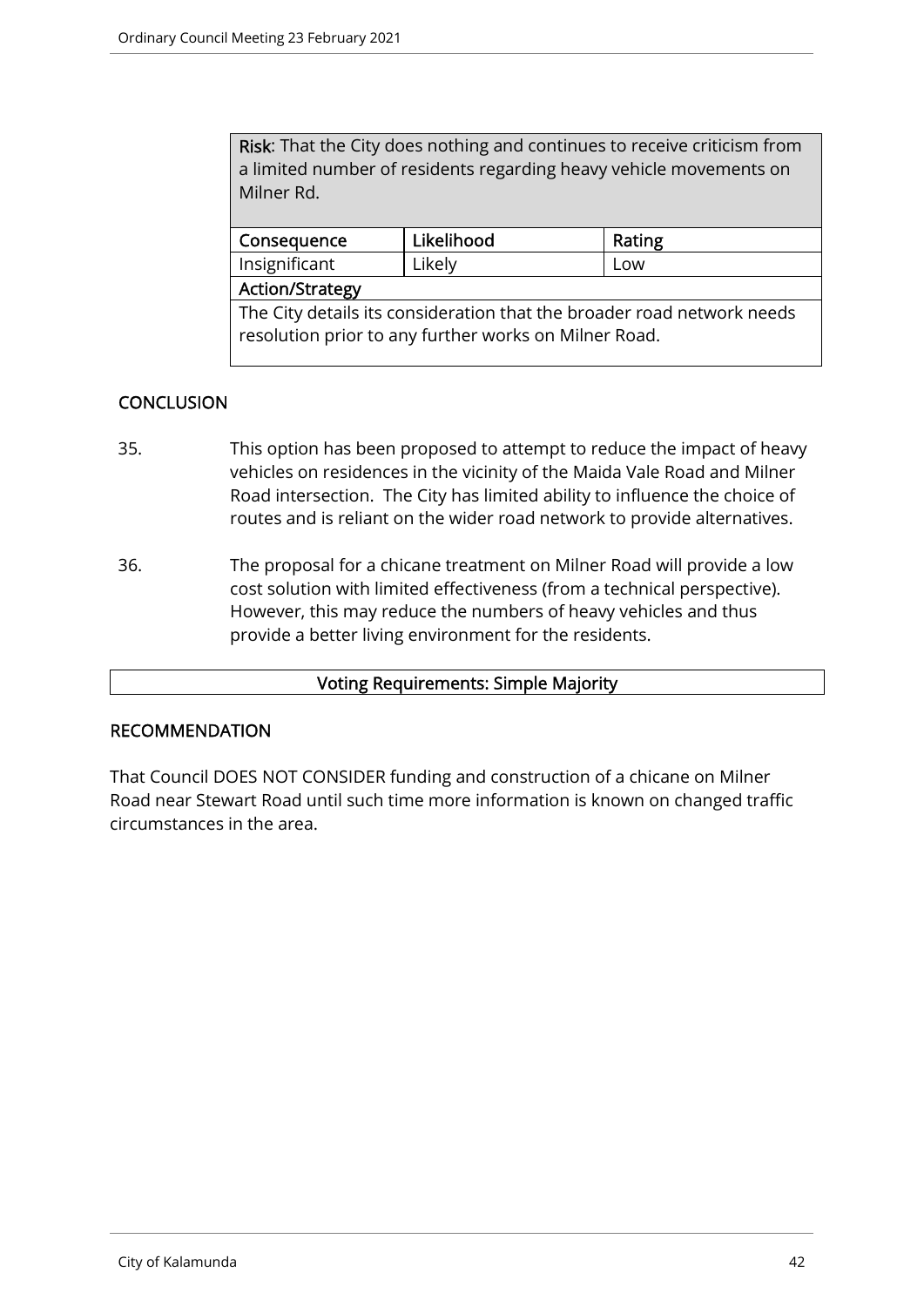| **Risk**: That the City does nothing and continues to receive criticism from a limited number of residents regarding heavy vehicle movements on Milner Rd. | | |
|---|---|---|
| **Consequence** | **Likelihood** | **Rating** |
| Insignificant | Likely | Low |
| **Action/Strategy** | | |
| The City details its consideration that the broader road network needs resolution prior to any further works on Milner Road. | | |

## CONCLUSION

35. This option has been proposed to attempt to reduce the impact of heavy vehicles on residences in the vicinity of the Maida Vale Road and Milner Road intersection. The City has limited ability to influence the choice of routes and is reliant on the wider road network to provide alternatives.

36. The proposal for a chicane treatment on Milner Road will provide a low cost solution with limited effectiveness (from a technical perspective). However, this may reduce the numbers of heavy vehicles and thus provide a better living environment for the residents.

**Voting Requirements: Simple Majority**

## RECOMMENDATION

That Council DOES NOT CONSIDER funding and construction of a chicane on Milner Road near Stewart Road until such time more information is known on changed traffic circumstances in the area.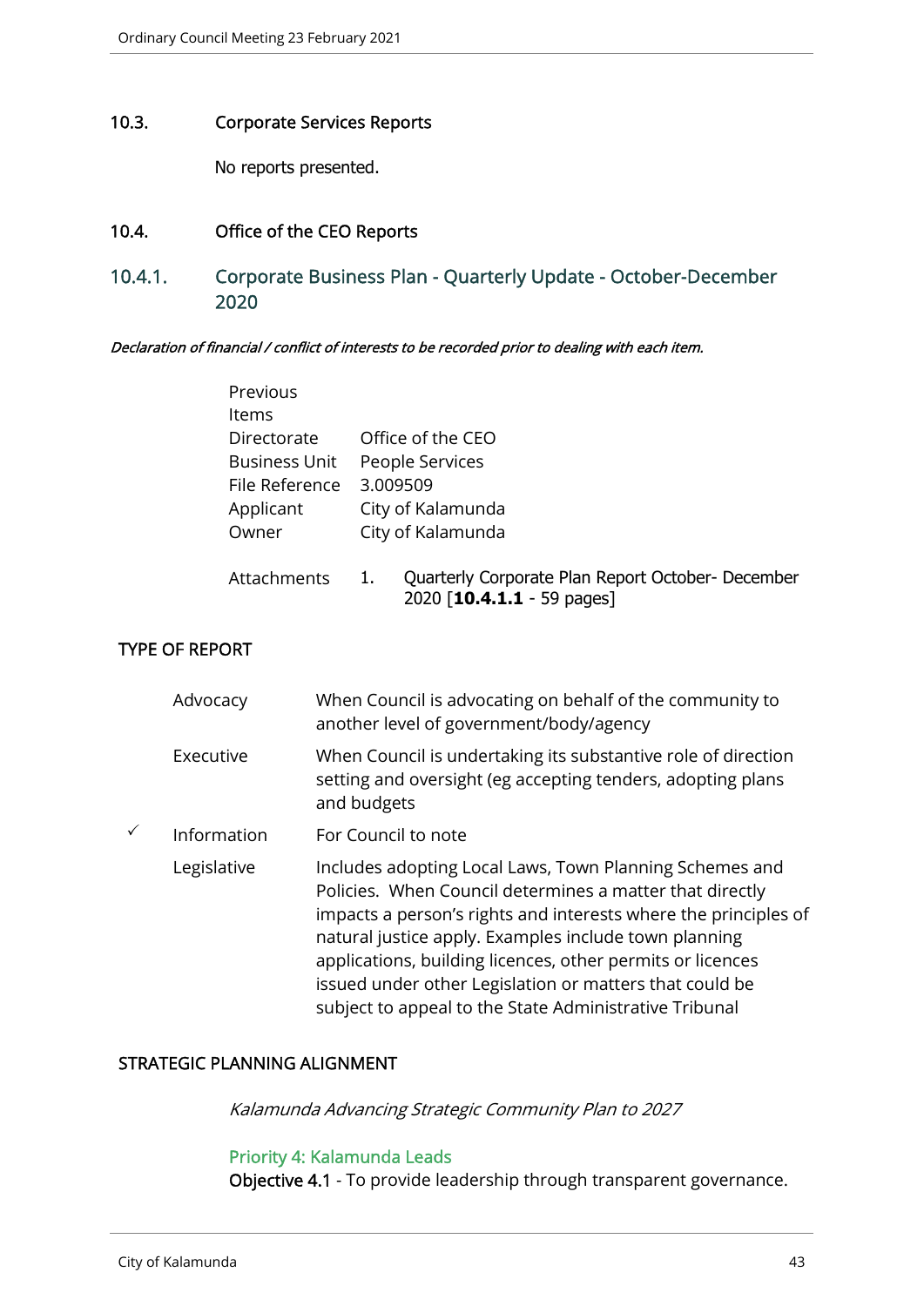## 10.3. Corporate Services Reports

No reports presented.

## 10.4. Office of the CEO Reports

### 10.4.1. Corporate Business Plan - Quarterly Update - October-December 2020

***Declaration of financial / conflict of interests to be recorded prior to dealing with each item.***

| | |
|---|---|
| Previous Items | |
| Directorate | Office of the CEO |
| Business Unit | People Services |
| File Reference | 3.009509 |
| Applicant | City of Kalamunda |
| Owner | City of Kalamunda |
| Attachments | 1. Quarterly Corporate Plan Report October- December 2020 [**10.4.1.1** - 59 pages] |

**TYPE OF REPORT**

| | | |
|---|---|---|
| | Advocacy | When Council is advocating on behalf of the community to another level of government/body/agency |
| | Executive | When Council is undertaking its substantive role of direction setting and oversight (eg accepting tenders, adopting plans and budgets |
| ✓ | Information | For Council to note |
| | Legislative | Includes adopting Local Laws, Town Planning Schemes and Policies. When Council determines a matter that directly impacts a person's rights and interests where the principles of natural justice apply. Examples include town planning applications, building licences, other permits or licences issued under other Legislation or matters that could be subject to appeal to the State Administrative Tribunal |

**STRATEGIC PLANNING ALIGNMENT**

*Kalamunda Advancing Strategic Community Plan to 2027*

Priority 4: Kalamunda Leads

**Objective 4.1** - To provide leadership through transparent governance.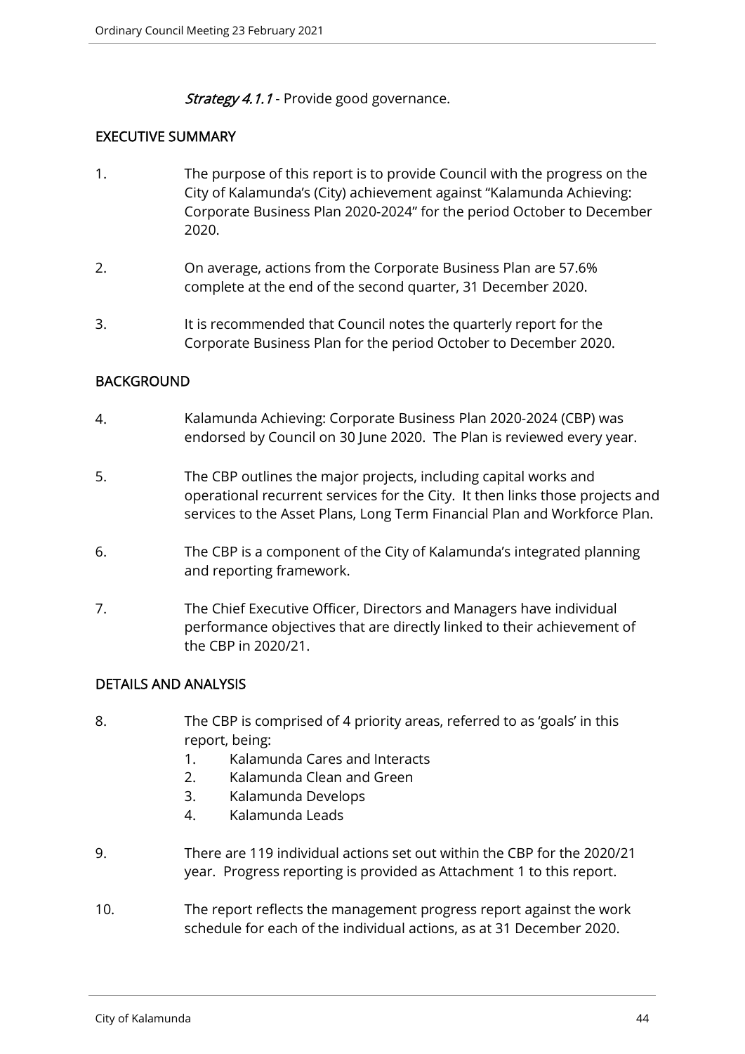*Strategy 4.1.1* - Provide good governance.

## EXECUTIVE SUMMARY

1. The purpose of this report is to provide Council with the progress on the City of Kalamunda's (City) achievement against "Kalamunda Achieving: Corporate Business Plan 2020-2024" for the period October to December 2020.

2. On average, actions from the Corporate Business Plan are 57.6% complete at the end of the second quarter, 31 December 2020.

3. It is recommended that Council notes the quarterly report for the Corporate Business Plan for the period October to December 2020.

## BACKGROUND

4. Kalamunda Achieving: Corporate Business Plan 2020-2024 (CBP) was endorsed by Council on 30 June 2020. The Plan is reviewed every year.

5. The CBP outlines the major projects, including capital works and operational recurrent services for the City. It then links those projects and services to the Asset Plans, Long Term Financial Plan and Workforce Plan.

6. The CBP is a component of the City of Kalamunda's integrated planning and reporting framework.

7. The Chief Executive Officer, Directors and Managers have individual performance objectives that are directly linked to their achievement of the CBP in 2020/21.

## DETAILS AND ANALYSIS

8. The CBP is comprised of 4 priority areas, referred to as 'goals' in this report, being:
   1. Kalamunda Cares and Interacts
   2. Kalamunda Clean and Green
   3. Kalamunda Develops
   4. Kalamunda Leads

9. There are 119 individual actions set out within the CBP for the 2020/21 year. Progress reporting is provided as Attachment 1 to this report.

10. The report reflects the management progress report against the work schedule for each of the individual actions, as at 31 December 2020.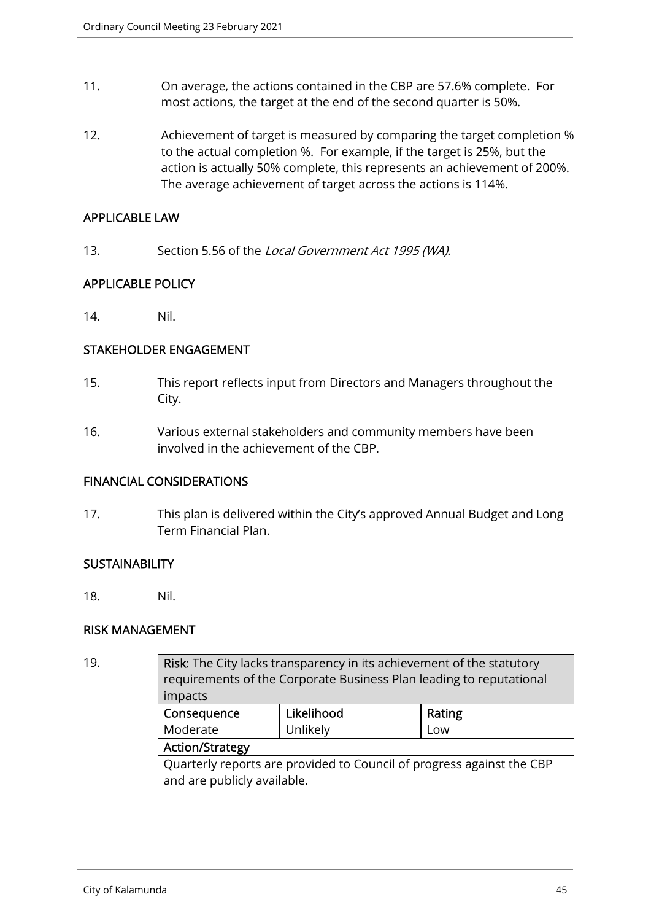11. On average, the actions contained in the CBP are 57.6% complete. For most actions, the target at the end of the second quarter is 50%.

12. Achievement of target is measured by comparing the target completion % to the actual completion %. For example, if the target is 25%, but the action is actually 50% complete, this represents an achievement of 200%. The average achievement of target across the actions is 114%.

## APPLICABLE LAW

13. Section 5.56 of the *Local Government Act 1995 (WA)*.

## APPLICABLE POLICY

14. Nil.

## STAKEHOLDER ENGAGEMENT

15. This report reflects input from Directors and Managers throughout the City.

16. Various external stakeholders and community members have been involved in the achievement of the CBP.

## FINANCIAL CONSIDERATIONS

17. This plan is delivered within the City's approved Annual Budget and Long Term Financial Plan.

## SUSTAINABILITY

18. Nil.

## RISK MANAGEMENT

19.

| **Risk**: The City lacks transparency in its achievement of the statutory requirements of the Corporate Business Plan leading to reputational impacts | | |
|---|---|---|
| **Consequence** | **Likelihood** | **Rating** |
| Moderate | Unlikely | Low |
| **Action/Strategy** | | |
| Quarterly reports are provided to Council of progress against the CBP and are publicly available. | | |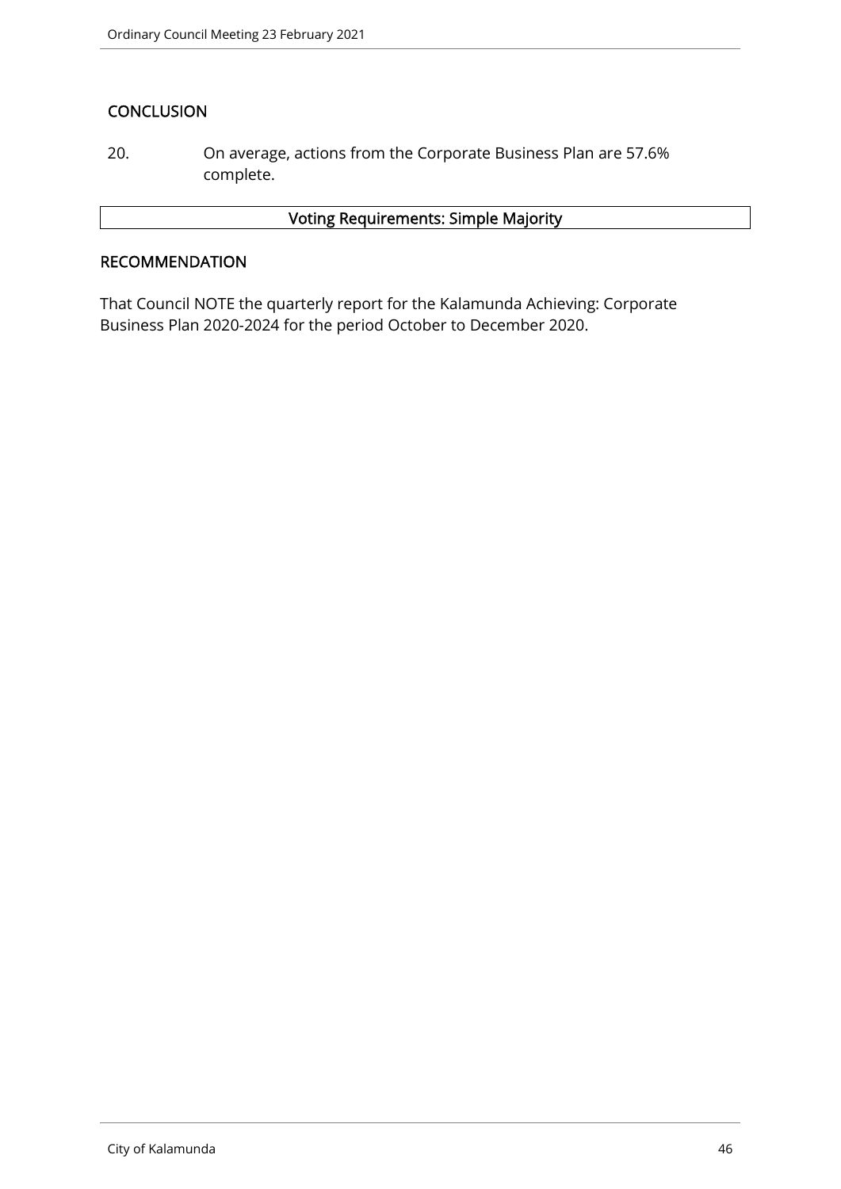## CONCLUSION

20. On average, actions from the Corporate Business Plan are 57.6% complete.

| Voting Requirements: Simple Majority |
| --- |

## RECOMMENDATION

That Council NOTE the quarterly report for the Kalamunda Achieving: Corporate Business Plan 2020-2024 for the period October to December 2020.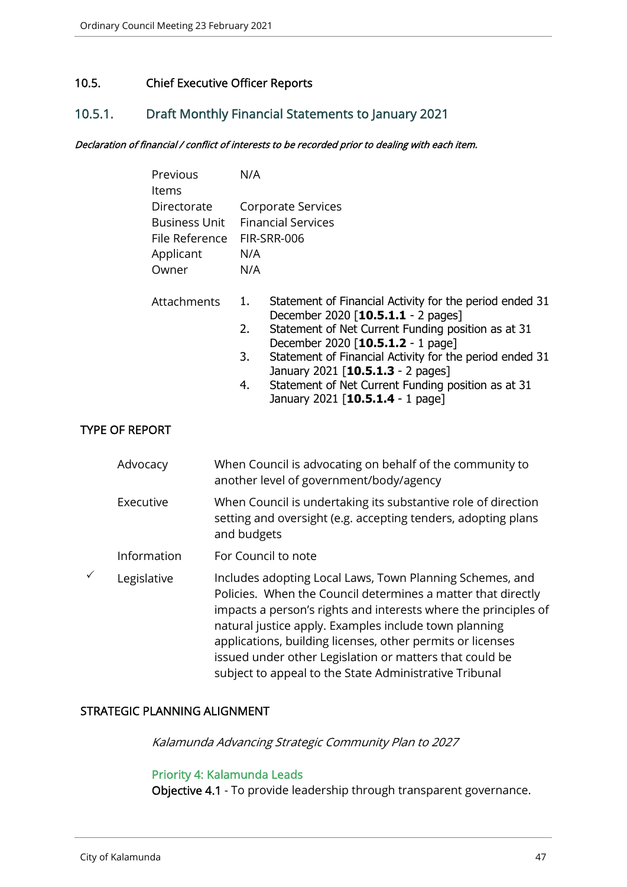## 10.5. Chief Executive Officer Reports

### 10.5.1. Draft Monthly Financial Statements to January 2021

*Declaration of financial / conflict of interests to be recorded prior to dealing with each item.*

| | |
|---|---|
| Previous Items | N/A |
| Directorate | Corporate Services |
| Business Unit | Financial Services |
| File Reference | FIR-SRR-006 |
| Applicant | N/A |
| Owner | N/A |

Attachments

1. Statement of Financial Activity for the period ended 31 December 2020 [**10.5.1.1** - 2 pages]
2. Statement of Net Current Funding position as at 31 December 2020 [**10.5.1.2** - 1 page]
3. Statement of Financial Activity for the period ended 31 January 2021 [**10.5.1.3** - 2 pages]
4. Statement of Net Current Funding position as at 31 January 2021 [**10.5.1.4** - 1 page]

**TYPE OF REPORT**

| | | |
|---|---|---|
| | Advocacy | When Council is advocating on behalf of the community to another level of government/body/agency |
| | Executive | When Council is undertaking its substantive role of direction setting and oversight (e.g. accepting tenders, adopting plans and budgets |
| | Information | For Council to note |
| ✓ | Legislative | Includes adopting Local Laws, Town Planning Schemes, and Policies. When the Council determines a matter that directly impacts a person's rights and interests where the principles of natural justice apply. Examples include town planning applications, building licenses, other permits or licenses issued under other Legislation or matters that could be subject to appeal to the State Administrative Tribunal |

**STRATEGIC PLANNING ALIGNMENT**

*Kalamunda Advancing Strategic Community Plan to 2027*

Priority 4: Kalamunda Leads

**Objective 4.1** - To provide leadership through transparent governance.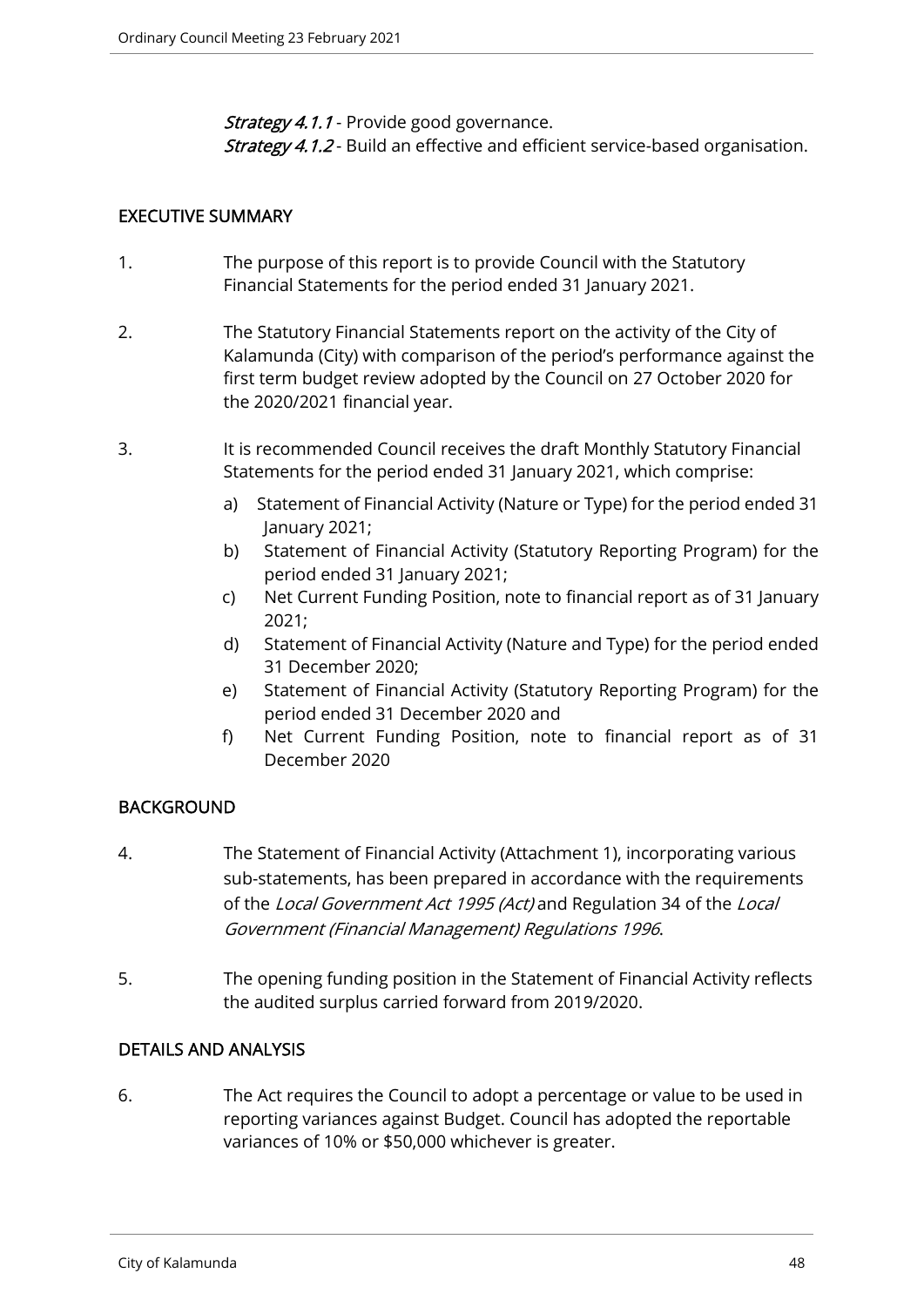*Strategy 4.1.1* - Provide good governance.
*Strategy 4.1.2* - Build an effective and efficient service-based organisation.

## EXECUTIVE SUMMARY

1. The purpose of this report is to provide Council with the Statutory Financial Statements for the period ended 31 January 2021.

2. The Statutory Financial Statements report on the activity of the City of Kalamunda (City) with comparison of the period's performance against the first term budget review adopted by the Council on 27 October 2020 for the 2020/2021 financial year.

3. It is recommended Council receives the draft Monthly Statutory Financial Statements for the period ended 31 January 2021, which comprise:

   a) Statement of Financial Activity (Nature or Type) for the period ended 31 January 2021;
   b) Statement of Financial Activity (Statutory Reporting Program) for the period ended 31 January 2021;
   c) Net Current Funding Position, note to financial report as of 31 January 2021;
   d) Statement of Financial Activity (Nature and Type) for the period ended 31 December 2020;
   e) Statement of Financial Activity (Statutory Reporting Program) for the period ended 31 December 2020 and
   f) Net Current Funding Position, note to financial report as of 31 December 2020

## BACKGROUND

4. The Statement of Financial Activity (Attachment 1), incorporating various sub-statements, has been prepared in accordance with the requirements of the *Local Government Act 1995 (Act)* and Regulation 34 of the *Local Government (Financial Management) Regulations 1996*.

5. The opening funding position in the Statement of Financial Activity reflects the audited surplus carried forward from 2019/2020.

## DETAILS AND ANALYSIS

6. The Act requires the Council to adopt a percentage or value to be used in reporting variances against Budget. Council has adopted the reportable variances of 10% or $50,000 whichever is greater.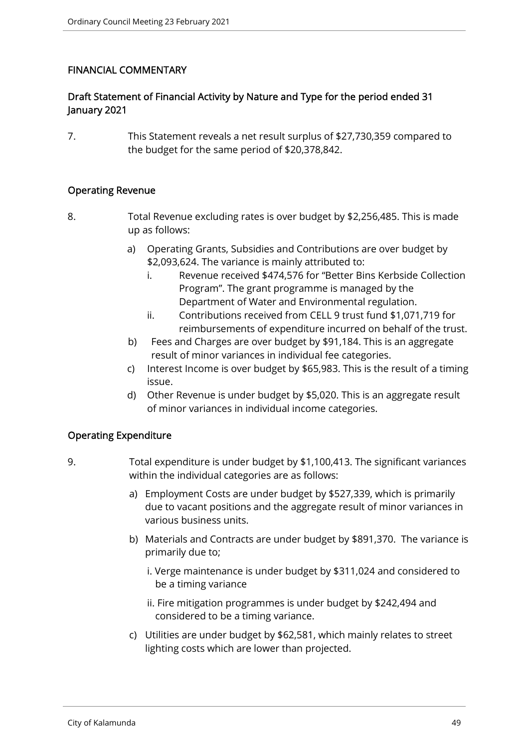## FINANCIAL COMMENTARY

### Draft Statement of Financial Activity by Nature and Type for the period ended 31 January 2021

7. This Statement reveals a net result surplus of $27,730,359 compared to the budget for the same period of $20,378,842.

### Operating Revenue

8. Total Revenue excluding rates is over budget by $2,256,485. This is made up as follows:

   a) Operating Grants, Subsidies and Contributions are over budget by $2,093,624. The variance is mainly attributed to:
      i. Revenue received $474,576 for "Better Bins Kerbside Collection Program". The grant programme is managed by the Department of Water and Environmental regulation.
      ii. Contributions received from CELL 9 trust fund $1,071,719 for reimbursements of expenditure incurred on behalf of the trust.

   b) Fees and Charges are over budget by $91,184. This is an aggregate result of minor variances in individual fee categories.

   c) Interest Income is over budget by $65,983. This is the result of a timing issue.

   d) Other Revenue is under budget by $5,020. This is an aggregate result of minor variances in individual income categories.

### Operating Expenditure

9. Total expenditure is under budget by $1,100,413. The significant variances within the individual categories are as follows:

   a) Employment Costs are under budget by $527,339, which is primarily due to vacant positions and the aggregate result of minor variances in various business units.

   b) Materials and Contracts are under budget by $891,370. The variance is primarily due to;

      i. Verge maintenance is under budget by $311,024 and considered to be a timing variance

      ii. Fire mitigation programmes is under budget by $242,494 and considered to be a timing variance.

   c) Utilities are under budget by $62,581, which mainly relates to street lighting costs which are lower than projected.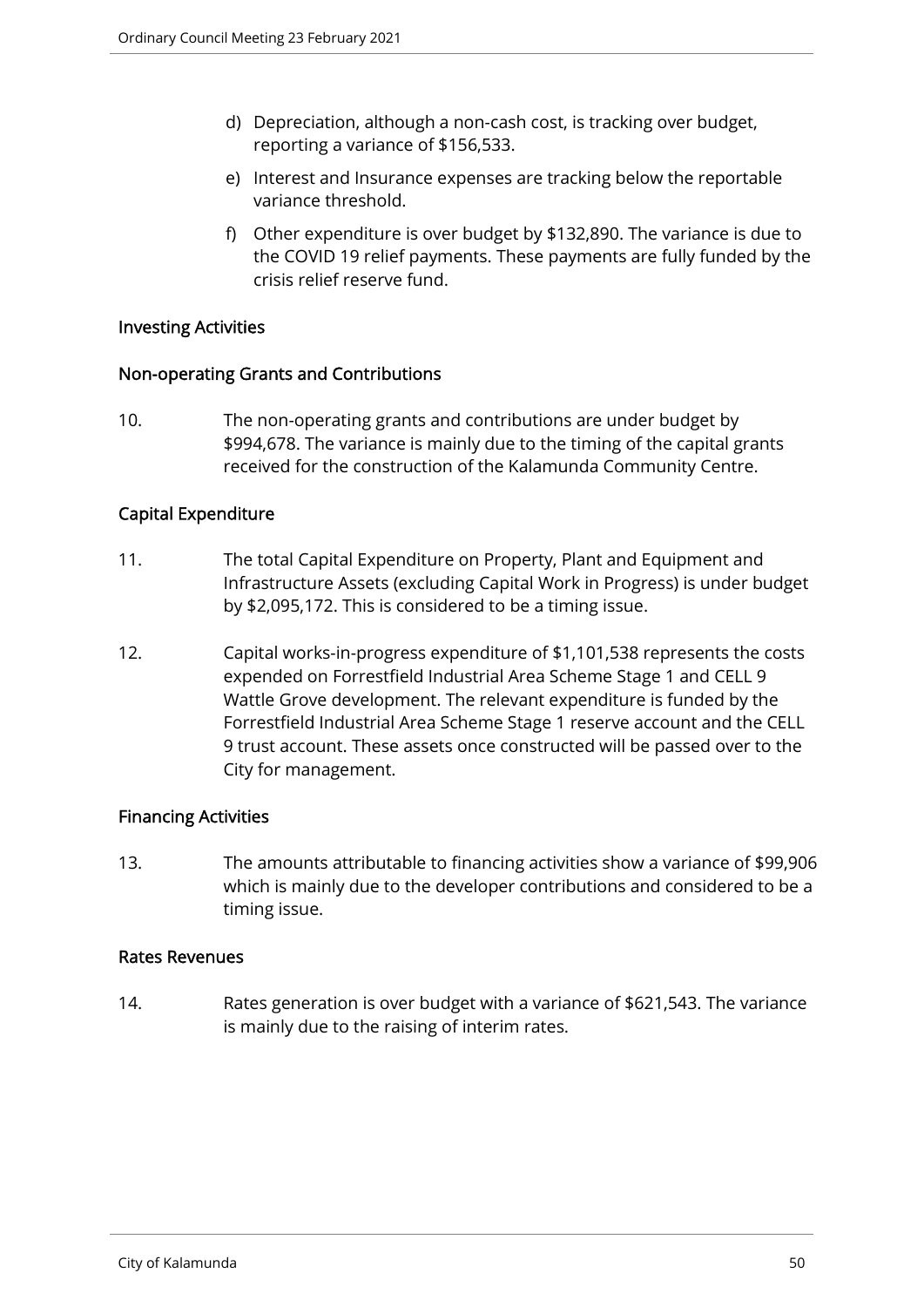d) Depreciation, although a non-cash cost, is tracking over budget, reporting a variance of $156,533.

e) Interest and Insurance expenses are tracking below the reportable variance threshold.

f) Other expenditure is over budget by $132,890. The variance is due to the COVID 19 relief payments. These payments are fully funded by the crisis relief reserve fund.

### Investing Activities

### Non-operating Grants and Contributions

10. The non-operating grants and contributions are under budget by $994,678. The variance is mainly due to the timing of the capital grants received for the construction of the Kalamunda Community Centre.

### Capital Expenditure

11. The total Capital Expenditure on Property, Plant and Equipment and Infrastructure Assets (excluding Capital Work in Progress) is under budget by $2,095,172. This is considered to be a timing issue.

12. Capital works-in-progress expenditure of $1,101,538 represents the costs expended on Forrestfield Industrial Area Scheme Stage 1 and CELL 9 Wattle Grove development. The relevant expenditure is funded by the Forrestfield Industrial Area Scheme Stage 1 reserve account and the CELL 9 trust account. These assets once constructed will be passed over to the City for management.

### Financing Activities

13. The amounts attributable to financing activities show a variance of $99,906 which is mainly due to the developer contributions and considered to be a timing issue.

### Rates Revenues

14. Rates generation is over budget with a variance of $621,543. The variance is mainly due to the raising of interim rates.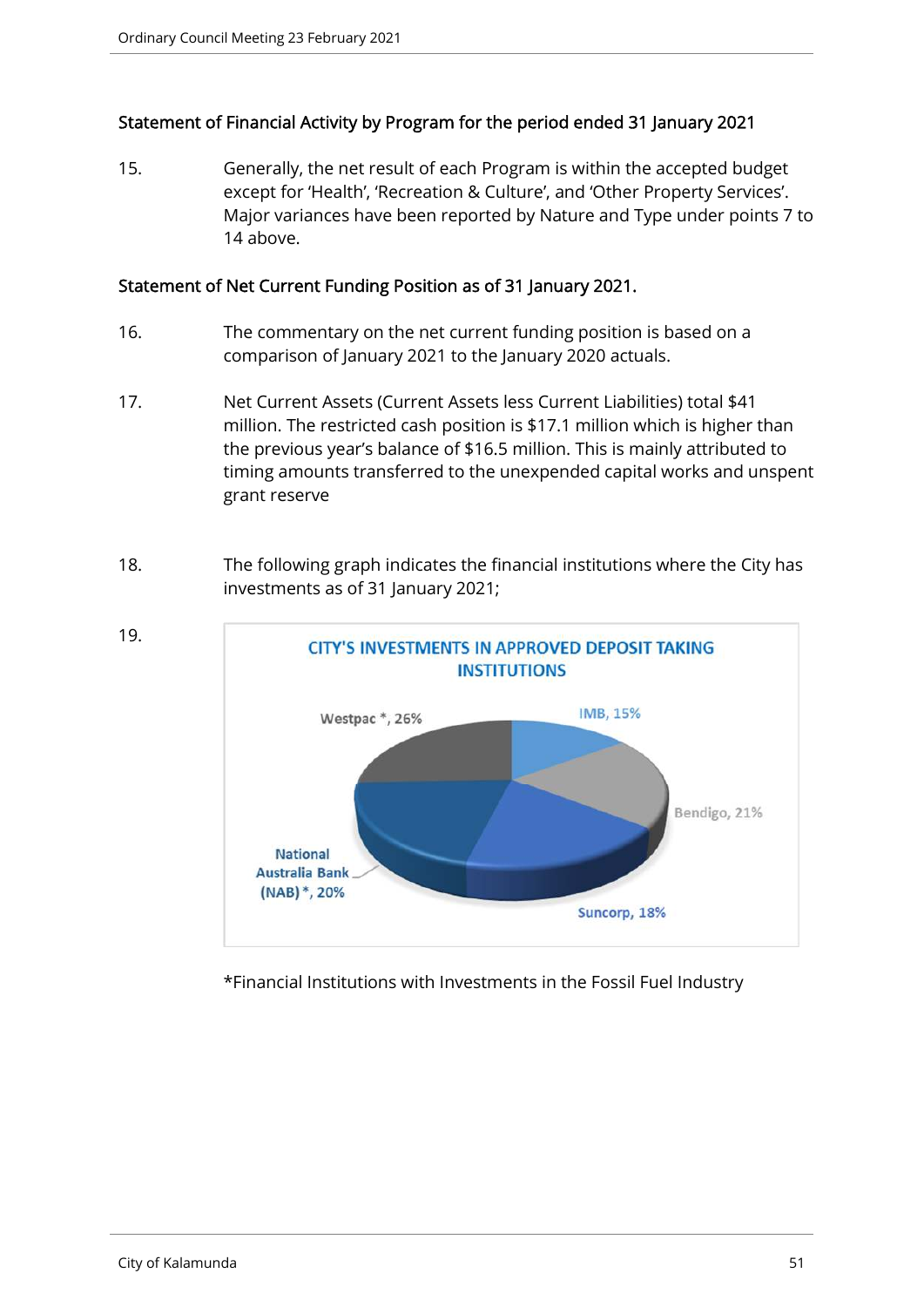### Statement of Financial Activity by Program for the period ended 31 January 2021

15. Generally, the net result of each Program is within the accepted budget except for 'Health', 'Recreation & Culture', and 'Other Property Services'. Major variances have been reported by Nature and Type under points 7 to 14 above.

### Statement of Net Current Funding Position as of 31 January 2021.

16. The commentary on the net current funding position is based on a comparison of January 2021 to the January 2020 actuals.

17. Net Current Assets (Current Assets less Current Liabilities) total $41 million. The restricted cash position is $17.1 million which is higher than the previous year's balance of $16.5 million. This is mainly attributed to timing amounts transferred to the unexpended capital works and unspent grant reserve

18. The following graph indicates the financial institutions where the City has investments as of 31 January 2021;

19.

**CITY'S INVESTMENTS IN APPROVED DEPOSIT TAKING INSTITUTIONS**

| Institution | Share |
|---|---|
| Westpac * | 26% |
| IMB | 15% |
| Bendigo | 21% |
| Suncorp | 18% |
| National Australia Bank (NAB) * | 20% |

*Financial Institutions with Investments in the Fossil Fuel Industry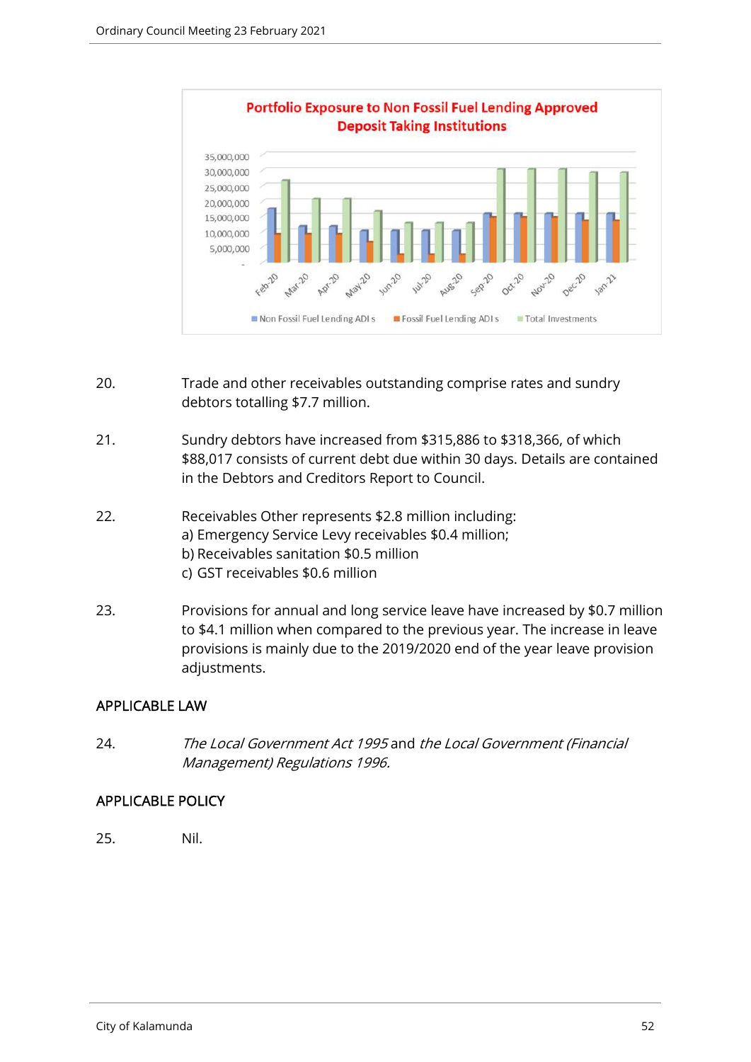**Portfolio Exposure to Non Fossil Fuel Lending Approved Deposit Taking Institutions**

20. Trade and other receivables outstanding comprise rates and sundry debtors totalling $7.7 million.

21. Sundry debtors have increased from $315,886 to $318,366, of which $88,017 consists of current debt due within 30 days. Details are contained in the Debtors and Creditors Report to Council.

22. Receivables Other represents $2.8 million including:
    a) Emergency Service Levy receivables $0.4 million;
    b) Receivables sanitation $0.5 million
    c) GST receivables $0.6 million

23. Provisions for annual and long service leave have increased by $0.7 million to $4.1 million when compared to the previous year. The increase in leave provisions is mainly due to the 2019/2020 end of the year leave provision adjustments.

## APPLICABLE LAW

24. *The Local Government Act 1995* and *the Local Government (Financial Management) Regulations 1996.*

## APPLICABLE POLICY

25. Nil.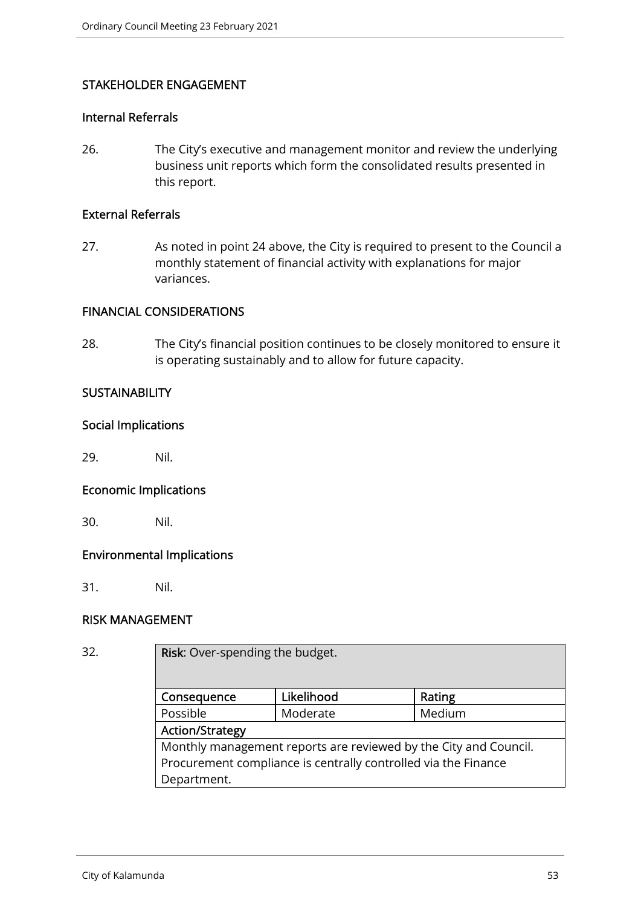## STAKEHOLDER ENGAGEMENT

### Internal Referrals

26. The City's executive and management monitor and review the underlying business unit reports which form the consolidated results presented in this report.

### External Referrals

27. As noted in point 24 above, the City is required to present to the Council a monthly statement of financial activity with explanations for major variances.

## FINANCIAL CONSIDERATIONS

28. The City's financial position continues to be closely monitored to ensure it is operating sustainably and to allow for future capacity.

## SUSTAINABILITY

### Social Implications

29. Nil.

### Economic Implications

30. Nil.

### Environmental Implications

31. Nil.

## RISK MANAGEMENT

32.

| **Risk**: Over-spending the budget. | | |
|---|---|---|
| **Consequence** | **Likelihood** | **Rating** |
| Possible | Moderate | Medium |
| **Action/Strategy** | | |
| Monthly management reports are reviewed by the City and Council. Procurement compliance is centrally controlled via the Finance Department. | | |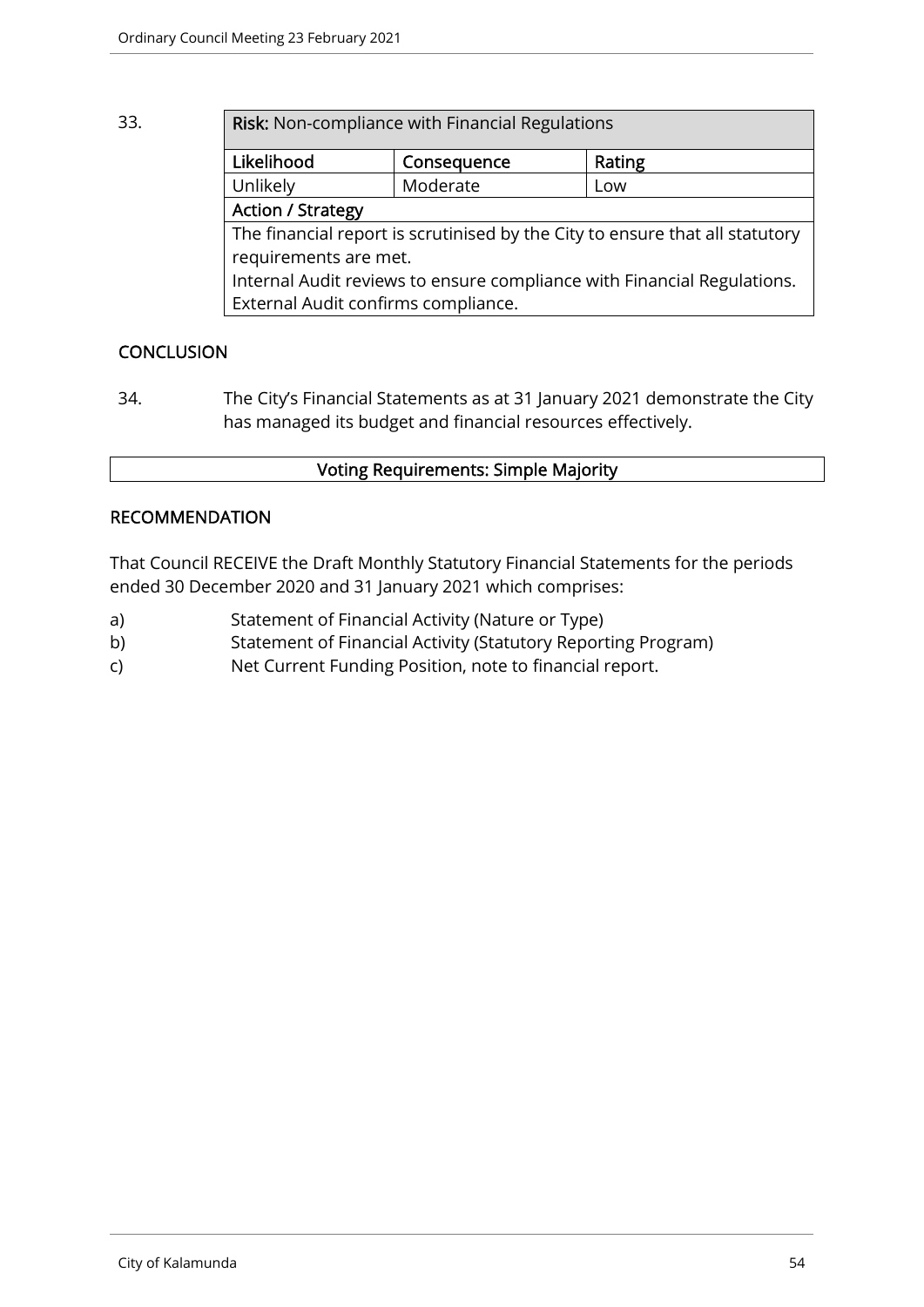33.

| **Risk:** Non-compliance with Financial Regulations | | |
|---|---|---|
| **Likelihood** | **Consequence** | **Rating** |
| Unlikely | Moderate | Low |
| **Action / Strategy** | | |
| The financial report is scrutinised by the City to ensure that all statutory requirements are met.<br>Internal Audit reviews to ensure compliance with Financial Regulations.<br>External Audit confirms compliance. | | |

## CONCLUSION

34. The City's Financial Statements as at 31 January 2021 demonstrate the City has managed its budget and financial resources effectively.

| **Voting Requirements: Simple Majority** |
|---|

## RECOMMENDATION

That Council RECEIVE the Draft Monthly Statutory Financial Statements for the periods ended 30 December 2020 and 31 January 2021 which comprises:

a) Statement of Financial Activity (Nature or Type)

b) Statement of Financial Activity (Statutory Reporting Program)

c) Net Current Funding Position, note to financial report.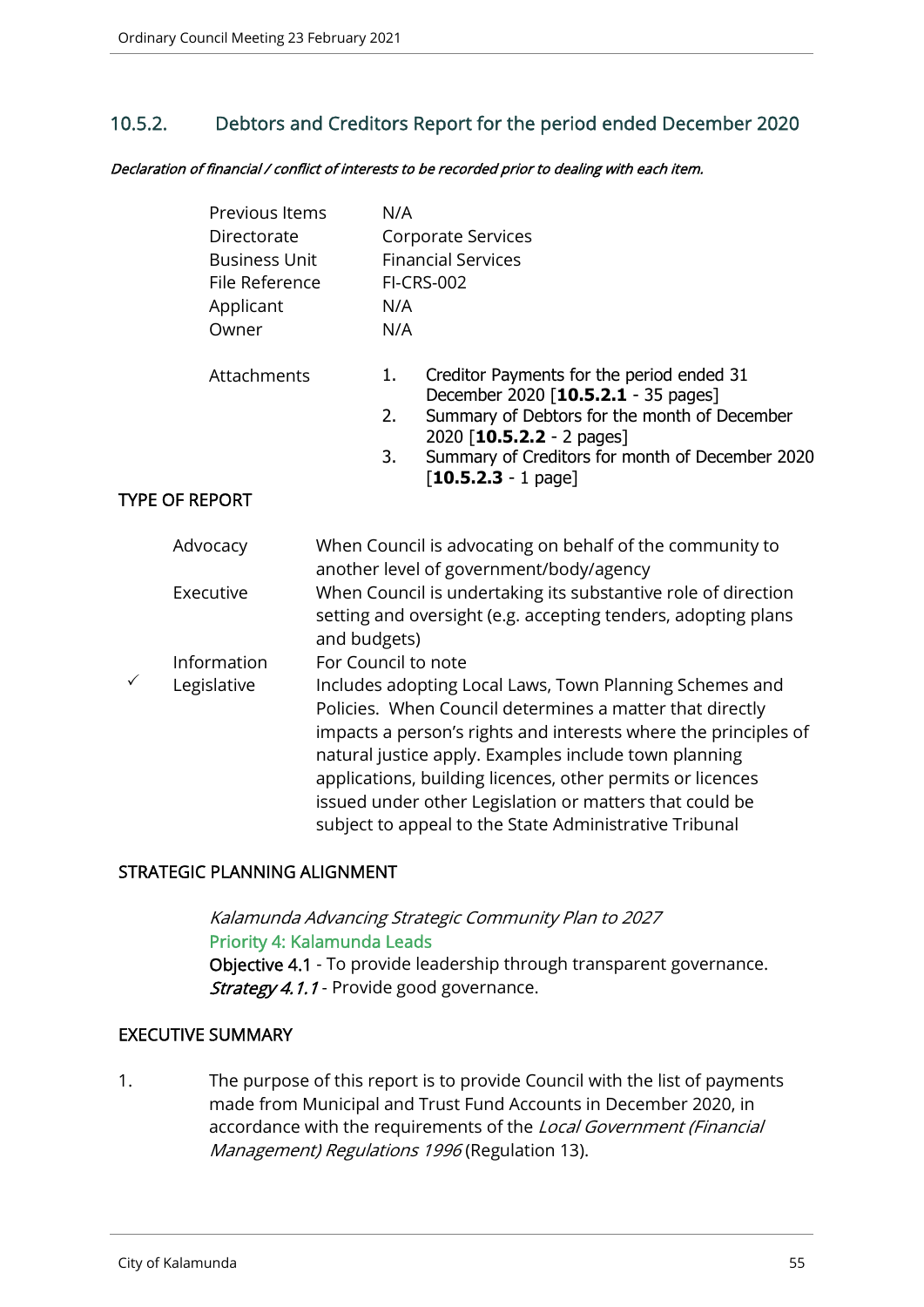## 10.5.2. Debtors and Creditors Report for the period ended December 2020

***Declaration of financial / conflict of interests to be recorded prior to dealing with each item.***

| | |
|---|---|
| Previous Items | N/A |
| Directorate | Corporate Services |
| Business Unit | Financial Services |
| File Reference | FI-CRS-002 |
| Applicant | N/A |
| Owner | N/A |

Attachments

1. Creditor Payments for the period ended 31 December 2020 [**10.5.2.1** - 35 pages]
2. Summary of Debtors for the month of December 2020 [**10.5.2.2** - 2 pages]
3. Summary of Creditors for month of December 2020 [**10.5.2.3** - 1 page]

### TYPE OF REPORT

| | | |
|---|---|---|
| | Advocacy | When Council is advocating on behalf of the community to another level of government/body/agency |
| | Executive | When Council is undertaking its substantive role of direction setting and oversight (e.g. accepting tenders, adopting plans and budgets) |
| | Information | For Council to note |
| ✓ | Legislative | Includes adopting Local Laws, Town Planning Schemes and Policies. When Council determines a matter that directly impacts a person's rights and interests where the principles of natural justice apply. Examples include town planning applications, building licences, other permits or licences issued under other Legislation or matters that could be subject to appeal to the State Administrative Tribunal |

### STRATEGIC PLANNING ALIGNMENT

*Kalamunda Advancing Strategic Community Plan to 2027*
Priority 4: Kalamunda Leads
**Objective 4.1** - To provide leadership through transparent governance.
***Strategy 4.1.1*** - Provide good governance.

### EXECUTIVE SUMMARY

1. The purpose of this report is to provide Council with the list of payments made from Municipal and Trust Fund Accounts in December 2020, in accordance with the requirements of the *Local Government (Financial Management) Regulations 1996* (Regulation 13).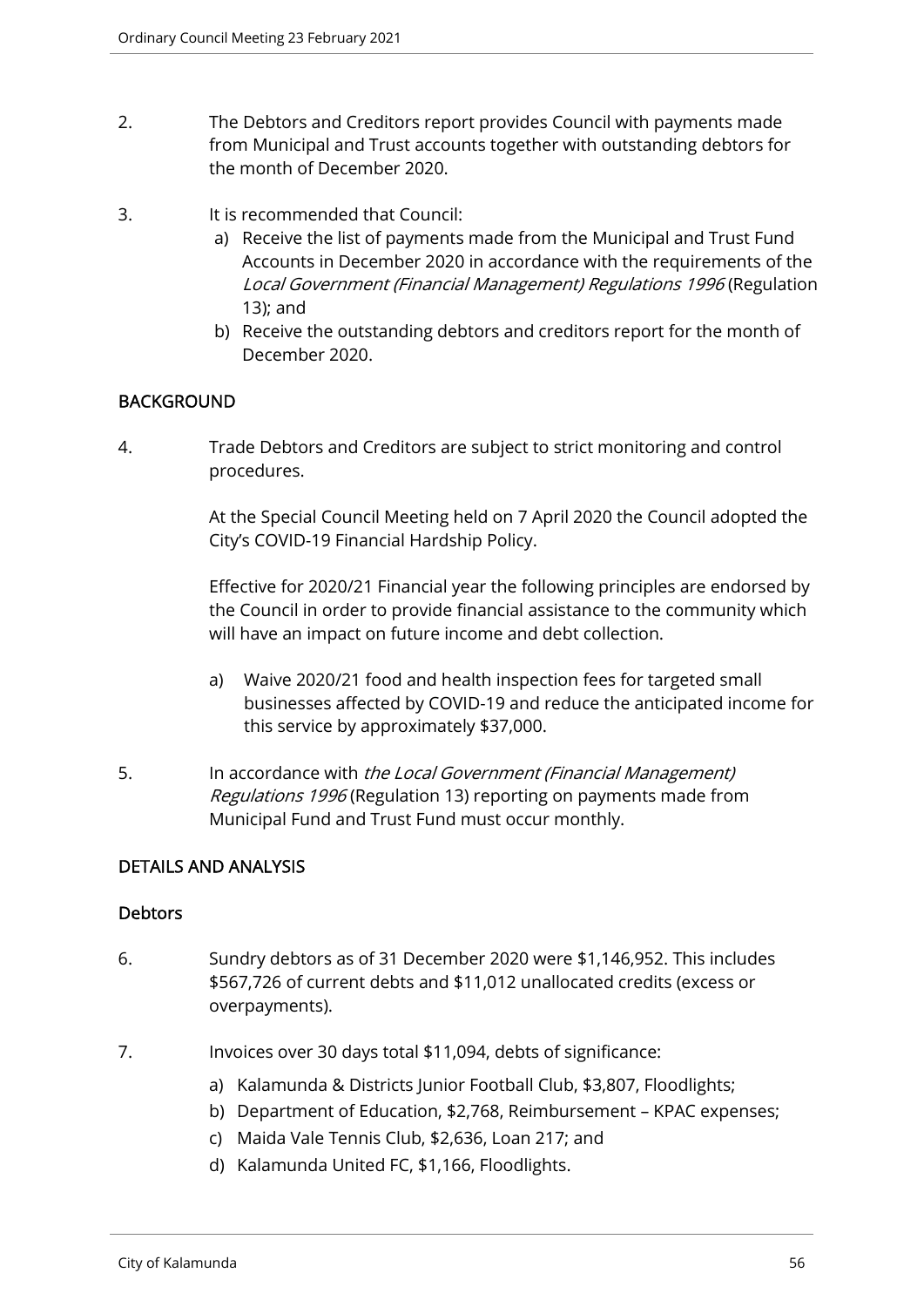2. The Debtors and Creditors report provides Council with payments made from Municipal and Trust accounts together with outstanding debtors for the month of December 2020.

3. It is recommended that Council:
   a) Receive the list of payments made from the Municipal and Trust Fund Accounts in December 2020 in accordance with the requirements of the *Local Government (Financial Management) Regulations 1996* (Regulation 13); and
   b) Receive the outstanding debtors and creditors report for the month of December 2020.

## BACKGROUND

4. Trade Debtors and Creditors are subject to strict monitoring and control procedures.

   At the Special Council Meeting held on 7 April 2020 the Council adopted the City's COVID-19 Financial Hardship Policy.

   Effective for 2020/21 Financial year the following principles are endorsed by the Council in order to provide financial assistance to the community which will have an impact on future income and debt collection.

   a) Waive 2020/21 food and health inspection fees for targeted small businesses affected by COVID-19 and reduce the anticipated income for this service by approximately $37,000.

5. In accordance with *the Local Government (Financial Management) Regulations 1996* (Regulation 13) reporting on payments made from Municipal Fund and Trust Fund must occur monthly.

## DETAILS AND ANALYSIS

### Debtors

6. Sundry debtors as of 31 December 2020 were $1,146,952. This includes $567,726 of current debts and $11,012 unallocated credits (excess or overpayments).

7. Invoices over 30 days total $11,094, debts of significance:
   a) Kalamunda & Districts Junior Football Club, $3,807, Floodlights;
   b) Department of Education, $2,768, Reimbursement – KPAC expenses;
   c) Maida Vale Tennis Club, $2,636, Loan 217; and
   d) Kalamunda United FC, $1,166, Floodlights.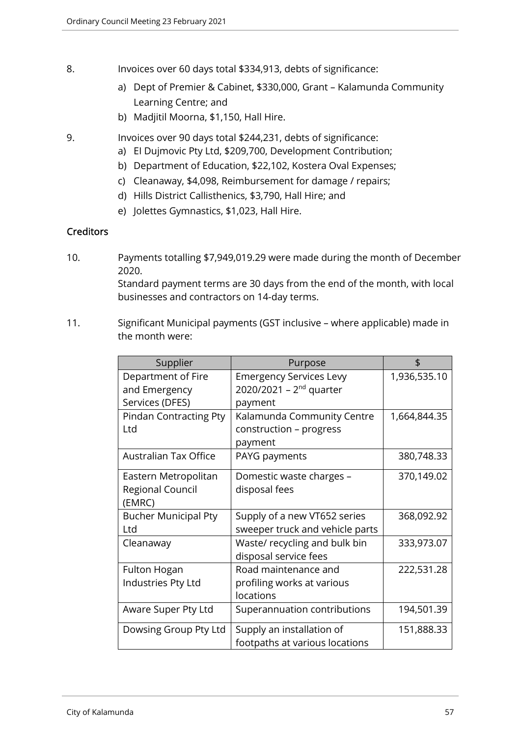8. Invoices over 60 days total $334,913, debts of significance:
   a) Dept of Premier & Cabinet, $330,000, Grant – Kalamunda Community Learning Centre; and
   b) Madjitil Moorna, $1,150, Hall Hire.

9. Invoices over 90 days total $244,231, debts of significance:
   a) El Dujmovic Pty Ltd, $209,700, Development Contribution;
   b) Department of Education, $22,102, Kostera Oval Expenses;
   c) Cleanaway, $4,098, Reimbursement for damage / repairs;
   d) Hills District Callisthenics, $3,790, Hall Hire; and
   e) Jolettes Gymnastics, $1,023, Hall Hire.

**Creditors**

10. Payments totalling $7,949,019.29 were made during the month of December 2020.
    Standard payment terms are 30 days from the end of the month, with local businesses and contractors on 14-day terms.

11. Significant Municipal payments (GST inclusive – where applicable) made in the month were:

| Supplier | Purpose | $ |
|---|---|---|
| Department of Fire and Emergency Services (DFES) | Emergency Services Levy 2020/2021 – 2nd quarter payment | 1,936,535.10 |
| Pindan Contracting Pty Ltd | Kalamunda Community Centre construction – progress payment | 1,664,844.35 |
| Australian Tax Office | PAYG payments | 380,748.33 |
| Eastern Metropolitan Regional Council (EMRC) | Domestic waste charges – disposal fees | 370,149.02 |
| Bucher Municipal Pty Ltd | Supply of a new VT652 series sweeper truck and vehicle parts | 368,092.92 |
| Cleanaway | Waste/ recycling and bulk bin disposal service fees | 333,973.07 |
| Fulton Hogan Industries Pty Ltd | Road maintenance and profiling works at various locations | 222,531.28 |
| Aware Super Pty Ltd | Superannuation contributions | 194,501.39 |
| Dowsing Group Pty Ltd | Supply an installation of footpaths at various locations | 151,888.33 |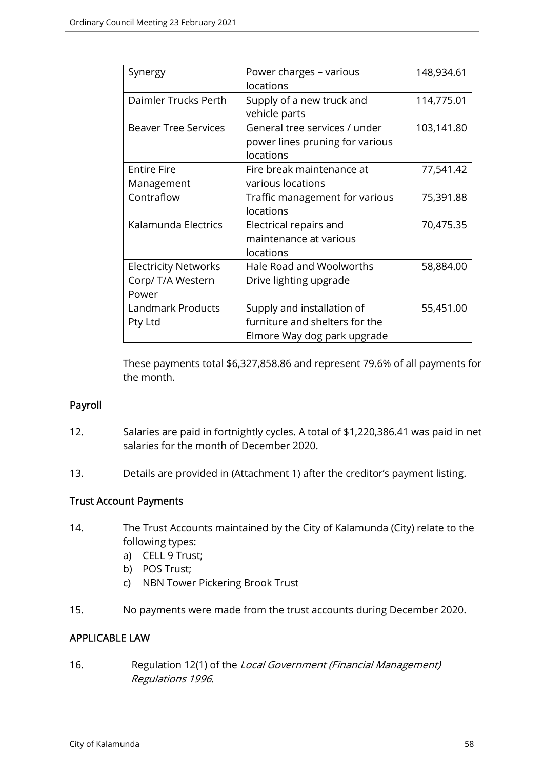| Synergy | Power charges – various locations | 148,934.61 |
|---|---|---|
| Daimler Trucks Perth | Supply of a new truck and vehicle parts | 114,775.01 |
| Beaver Tree Services | General tree services / under power lines pruning for various locations | 103,141.80 |
| Entire Fire Management | Fire break maintenance at various locations | 77,541.42 |
| Contraflow | Traffic management for various locations | 75,391.88 |
| Kalamunda Electrics | Electrical repairs and maintenance at various locations | 70,475.35 |
| Electricity Networks Corp/ T/A Western Power | Hale Road and Woolworths Drive lighting upgrade | 58,884.00 |
| Landmark Products Pty Ltd | Supply and installation of furniture and shelters for the Elmore Way dog park upgrade | 55,451.00 |

These payments total $6,327,858.86 and represent 79.6% of all payments for the month.

## Payroll

12. Salaries are paid in fortnightly cycles. A total of $1,220,386.41 was paid in net salaries for the month of December 2020.

13. Details are provided in (Attachment 1) after the creditor's payment listing.

## Trust Account Payments

14. The Trust Accounts maintained by the City of Kalamunda (City) relate to the following types:
    a) CELL 9 Trust;
    b) POS Trust;
    c) NBN Tower Pickering Brook Trust

15. No payments were made from the trust accounts during December 2020.

## APPLICABLE LAW

16. Regulation 12(1) of the *Local Government (Financial Management) Regulations 1996*.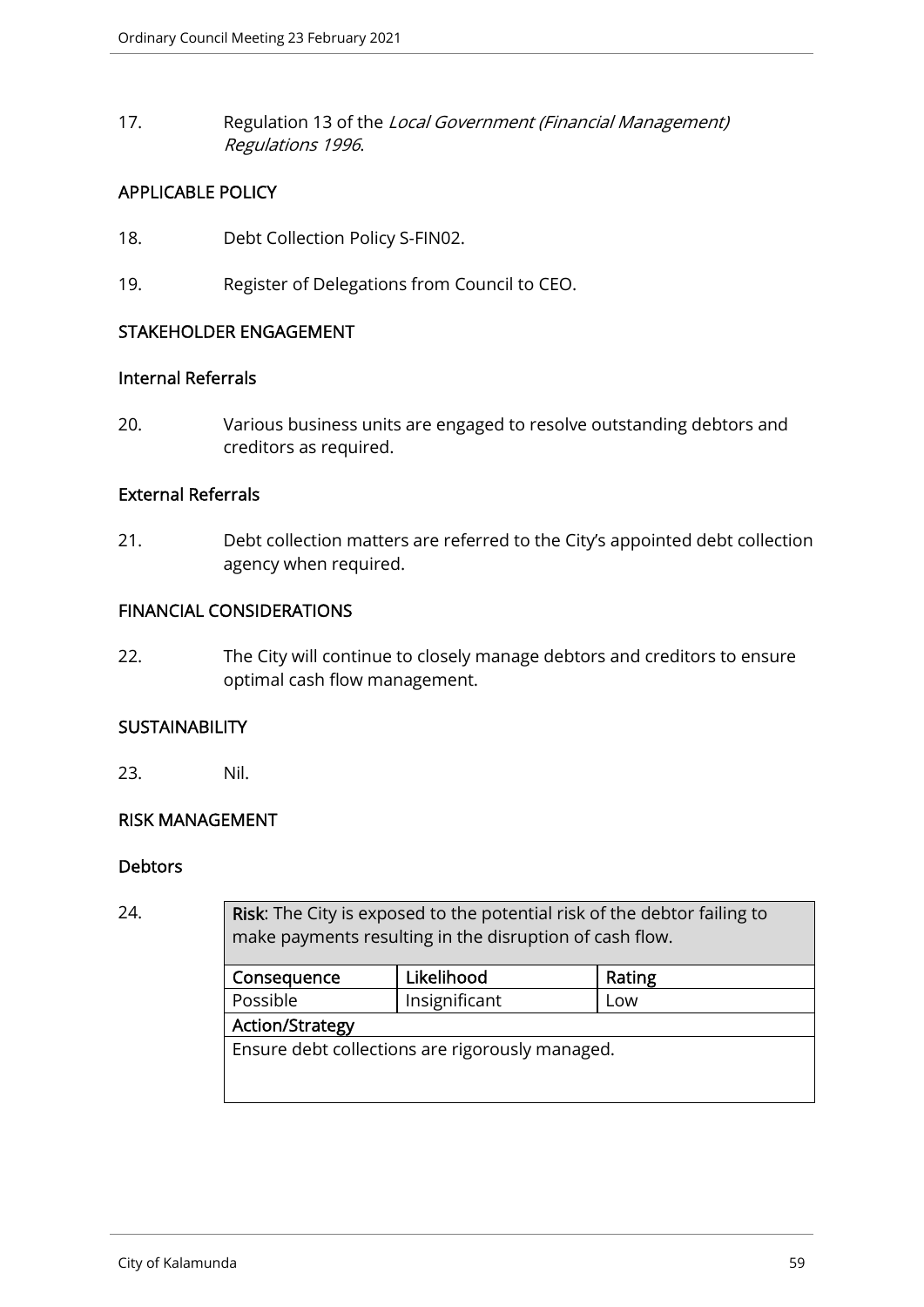17. Regulation 13 of the *Local Government (Financial Management) Regulations 1996*.

## APPLICABLE POLICY

18. Debt Collection Policy S-FIN02.

19. Register of Delegations from Council to CEO.

## STAKEHOLDER ENGAGEMENT

### Internal Referrals

20. Various business units are engaged to resolve outstanding debtors and creditors as required.

### External Referrals

21. Debt collection matters are referred to the City's appointed debt collection agency when required.

## FINANCIAL CONSIDERATIONS

22. The City will continue to closely manage debtors and creditors to ensure optimal cash flow management.

## SUSTAINABILITY

23. Nil.

## RISK MANAGEMENT

### Debtors

24.

| **Risk**: The City is exposed to the potential risk of the debtor failing to make payments resulting in the disruption of cash flow. | | |
|---|---|---|
| **Consequence** | **Likelihood** | **Rating** |
| Possible | Insignificant | Low |
| **Action/Strategy** | | |
| Ensure debt collections are rigorously managed. | | |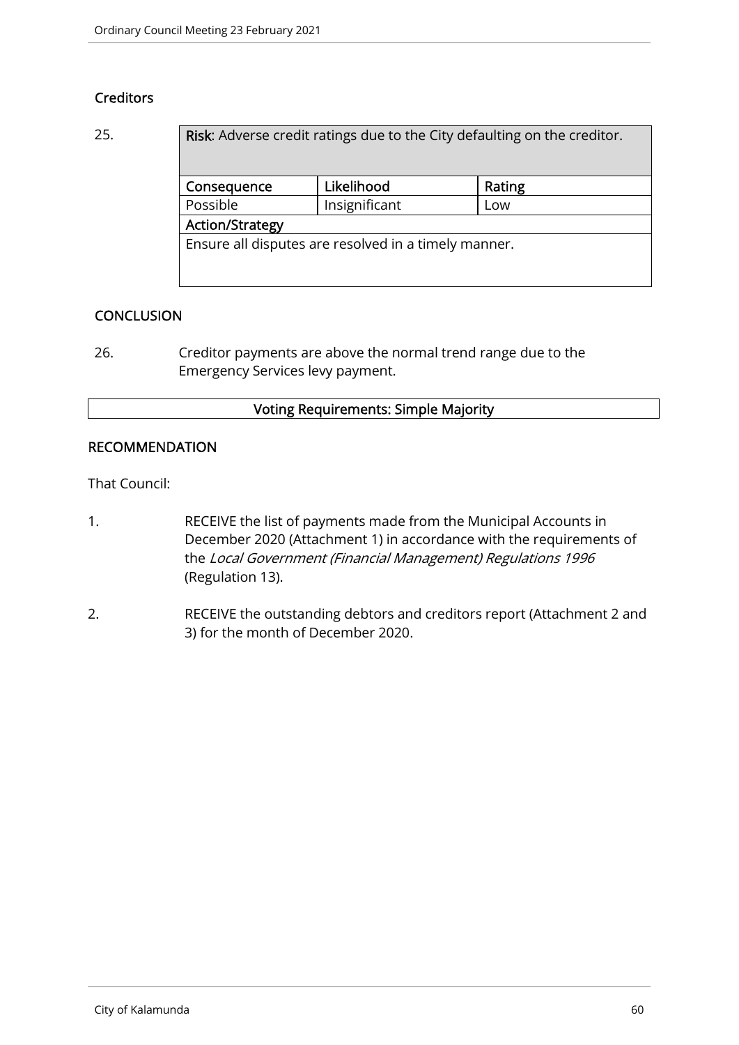## Creditors

25.

| **Risk**: Adverse credit ratings due to the City defaulting on the creditor. | | |
|---|---|---|
| **Consequence** | **Likelihood** | **Rating** |
| Possible | Insignificant | Low |
| **Action/Strategy** | | |
| Ensure all disputes are resolved in a timely manner. | | |

## CONCLUSION

26. Creditor payments are above the normal trend range due to the Emergency Services levy payment.

**Voting Requirements: Simple Majority**

## RECOMMENDATION

That Council:

1. RECEIVE the list of payments made from the Municipal Accounts in December 2020 (Attachment 1) in accordance with the requirements of the *Local Government (Financial Management) Regulations 1996* (Regulation 13).

2. RECEIVE the outstanding debtors and creditors report (Attachment 2 and 3) for the month of December 2020.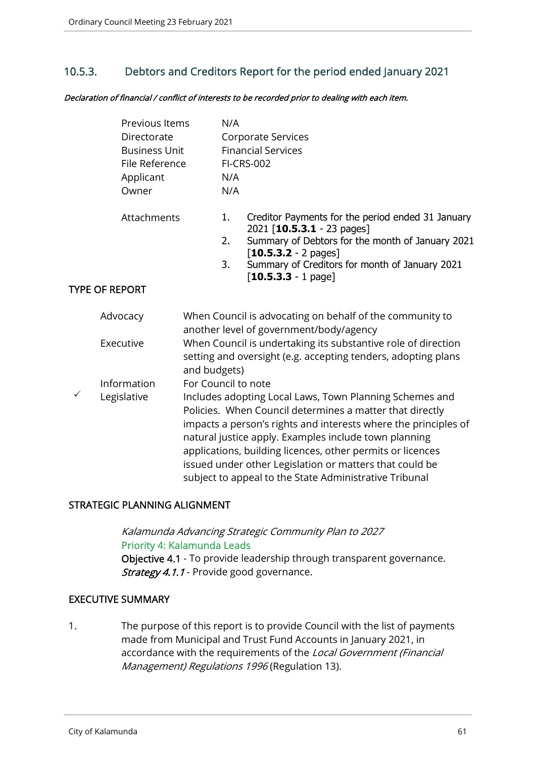## 10.5.3. Debtors and Creditors Report for the period ended January 2021

***Declaration of financial / conflict of interests to be recorded prior to dealing with each item.***

| | |
|---|---|
| Previous Items | N/A |
| Directorate | Corporate Services |
| Business Unit | Financial Services |
| File Reference | FI-CRS-002 |
| Applicant | N/A |
| Owner | N/A |

Attachments

1. Creditor Payments for the period ended 31 January 2021 [**10.5.3.1** - 23 pages]
2. Summary of Debtors for the month of January 2021 [**10.5.3.2** - 2 pages]
3. Summary of Creditors for month of January 2021 [**10.5.3.3** - 1 page]

### TYPE OF REPORT

| | | |
|---|---|---|
| | Advocacy | When Council is advocating on behalf of the community to another level of government/body/agency |
| | Executive | When Council is undertaking its substantive role of direction setting and oversight (e.g. accepting tenders, adopting plans and budgets) |
| | Information | For Council to note |
| ✓ | Legislative | Includes adopting Local Laws, Town Planning Schemes and Policies. When Council determines a matter that directly impacts a person's rights and interests where the principles of natural justice apply. Examples include town planning applications, building licences, other permits or licences issued under other Legislation or matters that could be subject to appeal to the State Administrative Tribunal |

### STRATEGIC PLANNING ALIGNMENT

*Kalamunda Advancing Strategic Community Plan to 2027*
Priority 4: Kalamunda Leads
**Objective 4.1** - To provide leadership through transparent governance.
***Strategy 4.1.1*** - Provide good governance.

### EXECUTIVE SUMMARY

1. The purpose of this report is to provide Council with the list of payments made from Municipal and Trust Fund Accounts in January 2021, in accordance with the requirements of the *Local Government (Financial Management) Regulations 1996* (Regulation 13).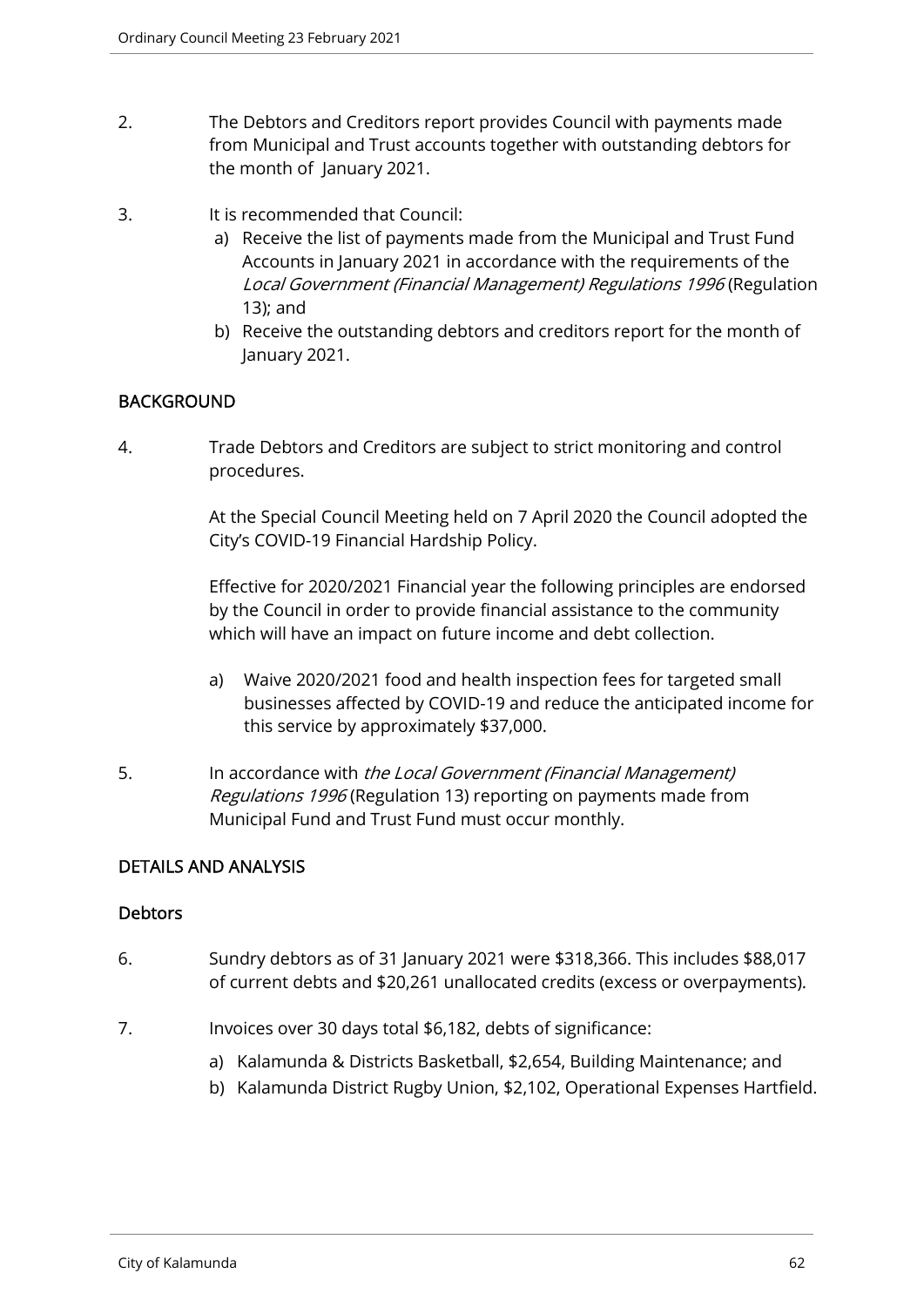2. The Debtors and Creditors report provides Council with payments made from Municipal and Trust accounts together with outstanding debtors for the month of January 2021.

3. It is recommended that Council:
   a) Receive the list of payments made from the Municipal and Trust Fund Accounts in January 2021 in accordance with the requirements of the *Local Government (Financial Management) Regulations 1996* (Regulation 13); and
   b) Receive the outstanding debtors and creditors report for the month of January 2021.

## BACKGROUND

4. Trade Debtors and Creditors are subject to strict monitoring and control procedures.

   At the Special Council Meeting held on 7 April 2020 the Council adopted the City's COVID-19 Financial Hardship Policy.

   Effective for 2020/2021 Financial year the following principles are endorsed by the Council in order to provide financial assistance to the community which will have an impact on future income and debt collection.

   a) Waive 2020/2021 food and health inspection fees for targeted small businesses affected by COVID-19 and reduce the anticipated income for this service by approximately $37,000.

5. In accordance with *the Local Government (Financial Management) Regulations 1996* (Regulation 13) reporting on payments made from Municipal Fund and Trust Fund must occur monthly.

## DETAILS AND ANALYSIS

### Debtors

6. Sundry debtors as of 31 January 2021 were $318,366. This includes $88,017 of current debts and $20,261 unallocated credits (excess or overpayments).

7. Invoices over 30 days total $6,182, debts of significance:
   a) Kalamunda & Districts Basketball, $2,654, Building Maintenance; and
   b) Kalamunda District Rugby Union, $2,102, Operational Expenses Hartfield.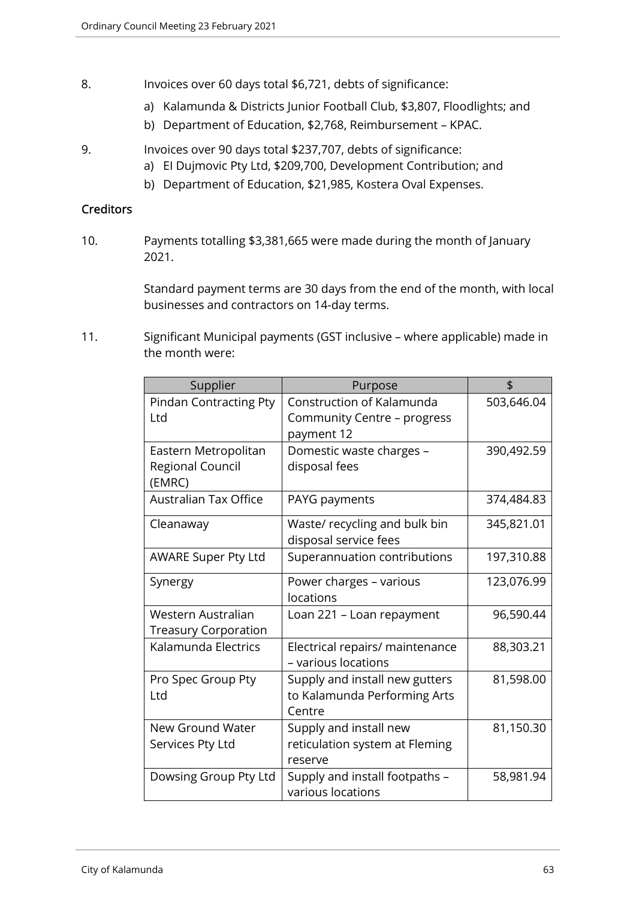8. Invoices over 60 days total $6,721, debts of significance:

   a) Kalamunda & Districts Junior Football Club, $3,807, Floodlights; and
   b) Department of Education, $2,768, Reimbursement – KPAC.

9. Invoices over 90 days total $237,707, debts of significance:

   a) El Dujmovic Pty Ltd, $209,700, Development Contribution; and
   b) Department of Education, $21,985, Kostera Oval Expenses.

**Creditors**

10. Payments totalling $3,381,665 were made during the month of January 2021.

    Standard payment terms are 30 days from the end of the month, with local businesses and contractors on 14-day terms.

11. Significant Municipal payments (GST inclusive – where applicable) made in the month were:

| Supplier | Purpose | $ |
|---|---|---|
| Pindan Contracting Pty Ltd | Construction of Kalamunda Community Centre – progress payment 12 | 503,646.04 |
| Eastern Metropolitan Regional Council (EMRC) | Domestic waste charges – disposal fees | 390,492.59 |
| Australian Tax Office | PAYG payments | 374,484.83 |
| Cleanaway | Waste/ recycling and bulk bin disposal service fees | 345,821.01 |
| AWARE Super Pty Ltd | Superannuation contributions | 197,310.88 |
| Synergy | Power charges – various locations | 123,076.99 |
| Western Australian Treasury Corporation | Loan 221 – Loan repayment | 96,590.44 |
| Kalamunda Electrics | Electrical repairs/ maintenance – various locations | 88,303.21 |
| Pro Spec Group Pty Ltd | Supply and install new gutters to Kalamunda Performing Arts Centre | 81,598.00 |
| New Ground Water Services Pty Ltd | Supply and install new reticulation system at Fleming reserve | 81,150.30 |
| Dowsing Group Pty Ltd | Supply and install footpaths – various locations | 58,981.94 |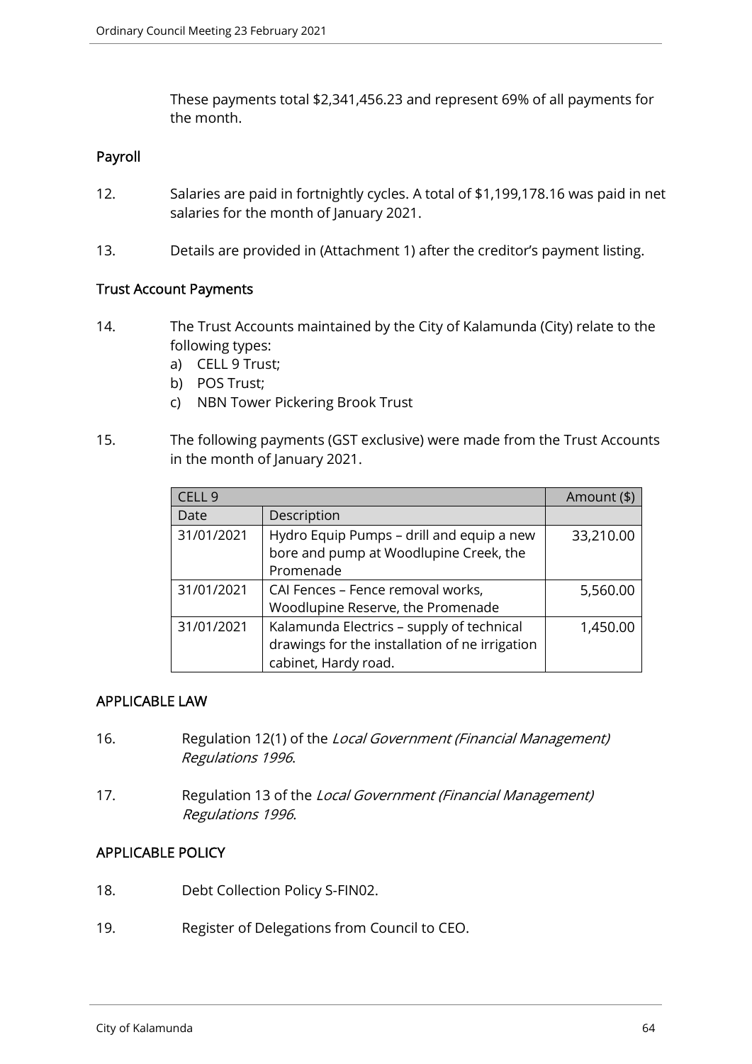These payments total $2,341,456.23 and represent 69% of all payments for the month.

### Payroll

12. Salaries are paid in fortnightly cycles. A total of $1,199,178.16 was paid in net salaries for the month of January 2021.

13. Details are provided in (Attachment 1) after the creditor's payment listing.

### Trust Account Payments

14. The Trust Accounts maintained by the City of Kalamunda (City) relate to the following types:
    a) CELL 9 Trust;
    b) POS Trust;
    c) NBN Tower Pickering Brook Trust

15. The following payments (GST exclusive) were made from the Trust Accounts in the month of January 2021.

| CELL 9 | | Amount ($) |
|---|---|---|
| Date | Description | |
| 31/01/2021 | Hydro Equip Pumps – drill and equip a new bore and pump at Woodlupine Creek, the Promenade | 33,210.00 |
| 31/01/2021 | CAI Fences – Fence removal works, Woodlupine Reserve, the Promenade | 5,560.00 |
| 31/01/2021 | Kalamunda Electrics – supply of technical drawings for the installation of ne irrigation cabinet, Hardy road. | 1,450.00 |

## APPLICABLE LAW

16. Regulation 12(1) of the *Local Government (Financial Management) Regulations 1996*.

17. Regulation 13 of the *Local Government (Financial Management) Regulations 1996*.

## APPLICABLE POLICY

18. Debt Collection Policy S-FIN02.

19. Register of Delegations from Council to CEO.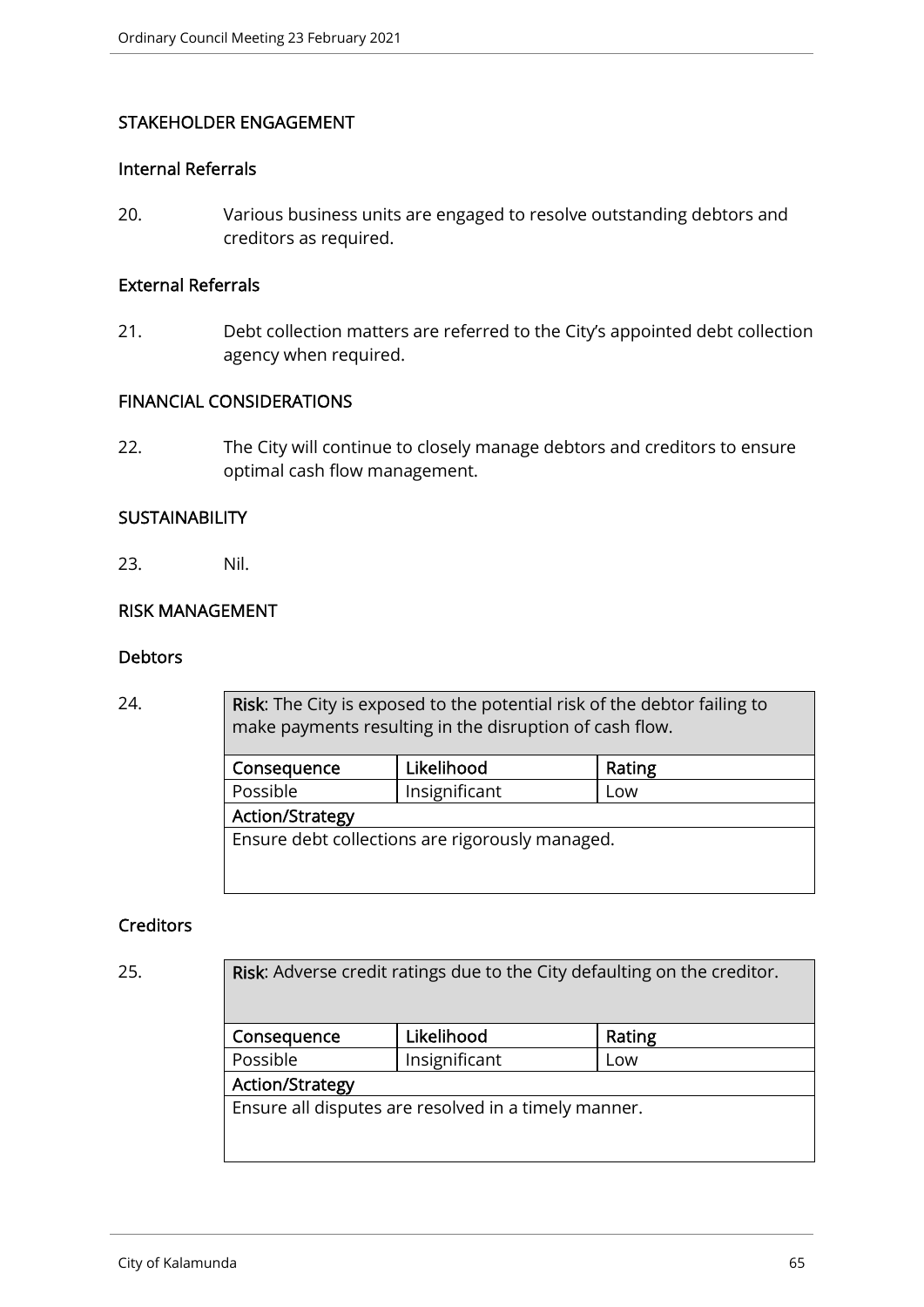## STAKEHOLDER ENGAGEMENT

### Internal Referrals

20. Various business units are engaged to resolve outstanding debtors and creditors as required.

### External Referrals

21. Debt collection matters are referred to the City's appointed debt collection agency when required.

## FINANCIAL CONSIDERATIONS

22. The City will continue to closely manage debtors and creditors to ensure optimal cash flow management.

## SUSTAINABILITY

23. Nil.

## RISK MANAGEMENT

### Debtors

24.

| **Risk**: The City is exposed to the potential risk of the debtor failing to make payments resulting in the disruption of cash flow. | | |
|---|---|---|
| **Consequence** | **Likelihood** | **Rating** |
| Possible | Insignificant | Low |
| **Action/Strategy** | | |
| Ensure debt collections are rigorously managed. | | |

### Creditors

25.

| **Risk**: Adverse credit ratings due to the City defaulting on the creditor. | | |
|---|---|---|
| **Consequence** | **Likelihood** | **Rating** |
| Possible | Insignificant | Low |
| **Action/Strategy** | | |
| Ensure all disputes are resolved in a timely manner. | | |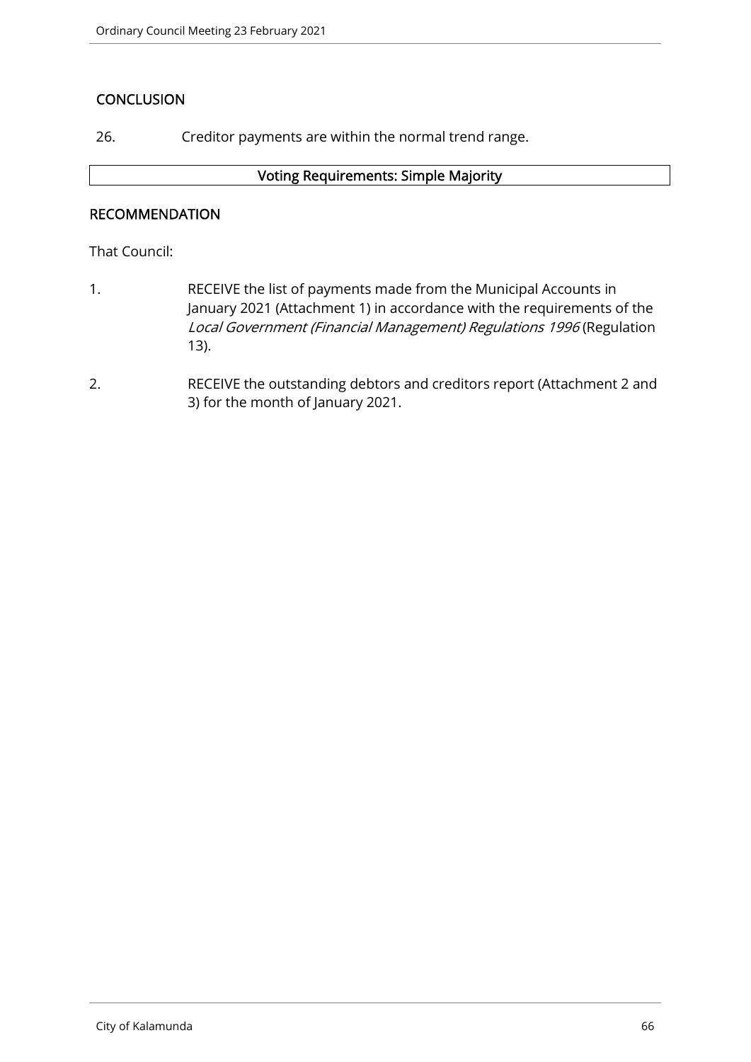## CONCLUSION

26. Creditor payments are within the normal trend range.

| Voting Requirements: Simple Majority |
|---|

## RECOMMENDATION

That Council:

1. RECEIVE the list of payments made from the Municipal Accounts in January 2021 (Attachment 1) in accordance with the requirements of the *Local Government (Financial Management) Regulations 1996* (Regulation 13).

2. RECEIVE the outstanding debtors and creditors report (Attachment 2 and 3) for the month of January 2021.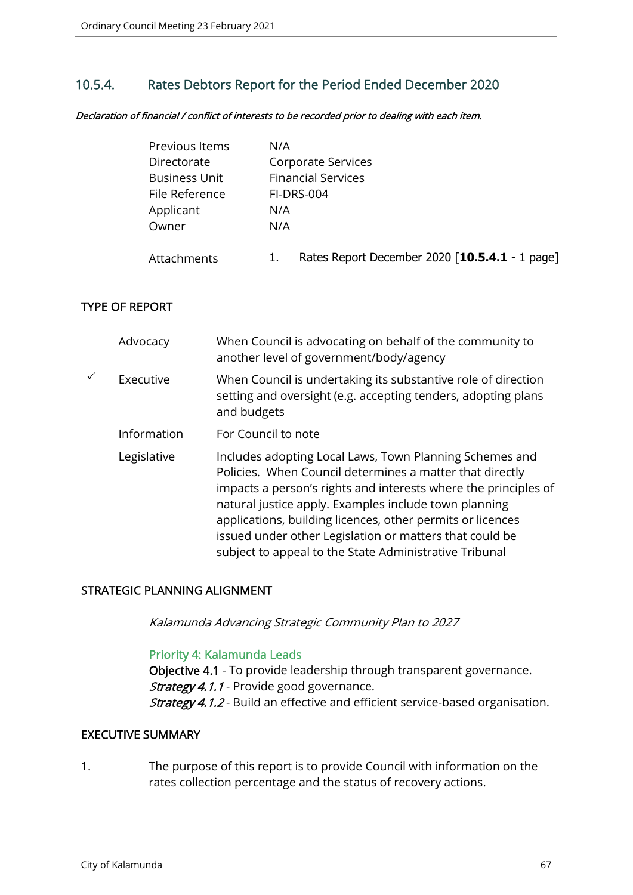## 10.5.4. Rates Debtors Report for the Period Ended December 2020

***Declaration of financial / conflict of interests to be recorded prior to dealing with each item.***

| | |
|---|---|
| Previous Items | N/A |
| Directorate | Corporate Services |
| Business Unit | Financial Services |
| File Reference | FI-DRS-004 |
| Applicant | N/A |
| Owner | N/A |
| Attachments | 1. Rates Report December 2020 [**10.5.4.1** - 1 page] |

### TYPE OF REPORT

| | | |
|---|---|---|
| | Advocacy | When Council is advocating on behalf of the community to another level of government/body/agency |
| ✓ | Executive | When Council is undertaking its substantive role of direction setting and oversight (e.g. accepting tenders, adopting plans and budgets |
| | Information | For Council to note |
| | Legislative | Includes adopting Local Laws, Town Planning Schemes and Policies. When Council determines a matter that directly impacts a person's rights and interests where the principles of natural justice apply. Examples include town planning applications, building licences, other permits or licences issued under other Legislation or matters that could be subject to appeal to the State Administrative Tribunal |

### STRATEGIC PLANNING ALIGNMENT

*Kalamunda Advancing Strategic Community Plan to 2027*

Priority 4: Kalamunda Leads
**Objective 4.1** - To provide leadership through transparent governance.
***Strategy 4.1.1*** - Provide good governance.
***Strategy 4.1.2*** - Build an effective and efficient service-based organisation.

### EXECUTIVE SUMMARY

1. The purpose of this report is to provide Council with information on the rates collection percentage and the status of recovery actions.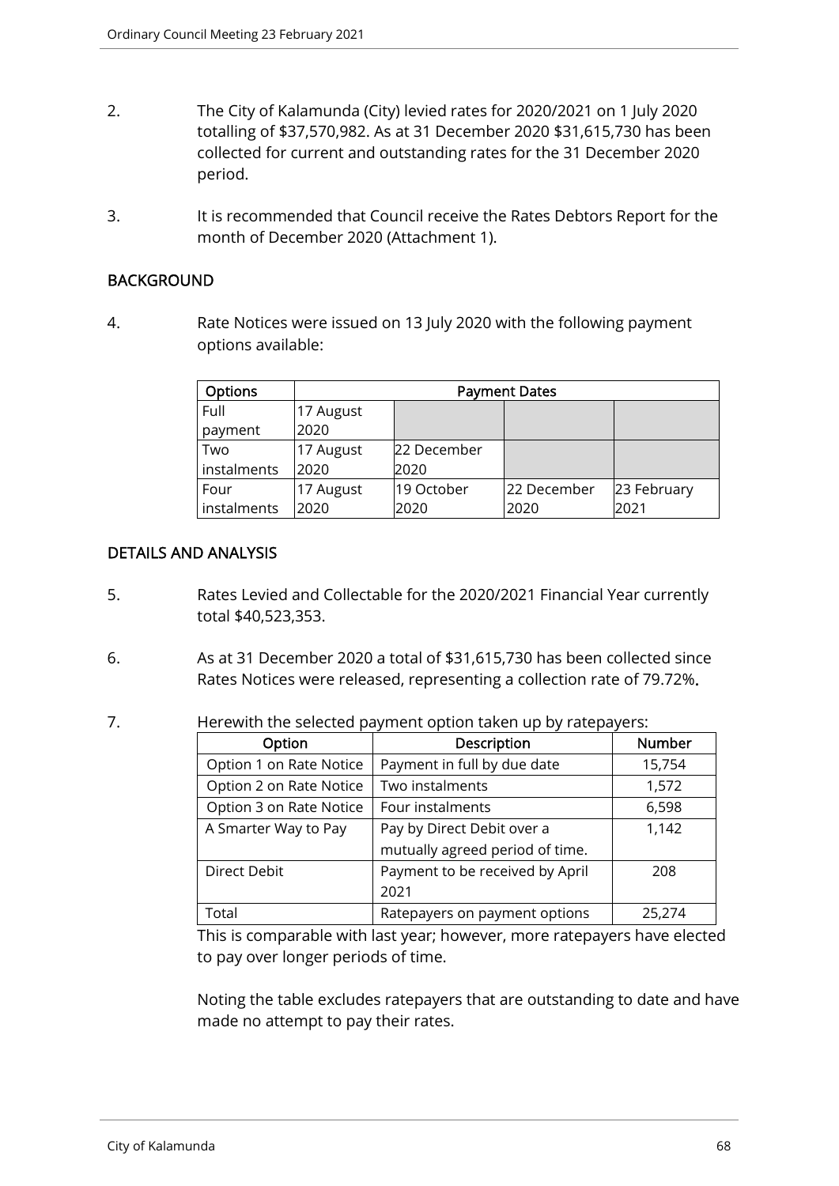2. The City of Kalamunda (City) levied rates for 2020/2021 on 1 July 2020 totalling of $37,570,982. As at 31 December 2020 $31,615,730 has been collected for current and outstanding rates for the 31 December 2020 period.

3. It is recommended that Council receive the Rates Debtors Report for the month of December 2020 (Attachment 1).

## BACKGROUND

4. Rate Notices were issued on 13 July 2020 with the following payment options available:

| Options | Payment Dates | | | |
|---|---|---|---|---|
| Full payment | 17 August 2020 | | | |
| Two instalments | 17 August 2020 | 22 December 2020 | | |
| Four instalments | 17 August 2020 | 19 October 2020 | 22 December 2020 | 23 February 2021 |

## DETAILS AND ANALYSIS

5. Rates Levied and Collectable for the 2020/2021 Financial Year currently total $40,523,353.

6. As at 31 December 2020 a total of $31,615,730 has been collected since Rates Notices were released, representing a collection rate of 79.72%.

7. Herewith the selected payment option taken up by ratepayers:

| Option | Description | Number |
|---|---|---|
| Option 1 on Rate Notice | Payment in full by due date | 15,754 |
| Option 2 on Rate Notice | Two instalments | 1,572 |
| Option 3 on Rate Notice | Four instalments | 6,598 |
| A Smarter Way to Pay | Pay by Direct Debit over a mutually agreed period of time. | 1,142 |
| Direct Debit | Payment to be received by April 2021 | 208 |
| Total | Ratepayers on payment options | 25,274 |

This is comparable with last year; however, more ratepayers have elected to pay over longer periods of time.

Noting the table excludes ratepayers that are outstanding to date and have made no attempt to pay their rates.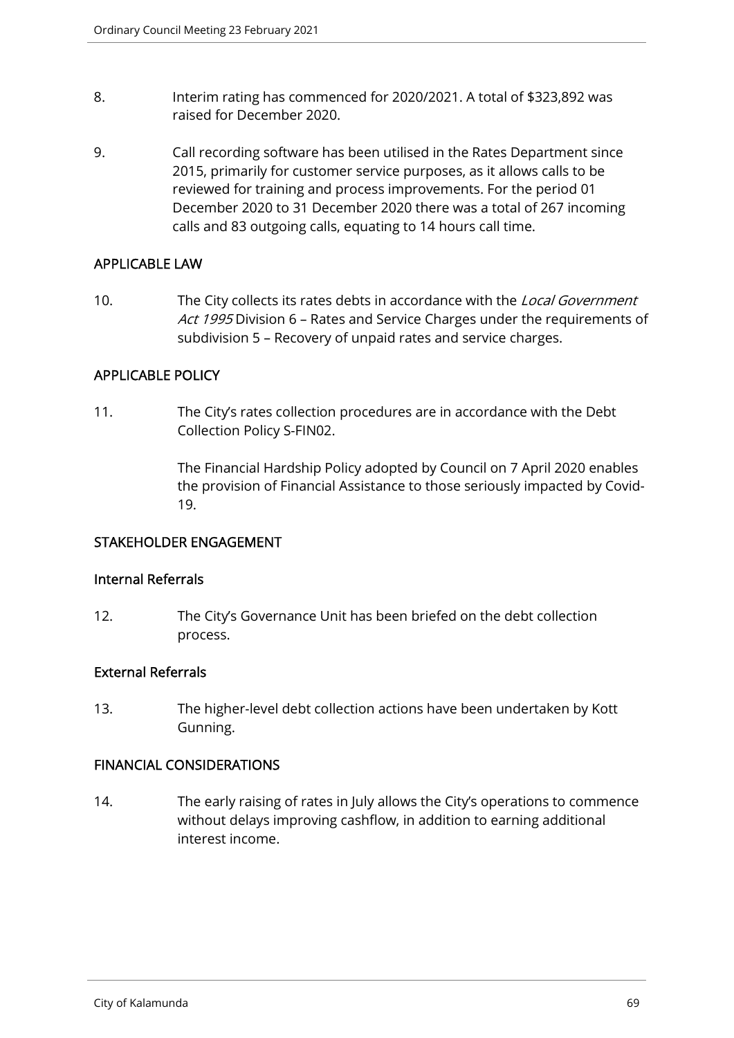8. Interim rating has commenced for 2020/2021. A total of $323,892 was raised for December 2020.

9. Call recording software has been utilised in the Rates Department since 2015, primarily for customer service purposes, as it allows calls to be reviewed for training and process improvements. For the period 01 December 2020 to 31 December 2020 there was a total of 267 incoming calls and 83 outgoing calls, equating to 14 hours call time.

## APPLICABLE LAW

10. The City collects its rates debts in accordance with the *Local Government Act 1995* Division 6 – Rates and Service Charges under the requirements of subdivision 5 – Recovery of unpaid rates and service charges.

## APPLICABLE POLICY

11. The City's rates collection procedures are in accordance with the Debt Collection Policy S-FIN02.

    The Financial Hardship Policy adopted by Council on 7 April 2020 enables the provision of Financial Assistance to those seriously impacted by Covid-19.

## STAKEHOLDER ENGAGEMENT

### Internal Referrals

12. The City's Governance Unit has been briefed on the debt collection process.

### External Referrals

13. The higher-level debt collection actions have been undertaken by Kott Gunning.

## FINANCIAL CONSIDERATIONS

14. The early raising of rates in July allows the City's operations to commence without delays improving cashflow, in addition to earning additional interest income.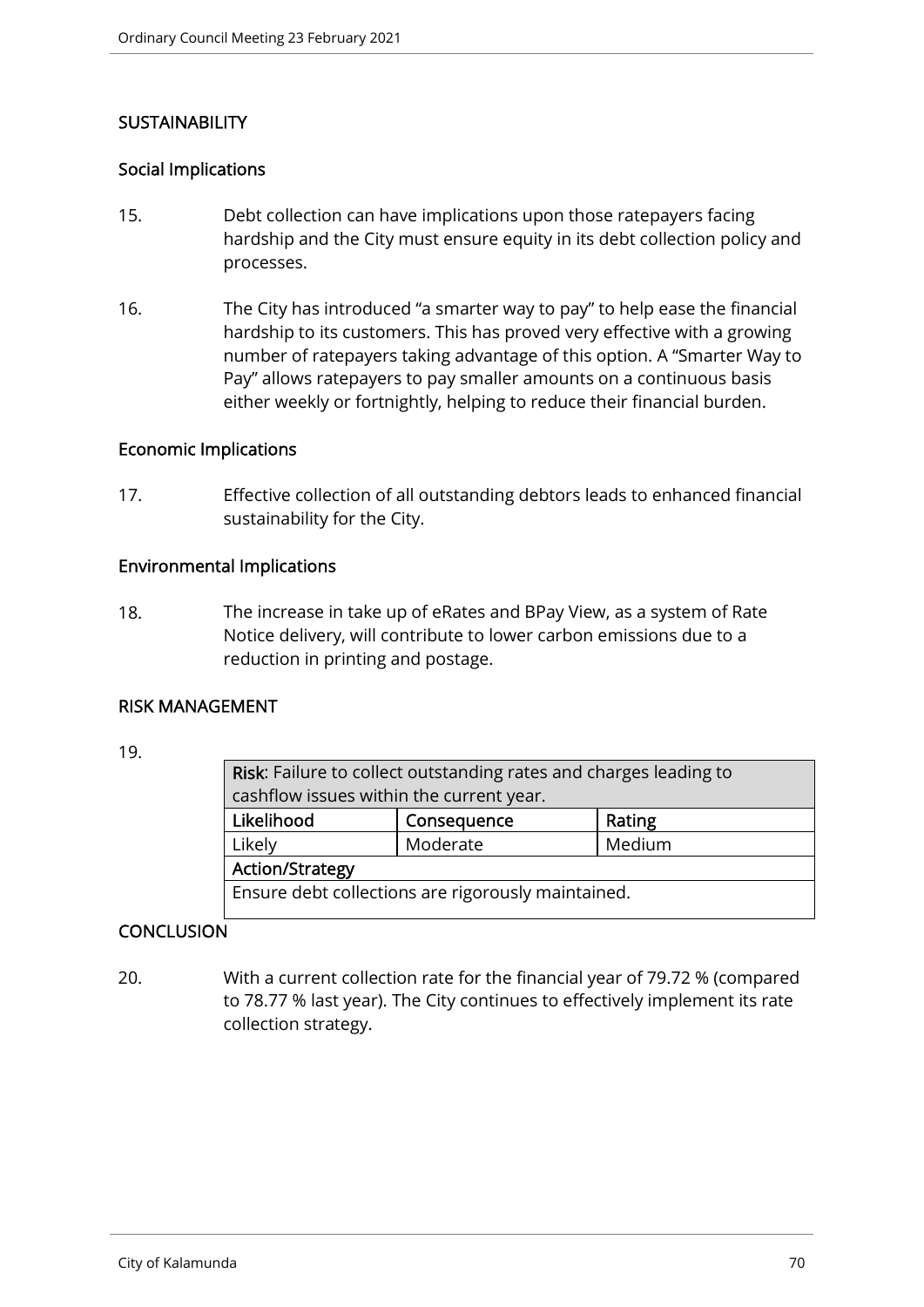## SUSTAINABILITY

### Social Implications

15. Debt collection can have implications upon those ratepayers facing hardship and the City must ensure equity in its debt collection policy and processes.

16. The City has introduced "a smarter way to pay" to help ease the financial hardship to its customers. This has proved very effective with a growing number of ratepayers taking advantage of this option. A "Smarter Way to Pay" allows ratepayers to pay smaller amounts on a continuous basis either weekly or fortnightly, helping to reduce their financial burden.

### Economic Implications

17. Effective collection of all outstanding debtors leads to enhanced financial sustainability for the City.

### Environmental Implications

18. The increase in take up of eRates and BPay View, as a system of Rate Notice delivery, will contribute to lower carbon emissions due to a reduction in printing and postage.

## RISK MANAGEMENT

19.

| **Risk**: Failure to collect outstanding rates and charges leading to cashflow issues within the current year. | | |
|---|---|---|
| **Likelihood** | **Consequence** | **Rating** |
| Likely | Moderate | Medium |
| **Action/Strategy** | | |
| Ensure debt collections are rigorously maintained. | | |

## CONCLUSION

20. With a current collection rate for the financial year of 79.72 % (compared to 78.77 % last year). The City continues to effectively implement its rate collection strategy.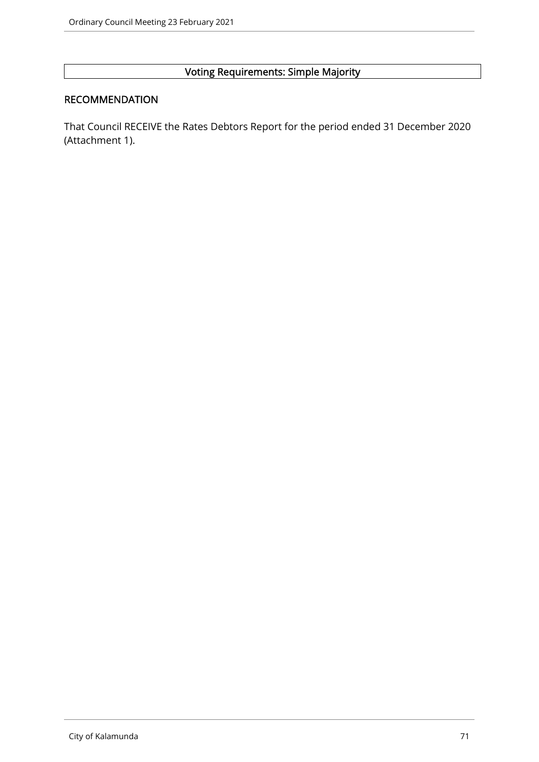| Voting Requirements: Simple Majority |
| --- |

## RECOMMENDATION

That Council RECEIVE the Rates Debtors Report for the period ended 31 December 2020 (Attachment 1).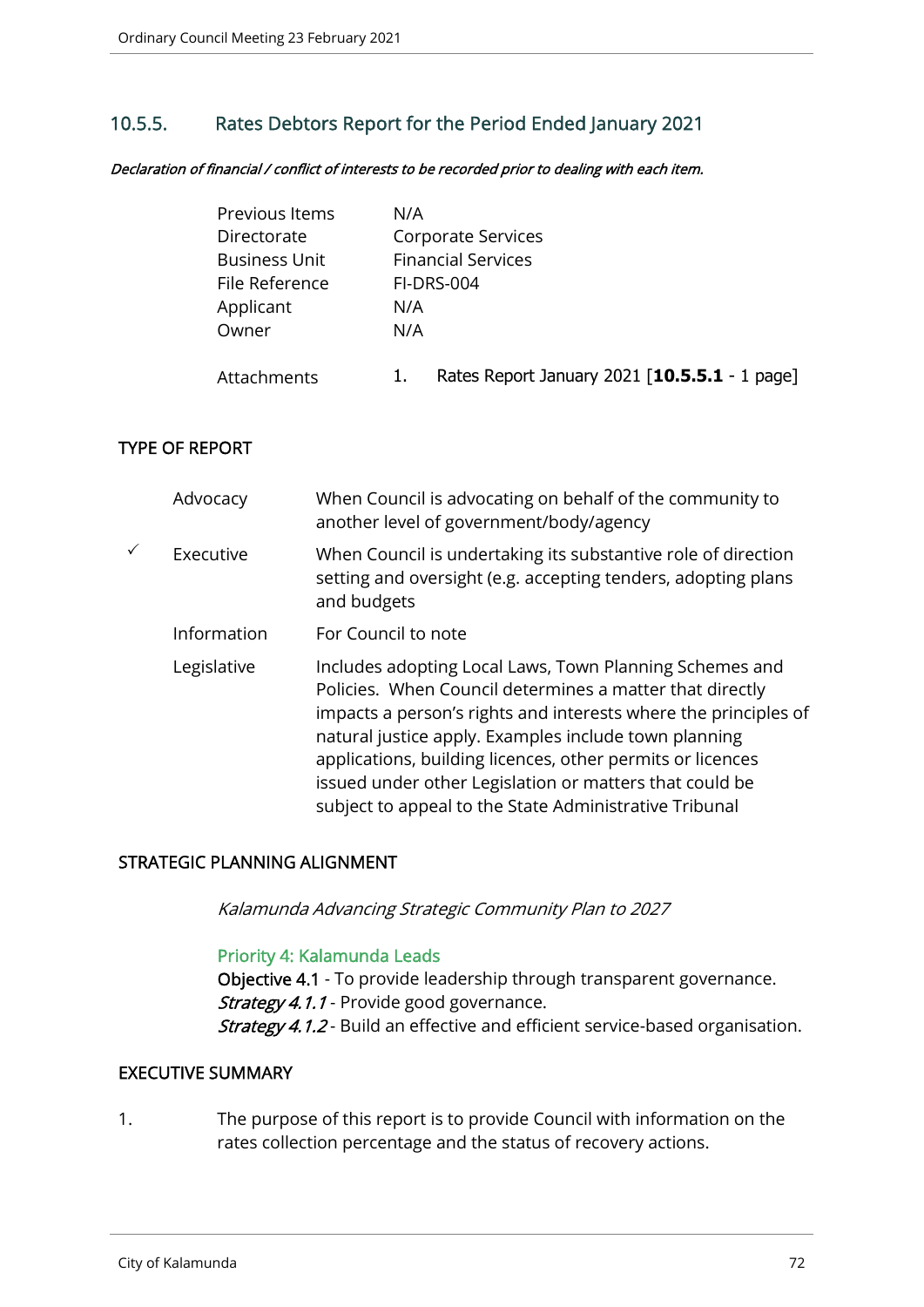## 10.5.5. Rates Debtors Report for the Period Ended January 2021

***Declaration of financial / conflict of interests to be recorded prior to dealing with each item.***

| | |
|---|---|
| Previous Items | N/A |
| Directorate | Corporate Services |
| Business Unit | Financial Services |
| File Reference | FI-DRS-004 |
| Applicant | N/A |
| Owner | N/A |
| Attachments | 1. Rates Report January 2021 [**10.5.5.1** - 1 page] |

### TYPE OF REPORT

| | | |
|---|---|---|
| | Advocacy | When Council is advocating on behalf of the community to another level of government/body/agency |
| ✓ | Executive | When Council is undertaking its substantive role of direction setting and oversight (e.g. accepting tenders, adopting plans and budgets |
| | Information | For Council to note |
| | Legislative | Includes adopting Local Laws, Town Planning Schemes and Policies. When Council determines a matter that directly impacts a person's rights and interests where the principles of natural justice apply. Examples include town planning applications, building licences, other permits or licences issued under other Legislation or matters that could be subject to appeal to the State Administrative Tribunal |

### STRATEGIC PLANNING ALIGNMENT

*Kalamunda Advancing Strategic Community Plan to 2027*

Priority 4: Kalamunda Leads

**Objective 4.1** - To provide leadership through transparent governance.

***Strategy 4.1.1*** - Provide good governance.

***Strategy 4.1.2*** - Build an effective and efficient service-based organisation.

### EXECUTIVE SUMMARY

1. The purpose of this report is to provide Council with information on the rates collection percentage and the status of recovery actions.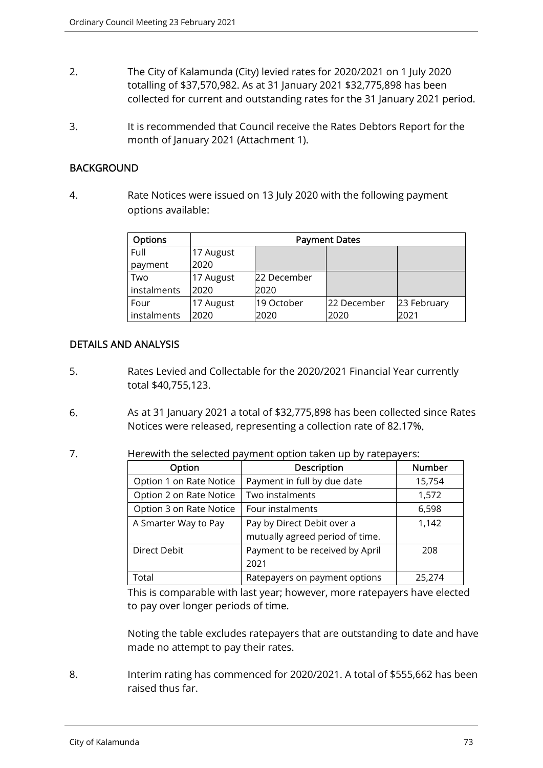2. The City of Kalamunda (City) levied rates for 2020/2021 on 1 July 2020 totalling of $37,570,982. As at 31 January 2021 $32,775,898 has been collected for current and outstanding rates for the 31 January 2021 period.

3. It is recommended that Council receive the Rates Debtors Report for the month of January 2021 (Attachment 1).

## BACKGROUND

4. Rate Notices were issued on 13 July 2020 with the following payment options available:

| Options | Payment Dates | | | |
|---|---|---|---|---|
| Full payment | 17 August 2020 | | | |
| Two instalments | 17 August 2020 | 22 December 2020 | | |
| Four instalments | 17 August 2020 | 19 October 2020 | 22 December 2020 | 23 February 2021 |

## DETAILS AND ANALYSIS

5. Rates Levied and Collectable for the 2020/2021 Financial Year currently total $40,755,123.

6. As at 31 January 2021 a total of $32,775,898 has been collected since Rates Notices were released, representing a collection rate of 82.17%.

7. Herewith the selected payment option taken up by ratepayers:

| Option | Description | Number |
|---|---|---|
| Option 1 on Rate Notice | Payment in full by due date | 15,754 |
| Option 2 on Rate Notice | Two instalments | 1,572 |
| Option 3 on Rate Notice | Four instalments | 6,598 |
| A Smarter Way to Pay | Pay by Direct Debit over a mutually agreed period of time. | 1,142 |
| Direct Debit | Payment to be received by April 2021 | 208 |
| Total | Ratepayers on payment options | 25,274 |

This is comparable with last year; however, more ratepayers have elected to pay over longer periods of time.

Noting the table excludes ratepayers that are outstanding to date and have made no attempt to pay their rates.

8. Interim rating has commenced for 2020/2021. A total of $555,662 has been raised thus far.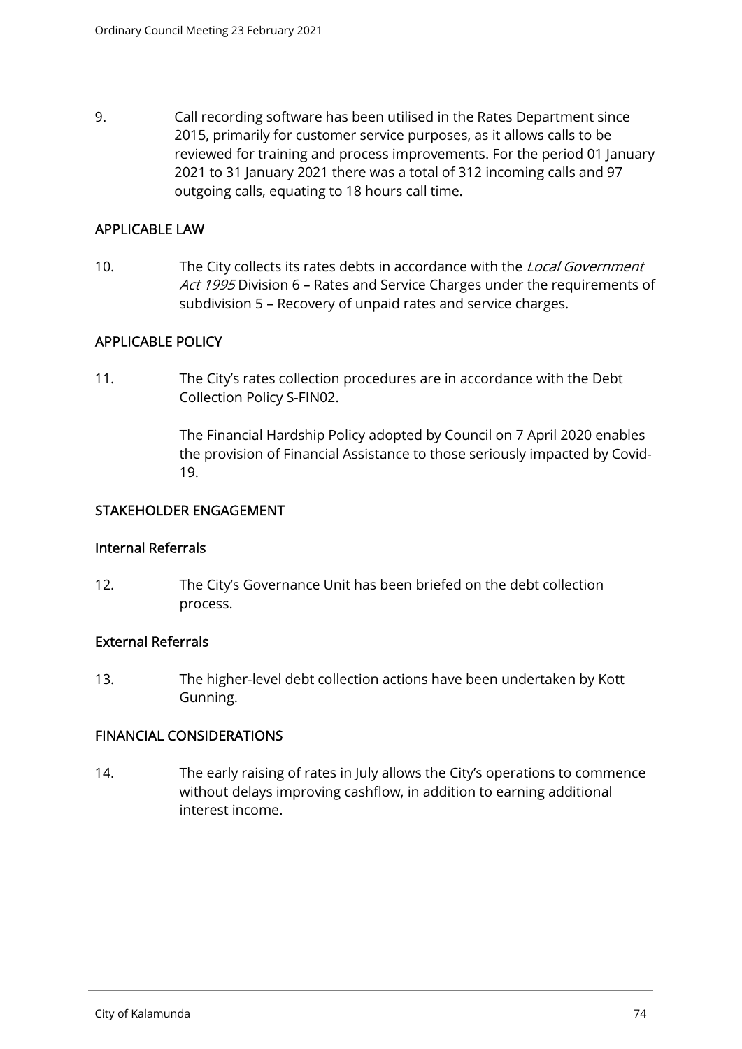9. Call recording software has been utilised in the Rates Department since 2015, primarily for customer service purposes, as it allows calls to be reviewed for training and process improvements. For the period 01 January 2021 to 31 January 2021 there was a total of 312 incoming calls and 97 outgoing calls, equating to 18 hours call time.

## APPLICABLE LAW

10. The City collects its rates debts in accordance with the *Local Government Act 1995* Division 6 – Rates and Service Charges under the requirements of subdivision 5 – Recovery of unpaid rates and service charges.

## APPLICABLE POLICY

11. The City's rates collection procedures are in accordance with the Debt Collection Policy S-FIN02.

    The Financial Hardship Policy adopted by Council on 7 April 2020 enables the provision of Financial Assistance to those seriously impacted by Covid-19.

## STAKEHOLDER ENGAGEMENT

### Internal Referrals

12. The City's Governance Unit has been briefed on the debt collection process.

### External Referrals

13. The higher-level debt collection actions have been undertaken by Kott Gunning.

## FINANCIAL CONSIDERATIONS

14. The early raising of rates in July allows the City's operations to commence without delays improving cashflow, in addition to earning additional interest income.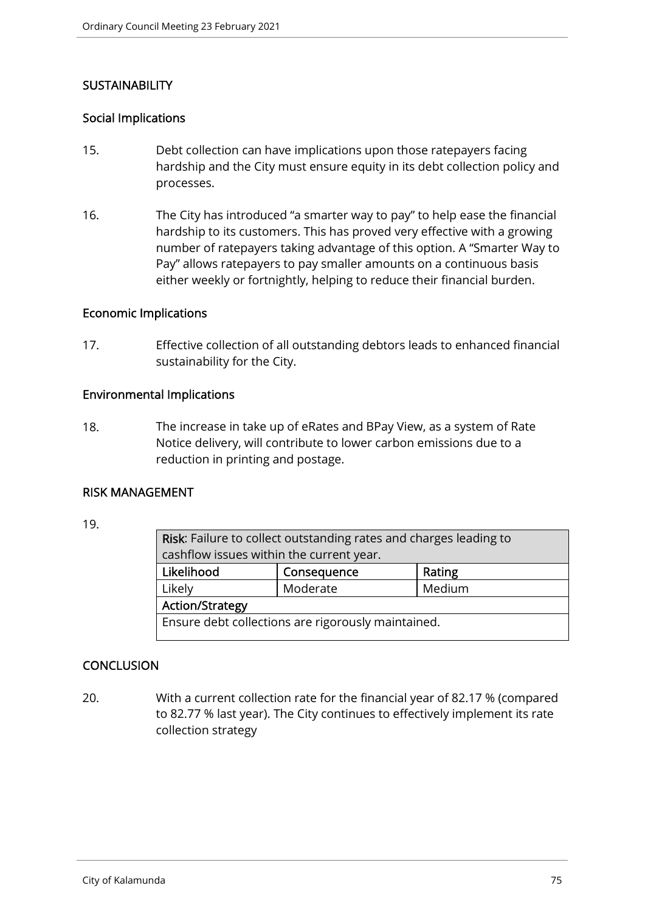## SUSTAINABILITY

### Social Implications

15. Debt collection can have implications upon those ratepayers facing hardship and the City must ensure equity in its debt collection policy and processes.

16. The City has introduced "a smarter way to pay" to help ease the financial hardship to its customers. This has proved very effective with a growing number of ratepayers taking advantage of this option. A "Smarter Way to Pay" allows ratepayers to pay smaller amounts on a continuous basis either weekly or fortnightly, helping to reduce their financial burden.

### Economic Implications

17. Effective collection of all outstanding debtors leads to enhanced financial sustainability for the City.

### Environmental Implications

18. The increase in take up of eRates and BPay View, as a system of Rate Notice delivery, will contribute to lower carbon emissions due to a reduction in printing and postage.

## RISK MANAGEMENT

19.

| **Risk**: Failure to collect outstanding rates and charges leading to cashflow issues within the current year. | | |
|---|---|---|
| **Likelihood** | **Consequence** | **Rating** |
| Likely | Moderate | Medium |
| **Action/Strategy** | | |
| Ensure debt collections are rigorously maintained. | | |

## CONCLUSION

20. With a current collection rate for the financial year of 82.17 % (compared to 82.77 % last year). The City continues to effectively implement its rate collection strategy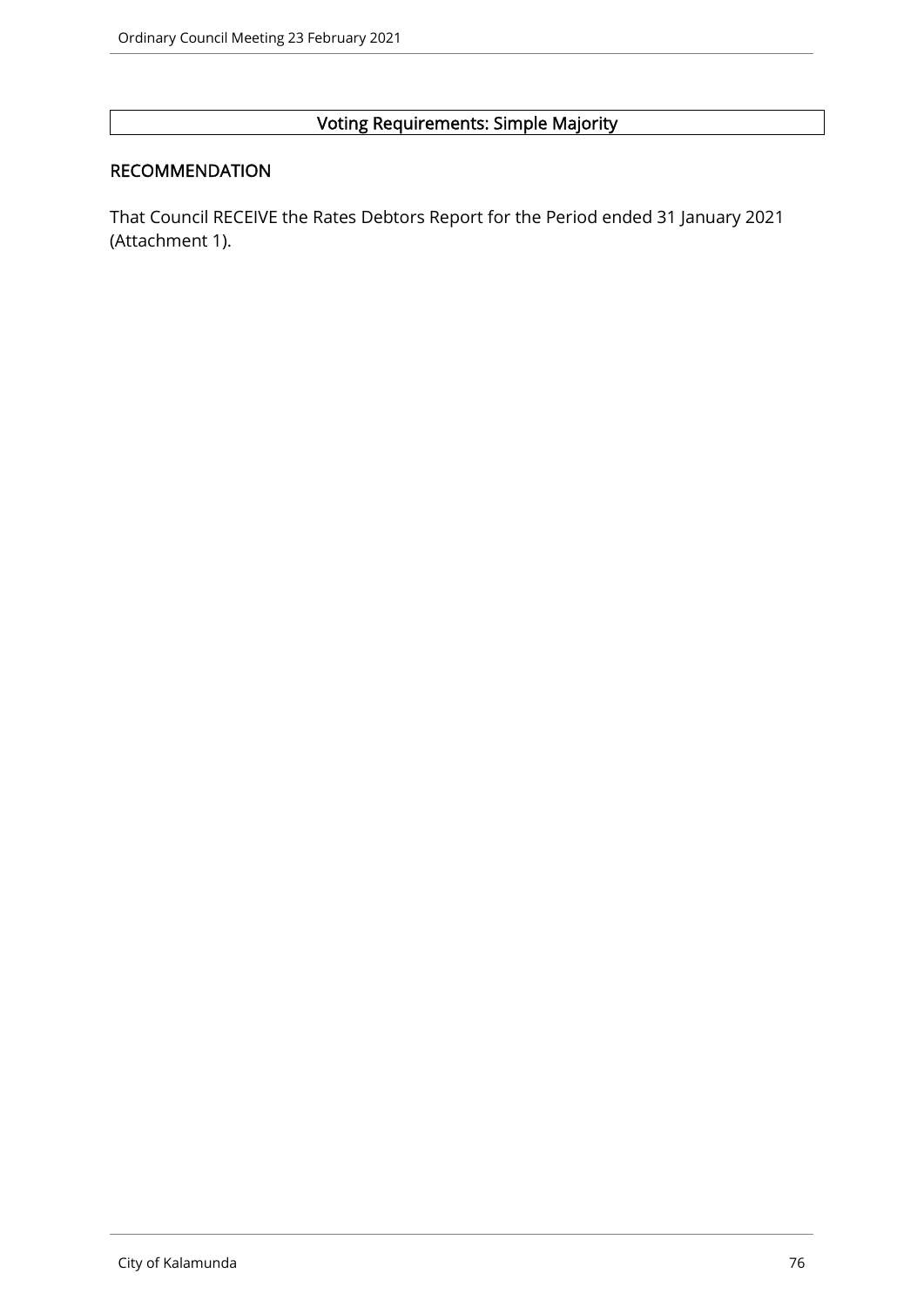**Voting Requirements: Simple Majority**

## RECOMMENDATION

That Council RECEIVE the Rates Debtors Report for the Period ended 31 January 2021 (Attachment 1).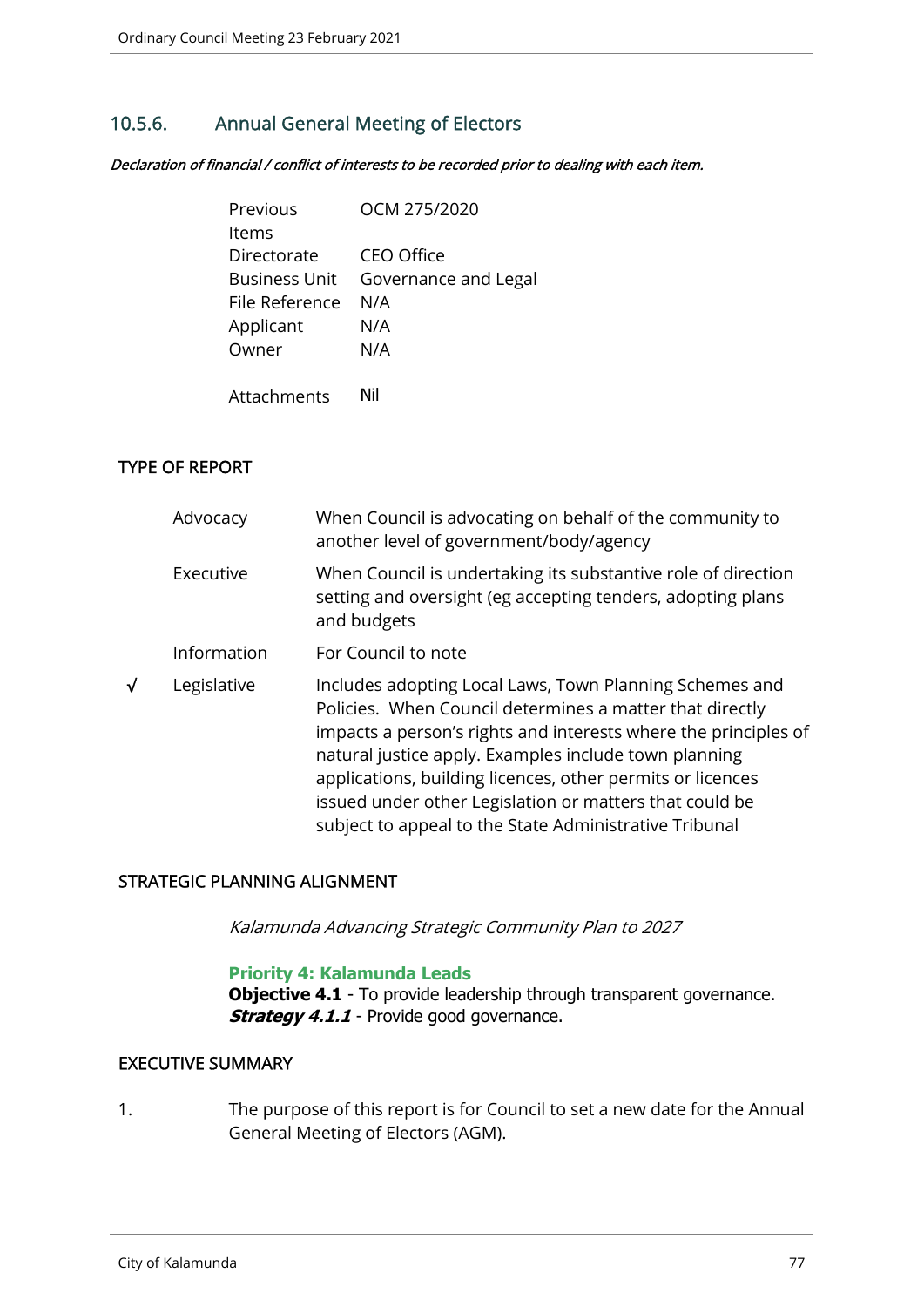## 10.5.6. Annual General Meeting of Electors

***Declaration of financial / conflict of interests to be recorded prior to dealing with each item.***

| | |
|---|---|
| Previous Items | OCM 275/2020 |
| Directorate | CEO Office |
| Business Unit | Governance and Legal |
| File Reference | N/A |
| Applicant | N/A |
| Owner | N/A |
| Attachments | Nil |

### TYPE OF REPORT

| | | |
|---|---|---|
| | Advocacy | When Council is advocating on behalf of the community to another level of government/body/agency |
| | Executive | When Council is undertaking its substantive role of direction setting and oversight (eg accepting tenders, adopting plans and budgets |
| | Information | For Council to note |
| √ | Legislative | Includes adopting Local Laws, Town Planning Schemes and Policies. When Council determines a matter that directly impacts a person's rights and interests where the principles of natural justice apply. Examples include town planning applications, building licences, other permits or licences issued under other Legislation or matters that could be subject to appeal to the State Administrative Tribunal |

### STRATEGIC PLANNING ALIGNMENT

*Kalamunda Advancing Strategic Community Plan to 2027*

**Priority 4: Kalamunda Leads**
**Objective 4.1** - To provide leadership through transparent governance.
***Strategy 4.1.1*** - Provide good governance.

### EXECUTIVE SUMMARY

1. The purpose of this report is for Council to set a new date for the Annual General Meeting of Electors (AGM).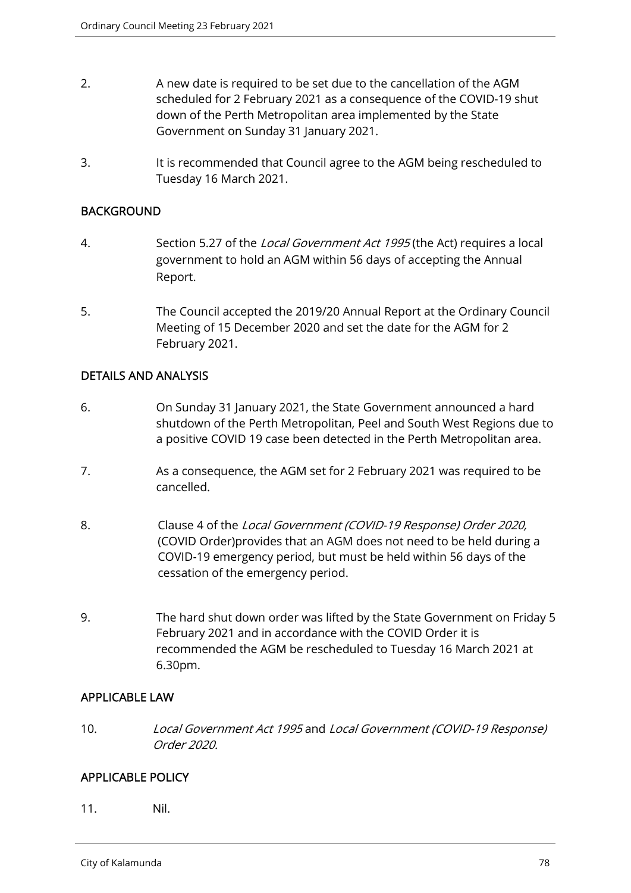2. A new date is required to be set due to the cancellation of the AGM scheduled for 2 February 2021 as a consequence of the COVID-19 shut down of the Perth Metropolitan area implemented by the State Government on Sunday 31 January 2021.

3. It is recommended that Council agree to the AGM being rescheduled to Tuesday 16 March 2021.

## BACKGROUND

4. Section 5.27 of the *Local Government Act 1995* (the Act) requires a local government to hold an AGM within 56 days of accepting the Annual Report.

5. The Council accepted the 2019/20 Annual Report at the Ordinary Council Meeting of 15 December 2020 and set the date for the AGM for 2 February 2021.

## DETAILS AND ANALYSIS

6. On Sunday 31 January 2021, the State Government announced a hard shutdown of the Perth Metropolitan, Peel and South West Regions due to a positive COVID 19 case been detected in the Perth Metropolitan area.

7. As a consequence, the AGM set for 2 February 2021 was required to be cancelled.

8. Clause 4 of the *Local Government (COVID-19 Response) Order 2020,* (COVID Order)provides that an AGM does not need to be held during a COVID-19 emergency period, but must be held within 56 days of the cessation of the emergency period.

9. The hard shut down order was lifted by the State Government on Friday 5 February 2021 and in accordance with the COVID Order it is recommended the AGM be rescheduled to Tuesday 16 March 2021 at 6.30pm.

## APPLICABLE LAW

10. *Local Government Act 1995* and *Local Government (COVID-19 Response) Order 2020.*

## APPLICABLE POLICY

11. Nil.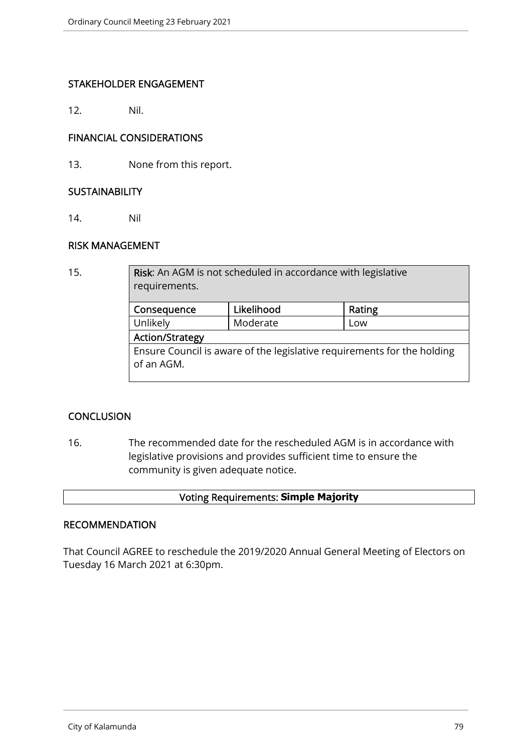## STAKEHOLDER ENGAGEMENT

12. Nil.

## FINANCIAL CONSIDERATIONS

13. None from this report.

## SUSTAINABILITY

14. Nil

## RISK MANAGEMENT

15.

| **Risk**: An AGM is not scheduled in accordance with legislative requirements. | | |
|---|---|---|
| **Consequence** | **Likelihood** | **Rating** |
| Unlikely | Moderate | Low |
| **Action/Strategy** | | |
| Ensure Council is aware of the legislative requirements for the holding of an AGM. | | |

## CONCLUSION

16. The recommended date for the rescheduled AGM is in accordance with legislative provisions and provides sufficient time to ensure the community is given adequate notice.

Voting Requirements: **Simple Majority**

## RECOMMENDATION

That Council AGREE to reschedule the 2019/2020 Annual General Meeting of Electors on Tuesday 16 March 2021 at 6:30pm.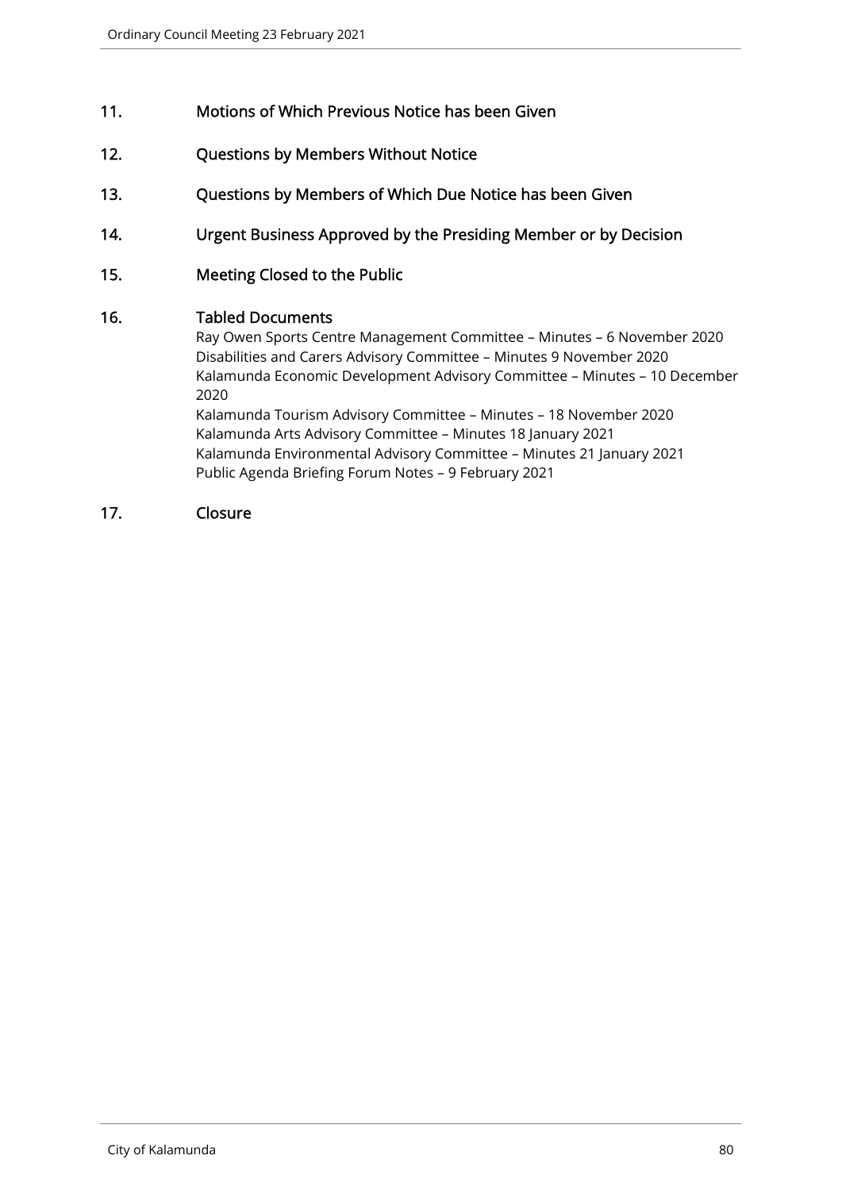## 11. Motions of Which Previous Notice has been Given

## 12. Questions by Members Without Notice

## 13. Questions by Members of Which Due Notice has been Given

## 14. Urgent Business Approved by the Presiding Member or by Decision

## 15. Meeting Closed to the Public

## 16. Tabled Documents

Ray Owen Sports Centre Management Committee – Minutes – 6 November 2020
Disabilities and Carers Advisory Committee – Minutes 9 November 2020
Kalamunda Economic Development Advisory Committee – Minutes – 10 December 2020
Kalamunda Tourism Advisory Committee – Minutes – 18 November 2020
Kalamunda Arts Advisory Committee – Minutes 18 January 2021
Kalamunda Environmental Advisory Committee – Minutes 21 January 2021
Public Agenda Briefing Forum Notes – 9 February 2021

## 17. Closure